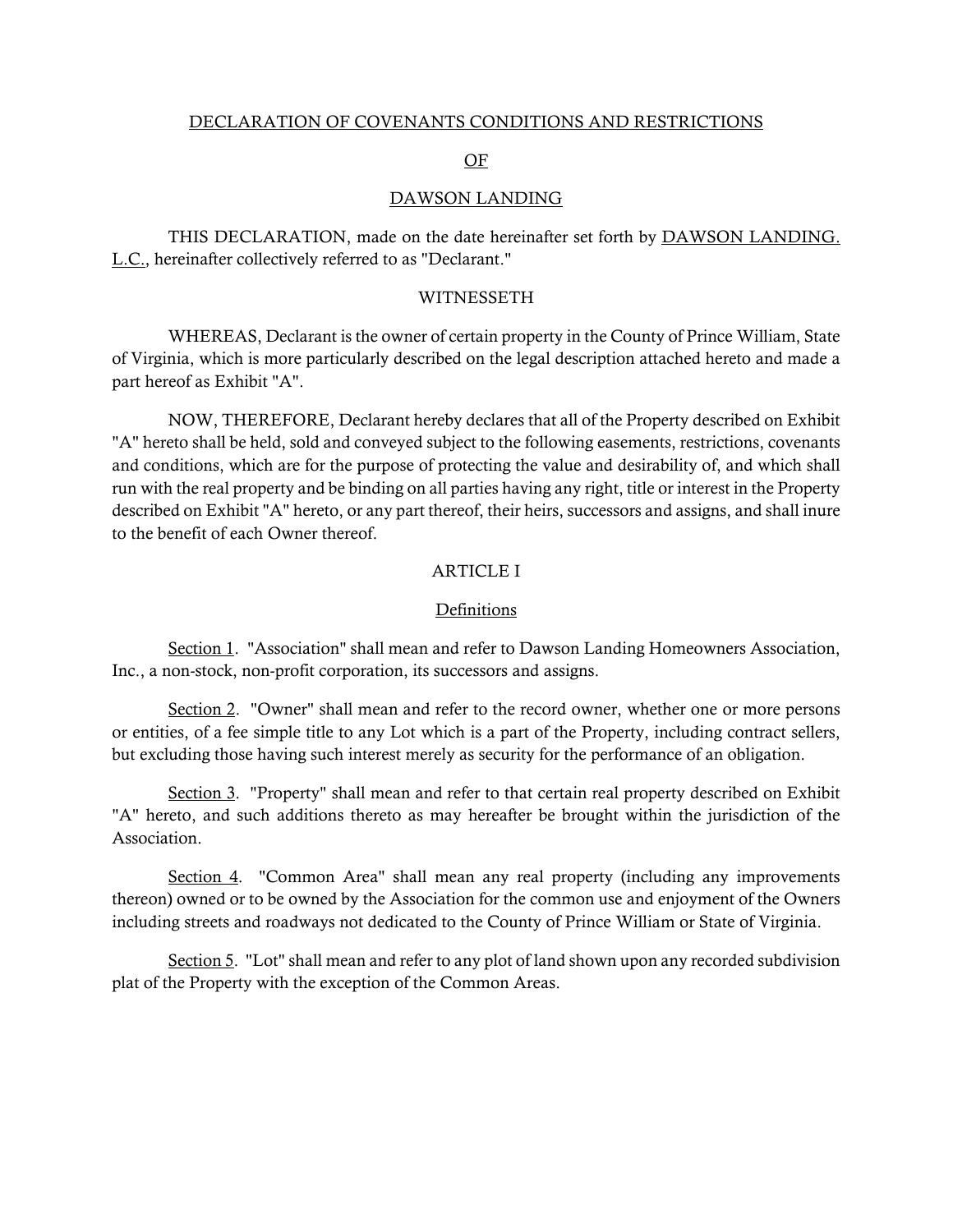# DECLARATION OF COVENANTS CONDITIONS AND RESTRICTIONS

# OF

# DAWSON LANDING

THIS DECLARATION, made on the date hereinafter set forth by DAWSON LANDING. L.C., hereinafter collectively referred to as "Declarant."

## WITNESSETH

WHEREAS, Declarant is the owner of certain property in the County of Prince William, State of Virginia, which is more particularly described on the legal description attached hereto and made a part hereof as Exhibit "A".

NOW, THEREFORE, Declarant hereby declares that all of the Property described on Exhibit "A" hereto shall be held, sold and conveyed subject to the following easements, restrictions, covenants and conditions, which are for the purpose of protecting the value and desirability of, and which shall run with the real property and be binding on all parties having any right, title or interest in the Property described on Exhibit "A" hereto, or any part thereof, their heirs, successors and assigns, and shall inure to the benefit of each Owner thereof.

## ARTICLE I

### Definitions

Section 1. "Association" shall mean and refer to Dawson Landing Homeowners Association, Inc., a non-stock, non-profit corporation, its successors and assigns.

Section 2. "Owner" shall mean and refer to the record owner, whether one or more persons or entities, of a fee simple title to any Lot which is a part of the Property, including contract sellers, but excluding those having such interest merely as security for the performance of an obligation.

Section 3. "Property" shall mean and refer to that certain real property described on Exhibit "A" hereto, and such additions thereto as may hereafter be brought within the jurisdiction of the Association.

Section 4. "Common Area" shall mean any real property (including any improvements thereon) owned or to be owned by the Association for the common use and enjoyment of the Owners including streets and roadways not dedicated to the County of Prince William or State of Virginia.

Section 5. "Lot" shall mean and refer to any plot of land shown upon any recorded subdivision plat of the Property with the exception of the Common Areas.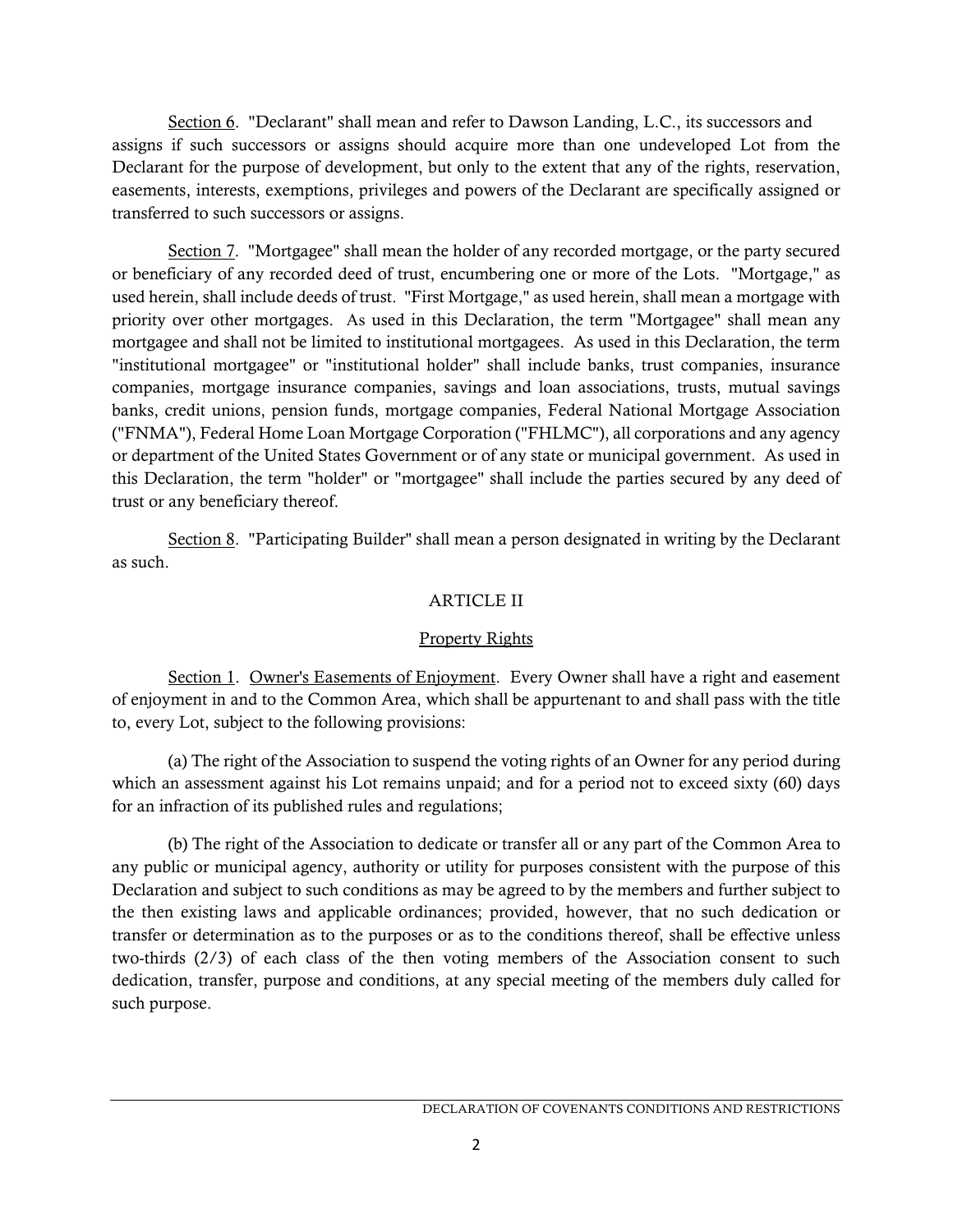Section 6. "Declarant" shall mean and refer to Dawson Landing, L.C., its successors and assigns if such successors or assigns should acquire more than one undeveloped Lot from the Declarant for the purpose of development, but only to the extent that any of the rights, reservation, easements, interests, exemptions, privileges and powers of the Declarant are specifically assigned or transferred to such successors or assigns.

Section 7. "Mortgagee" shall mean the holder of any recorded mortgage, or the party secured or beneficiary of any recorded deed of trust, encumbering one or more of the Lots. "Mortgage," as used herein, shall include deeds of trust. "First Mortgage," as used herein, shall mean a mortgage with priority over other mortgages. As used in this Declaration, the term "Mortgagee" shall mean any mortgagee and shall not be limited to institutional mortgagees. As used in this Declaration, the term "institutional mortgagee" or "institutional holder" shall include banks, trust companies, insurance companies, mortgage insurance companies, savings and loan associations, trusts, mutual savings banks, credit unions, pension funds, mortgage companies, Federal National Mortgage Association ("FNMA"), Federal Home Loan Mortgage Corporation ("FHLMC"), all corporations and any agency or department of the United States Government or of any state or municipal government. As used in this Declaration, the term "holder" or "mortgagee" shall include the parties secured by any deed of trust or any beneficiary thereof.

Section 8. "Participating Builder" shall mean a person designated in writing by the Declarant as such.

## ARTICLE II

### Property Rights

Section 1. Owner's Easements of Enjoyment. Every Owner shall have a right and easement of enjoyment in and to the Common Area, which shall be appurtenant to and shall pass with the title to, every Lot, subject to the following provisions:

(a) The right of the Association to suspend the voting rights of an Owner for any period during which an assessment against his Lot remains unpaid; and for a period not to exceed sixty (60) days for an infraction of its published rules and regulations;

(b) The right of the Association to dedicate or transfer all or any part of the Common Area to any public or municipal agency, authority or utility for purposes consistent with the purpose of this Declaration and subject to such conditions as may be agreed to by the members and further subject to the then existing laws and applicable ordinances; provided, however, that no such dedication or transfer or determination as to the purposes or as to the conditions thereof, shall be effective unless two-thirds (2/3) of each class of the then voting members of the Association consent to such dedication, transfer, purpose and conditions, at any special meeting of the members duly called for such purpose.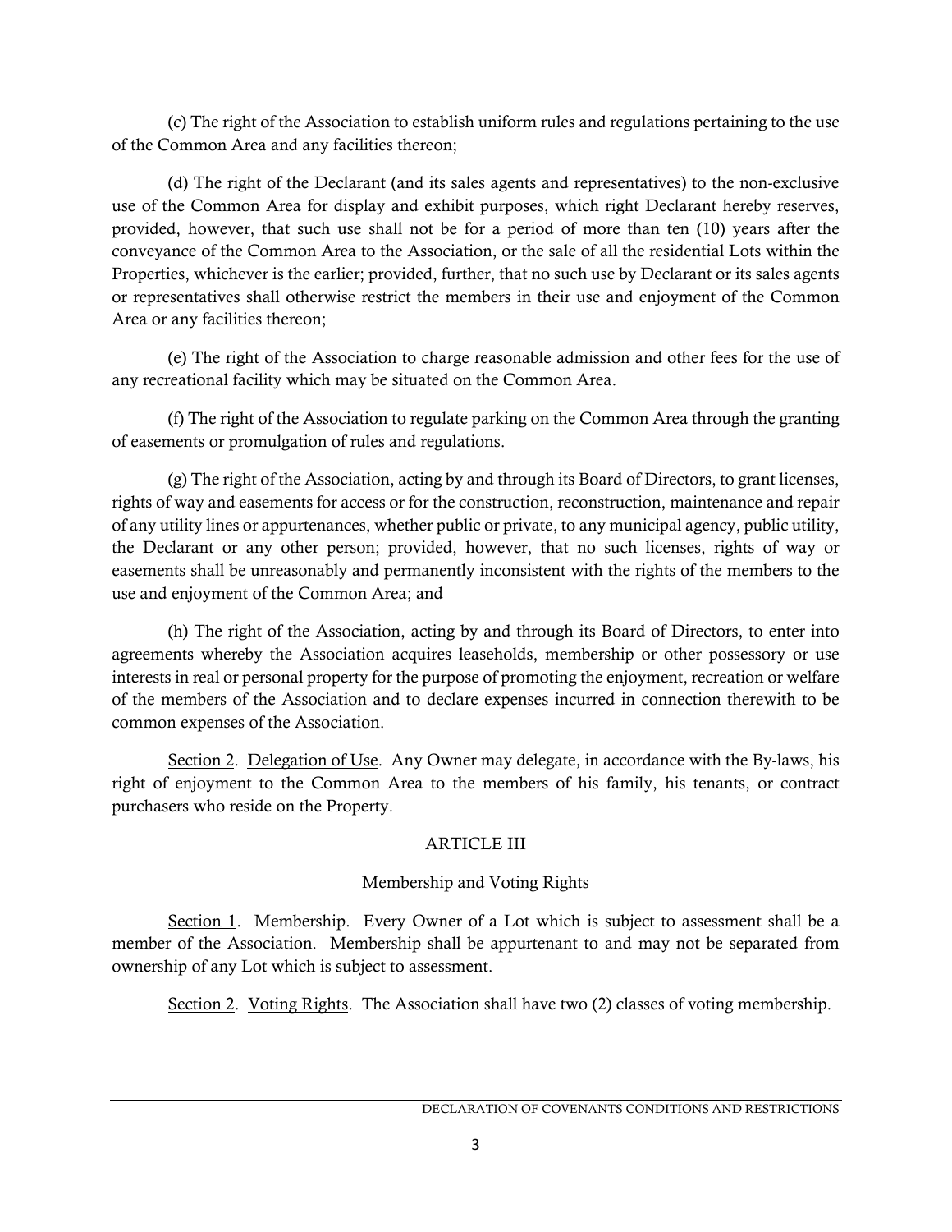(c) The right of the Association to establish uniform rules and regulations pertaining to the use of the Common Area and any facilities thereon;

(d) The right of the Declarant (and its sales agents and representatives) to the non-exclusive use of the Common Area for display and exhibit purposes, which right Declarant hereby reserves, provided, however, that such use shall not be for a period of more than ten (10) years after the conveyance of the Common Area to the Association, or the sale of all the residential Lots within the Properties, whichever is the earlier; provided, further, that no such use by Declarant or its sales agents or representatives shall otherwise restrict the members in their use and enjoyment of the Common Area or any facilities thereon;

(e) The right of the Association to charge reasonable admission and other fees for the use of any recreational facility which may be situated on the Common Area.

(f) The right of the Association to regulate parking on the Common Area through the granting of easements or promulgation of rules and regulations.

(g) The right of the Association, acting by and through its Board of Directors, to grant licenses, rights of way and easements for access or for the construction, reconstruction, maintenance and repair of any utility lines or appurtenances, whether public or private, to any municipal agency, public utility, the Declarant or any other person; provided, however, that no such licenses, rights of way or easements shall be unreasonably and permanently inconsistent with the rights of the members to the use and enjoyment of the Common Area; and

(h) The right of the Association, acting by and through its Board of Directors, to enter into agreements whereby the Association acquires leaseholds, membership or other possessory or use interests in real or personal property for the purpose of promoting the enjoyment, recreation or welfare of the members of the Association and to declare expenses incurred in connection therewith to be common expenses of the Association.

Section 2. Delegation of Use. Any Owner may delegate, in accordance with the By-laws, his right of enjoyment to the Common Area to the members of his family, his tenants, or contract purchasers who reside on the Property.

## ARTICLE III

### Membership and Voting Rights

Section 1. Membership. Every Owner of a Lot which is subject to assessment shall be a member of the Association. Membership shall be appurtenant to and may not be separated from ownership of any Lot which is subject to assessment.

Section 2. Voting Rights. The Association shall have two (2) classes of voting membership.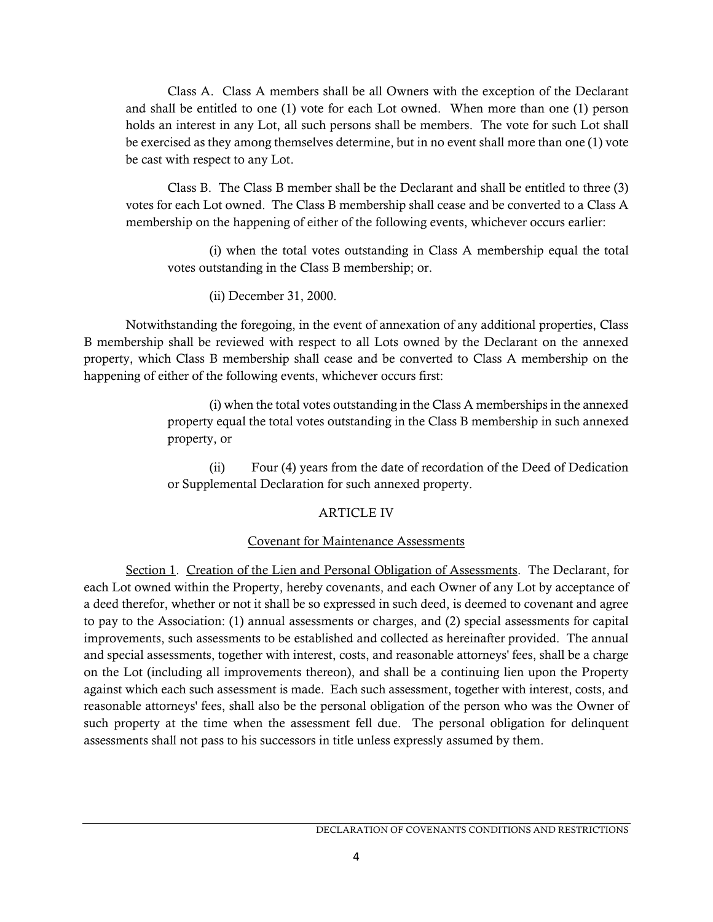Class A. Class A members shall be all Owners with the exception of the Declarant and shall be entitled to one (1) vote for each Lot owned. When more than one (1) person holds an interest in any Lot, all such persons shall be members. The vote for such Lot shall be exercised as they among themselves determine, but in no event shall more than one (1) vote be cast with respect to any Lot.

Class B. The Class B member shall be the Declarant and shall be entitled to three (3) votes for each Lot owned. The Class B membership shall cease and be converted to a Class A membership on the happening of either of the following events, whichever occurs earlier:

(i) when the total votes outstanding in Class A membership equal the total votes outstanding in the Class B membership; or.

(ii) December 31, 2000.

Notwithstanding the foregoing, in the event of annexation of any additional properties, Class B membership shall be reviewed with respect to all Lots owned by the Declarant on the annexed property, which Class B membership shall cease and be converted to Class A membership on the happening of either of the following events, whichever occurs first:

(i) when the total votes outstanding in the Class A memberships in the annexed property equal the total votes outstanding in the Class B membership in such annexed property, or

(ii) Four (4) years from the date of recordation of the Deed of Dedication or Supplemental Declaration for such annexed property.

## ARTICLE IV

### Covenant for Maintenance Assessments

Section 1. Creation of the Lien and Personal Obligation of Assessments. The Declarant, for each Lot owned within the Property, hereby covenants, and each Owner of any Lot by acceptance of a deed therefor, whether or not it shall be so expressed in such deed, is deemed to covenant and agree to pay to the Association: (1) annual assessments or charges, and (2) special assessments for capital improvements, such assessments to be established and collected as hereinafter provided. The annual and special assessments, together with interest, costs, and reasonable attorneys' fees, shall be a charge on the Lot (including all improvements thereon), and shall be a continuing lien upon the Property against which each such assessment is made. Each such assessment, together with interest, costs, and reasonable attorneys' fees, shall also be the personal obligation of the person who was the Owner of such property at the time when the assessment fell due. The personal obligation for delinquent assessments shall not pass to his successors in title unless expressly assumed by them.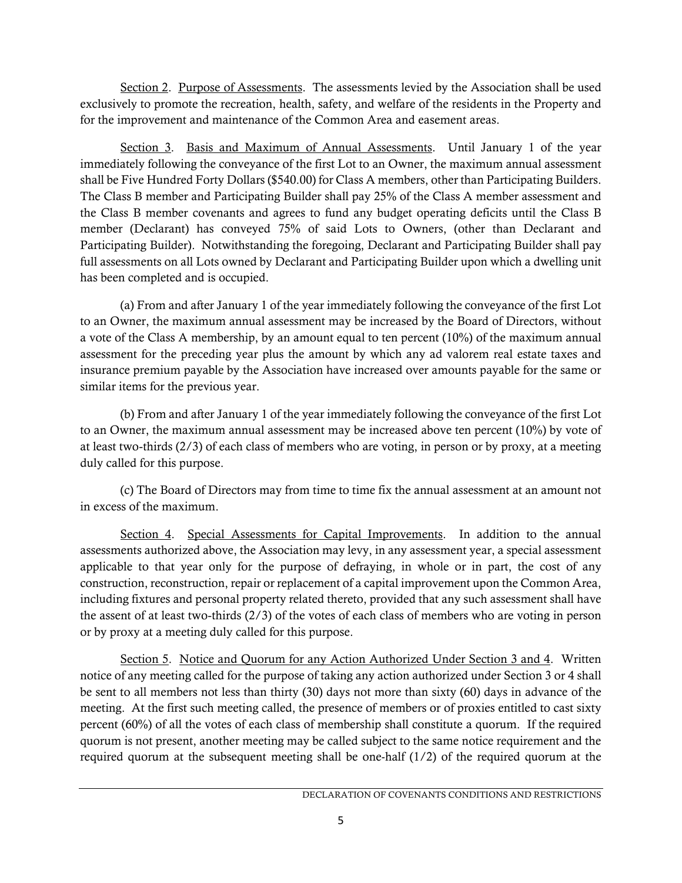Section 2. Purpose of Assessments. The assessments levied by the Association shall be used exclusively to promote the recreation, health, safety, and welfare of the residents in the Property and for the improvement and maintenance of the Common Area and easement areas.

Section 3. Basis and Maximum of Annual Assessments. Until January 1 of the year immediately following the conveyance of the first Lot to an Owner, the maximum annual assessment shall be Five Hundred Forty Dollars ($540.00) for Class A members, other than Participating Builders. The Class B member and Participating Builder shall pay 25% of the Class A member assessment and the Class B member covenants and agrees to fund any budget operating deficits until the Class B member (Declarant) has conveyed 75% of said Lots to Owners, (other than Declarant and Participating Builder). Notwithstanding the foregoing, Declarant and Participating Builder shall pay full assessments on all Lots owned by Declarant and Participating Builder upon which a dwelling unit has been completed and is occupied.

(a) From and after January 1 of the year immediately following the conveyance of the first Lot to an Owner, the maximum annual assessment may be increased by the Board of Directors, without a vote of the Class A membership, by an amount equal to ten percent (10%) of the maximum annual assessment for the preceding year plus the amount by which any ad valorem real estate taxes and insurance premium payable by the Association have increased over amounts payable for the same or similar items for the previous year.

(b) From and after January 1 of the year immediately following the conveyance of the first Lot to an Owner, the maximum annual assessment may be increased above ten percent (10%) by vote of at least two-thirds (2/3) of each class of members who are voting, in person or by proxy, at a meeting duly called for this purpose.

(c) The Board of Directors may from time to time fix the annual assessment at an amount not in excess of the maximum.

Section 4. Special Assessments for Capital Improvements. In addition to the annual assessments authorized above, the Association may levy, in any assessment year, a special assessment applicable to that year only for the purpose of defraying, in whole or in part, the cost of any construction, reconstruction, repair or replacement of a capital improvement upon the Common Area, including fixtures and personal property related thereto, provided that any such assessment shall have the assent of at least two-thirds (2/3) of the votes of each class of members who are voting in person or by proxy at a meeting duly called for this purpose.

Section 5. Notice and Quorum for any Action Authorized Under Section 3 and 4. Written notice of any meeting called for the purpose of taking any action authorized under Section 3 or 4 shall be sent to all members not less than thirty (30) days not more than sixty (60) days in advance of the meeting. At the first such meeting called, the presence of members or of proxies entitled to cast sixty percent (60%) of all the votes of each class of membership shall constitute a quorum. If the required quorum is not present, another meeting may be called subject to the same notice requirement and the required quorum at the subsequent meeting shall be one-half (1/2) of the required quorum at the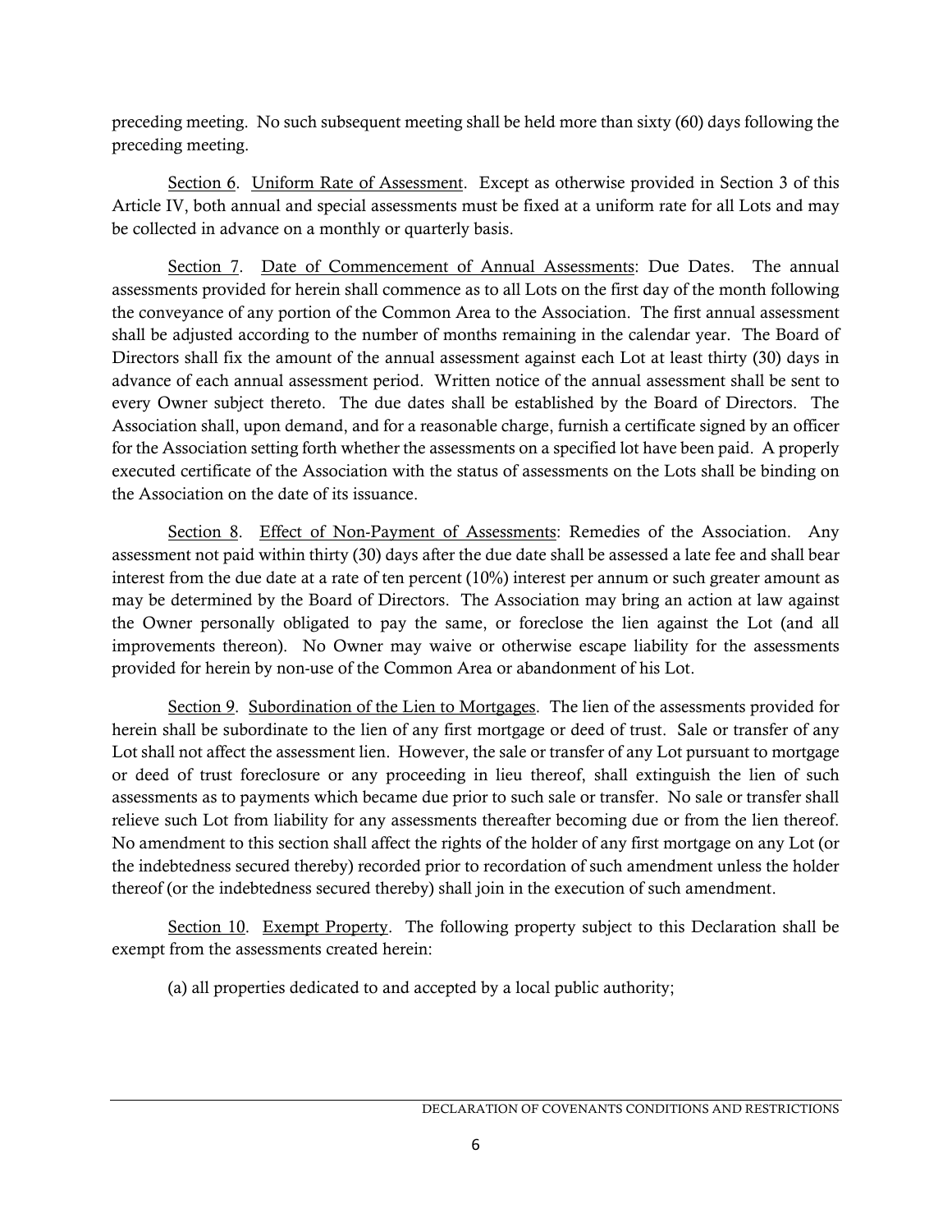preceding meeting. No such subsequent meeting shall be held more than sixty (60) days following the preceding meeting.

Section 6. Uniform Rate of Assessment. Except as otherwise provided in Section 3 of this Article IV, both annual and special assessments must be fixed at a uniform rate for all Lots and may be collected in advance on a monthly or quarterly basis.

Section 7. Date of Commencement of Annual Assessments: Due Dates. The annual assessments provided for herein shall commence as to all Lots on the first day of the month following the conveyance of any portion of the Common Area to the Association. The first annual assessment shall be adjusted according to the number of months remaining in the calendar year. The Board of Directors shall fix the amount of the annual assessment against each Lot at least thirty (30) days in advance of each annual assessment period. Written notice of the annual assessment shall be sent to every Owner subject thereto. The due dates shall be established by the Board of Directors. The Association shall, upon demand, and for a reasonable charge, furnish a certificate signed by an officer for the Association setting forth whether the assessments on a specified lot have been paid. A properly executed certificate of the Association with the status of assessments on the Lots shall be binding on the Association on the date of its issuance.

Section 8. Effect of Non-Payment of Assessments: Remedies of the Association. Any assessment not paid within thirty (30) days after the due date shall be assessed a late fee and shall bear interest from the due date at a rate of ten percent (10%) interest per annum or such greater amount as may be determined by the Board of Directors. The Association may bring an action at law against the Owner personally obligated to pay the same, or foreclose the lien against the Lot (and all improvements thereon). No Owner may waive or otherwise escape liability for the assessments provided for herein by non-use of the Common Area or abandonment of his Lot.

Section 9. Subordination of the Lien to Mortgages. The lien of the assessments provided for herein shall be subordinate to the lien of any first mortgage or deed of trust. Sale or transfer of any Lot shall not affect the assessment lien. However, the sale or transfer of any Lot pursuant to mortgage or deed of trust foreclosure or any proceeding in lieu thereof, shall extinguish the lien of such assessments as to payments which became due prior to such sale or transfer. No sale or transfer shall relieve such Lot from liability for any assessments thereafter becoming due or from the lien thereof. No amendment to this section shall affect the rights of the holder of any first mortgage on any Lot (or the indebtedness secured thereby) recorded prior to recordation of such amendment unless the holder thereof (or the indebtedness secured thereby) shall join in the execution of such amendment.

Section 10. Exempt Property. The following property subject to this Declaration shall be exempt from the assessments created herein:

(a) all properties dedicated to and accepted by a local public authority;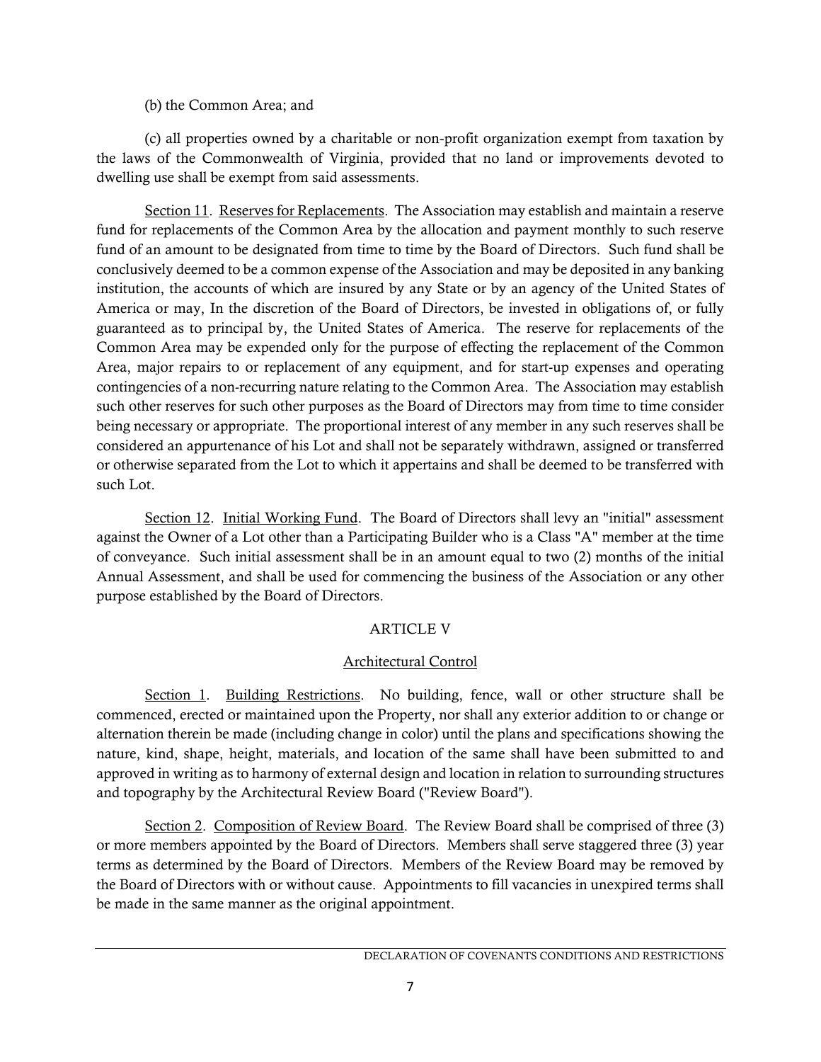(b) the Common Area; and

(c) all properties owned by a charitable or non-profit organization exempt from taxation by the laws of the Commonwealth of Virginia, provided that no land or improvements devoted to dwelling use shall be exempt from said assessments.

Section 11. Reserves for Replacements. The Association may establish and maintain a reserve fund for replacements of the Common Area by the allocation and payment monthly to such reserve fund of an amount to be designated from time to time by the Board of Directors. Such fund shall be conclusively deemed to be a common expense of the Association and may be deposited in any banking institution, the accounts of which are insured by any State or by an agency of the United States of America or may, In the discretion of the Board of Directors, be invested in obligations of, or fully guaranteed as to principal by, the United States of America. The reserve for replacements of the Common Area may be expended only for the purpose of effecting the replacement of the Common Area, major repairs to or replacement of any equipment, and for start-up expenses and operating contingencies of a non-recurring nature relating to the Common Area. The Association may establish such other reserves for such other purposes as the Board of Directors may from time to time consider being necessary or appropriate. The proportional interest of any member in any such reserves shall be considered an appurtenance of his Lot and shall not be separately withdrawn, assigned or transferred or otherwise separated from the Lot to which it appertains and shall be deemed to be transferred with such Lot.

Section 12. Initial Working Fund. The Board of Directors shall levy an "initial" assessment against the Owner of a Lot other than a Participating Builder who is a Class "A" member at the time of conveyance. Such initial assessment shall be in an amount equal to two (2) months of the initial Annual Assessment, and shall be used for commencing the business of the Association or any other purpose established by the Board of Directors.

## ARTICLE V

### Architectural Control

Section 1. Building Restrictions. No building, fence, wall or other structure shall be commenced, erected or maintained upon the Property, nor shall any exterior addition to or change or alternation therein be made (including change in color) until the plans and specifications showing the nature, kind, shape, height, materials, and location of the same shall have been submitted to and approved in writing as to harmony of external design and location in relation to surrounding structures and topography by the Architectural Review Board ("Review Board").

Section 2. Composition of Review Board. The Review Board shall be comprised of three (3) or more members appointed by the Board of Directors. Members shall serve staggered three (3) year terms as determined by the Board of Directors. Members of the Review Board may be removed by the Board of Directors with or without cause. Appointments to fill vacancies in unexpired terms shall be made in the same manner as the original appointment.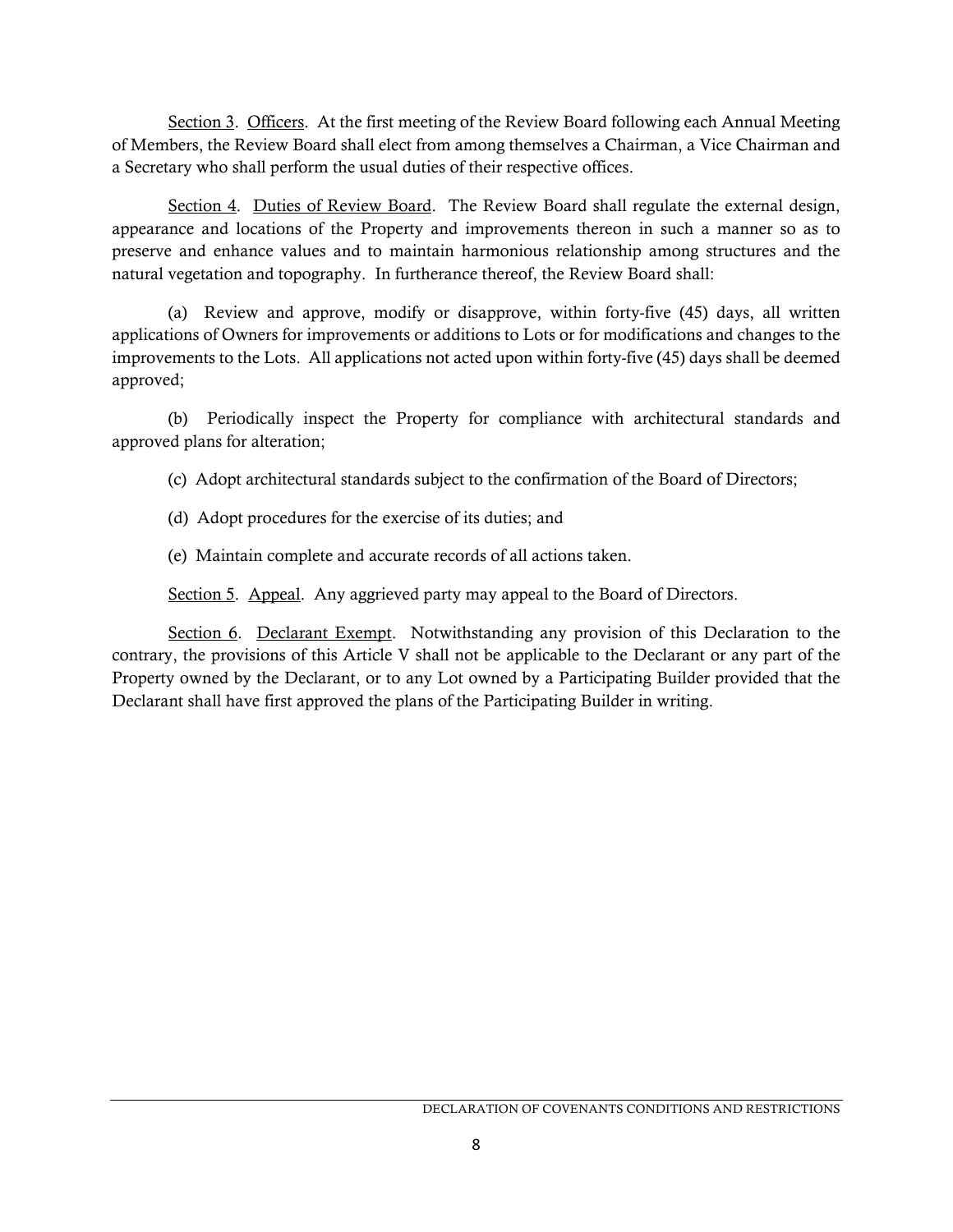<u>Section 3</u>. <u>Officers</u>. At the first meeting of the Review Board following each Annual Meeting of Members, the Review Board shall elect from among themselves a Chairman, a Vice Chairman and a Secretary who shall perform the usual duties of their respective offices.

<u>Section 4</u>. <u>Duties of Review Board</u>. The Review Board shall regulate the external design, appearance and locations of the Property and improvements thereon in such a manner so as to preserve and enhance values and to maintain harmonious relationship among structures and the natural vegetation and topography. In furtherance thereof, the Review Board shall:

(a) Review and approve, modify or disapprove, within forty-five (45) days, all written applications of Owners for improvements or additions to Lots or for modifications and changes to the improvements to the Lots. All applications not acted upon within forty-five (45) days shall be deemed approved;

(b) Periodically inspect the Property for compliance with architectural standards and approved plans for alteration;

(c) Adopt architectural standards subject to the confirmation of the Board of Directors;

(d) Adopt procedures for the exercise of its duties; and

(e) Maintain complete and accurate records of all actions taken.

<u>Section 5</u>. <u>Appeal</u>. Any aggrieved party may appeal to the Board of Directors.

<u>Section 6</u>. <u>Declarant Exempt</u>. Notwithstanding any provision of this Declaration to the contrary, the provisions of this Article V shall not be applicable to the Declarant or any part of the Property owned by the Declarant, or to any Lot owned by a Participating Builder provided that the Declarant shall have first approved the plans of the Participating Builder in writing.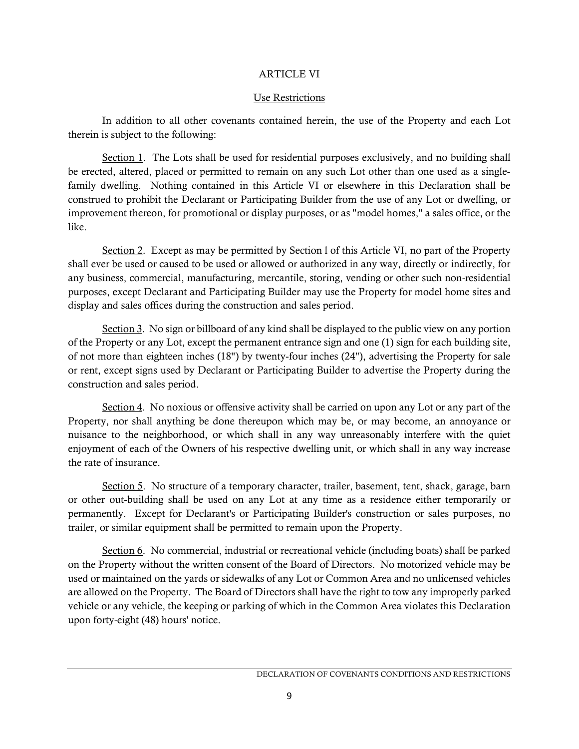# ARTICLE VI

## Use Restrictions

In addition to all other covenants contained herein, the use of the Property and each Lot therein is subject to the following:

Section 1. The Lots shall be used for residential purposes exclusively, and no building shall be erected, altered, placed or permitted to remain on any such Lot other than one used as a single-family dwelling. Nothing contained in this Article VI or elsewhere in this Declaration shall be construed to prohibit the Declarant or Participating Builder from the use of any Lot or dwelling, or improvement thereon, for promotional or display purposes, or as "model homes," a sales office, or the like.

Section 2. Except as may be permitted by Section l of this Article VI, no part of the Property shall ever be used or caused to be used or allowed or authorized in any way, directly or indirectly, for any business, commercial, manufacturing, mercantile, storing, vending or other such non-residential purposes, except Declarant and Participating Builder may use the Property for model home sites and display and sales offices during the construction and sales period.

Section 3. No sign or billboard of any kind shall be displayed to the public view on any portion of the Property or any Lot, except the permanent entrance sign and one (1) sign for each building site, of not more than eighteen inches (18") by twenty-four inches (24"), advertising the Property for sale or rent, except signs used by Declarant or Participating Builder to advertise the Property during the construction and sales period.

Section 4. No noxious or offensive activity shall be carried on upon any Lot or any part of the Property, nor shall anything be done thereupon which may be, or may become, an annoyance or nuisance to the neighborhood, or which shall in any way unreasonably interfere with the quiet enjoyment of each of the Owners of his respective dwelling unit, or which shall in any way increase the rate of insurance.

Section 5. No structure of a temporary character, trailer, basement, tent, shack, garage, barn or other out-building shall be used on any Lot at any time as a residence either temporarily or permanently. Except for Declarant's or Participating Builder's construction or sales purposes, no trailer, or similar equipment shall be permitted to remain upon the Property.

Section 6. No commercial, industrial or recreational vehicle (including boats) shall be parked on the Property without the written consent of the Board of Directors. No motorized vehicle may be used or maintained on the yards or sidewalks of any Lot or Common Area and no unlicensed vehicles are allowed on the Property. The Board of Directors shall have the right to tow any improperly parked vehicle or any vehicle, the keeping or parking of which in the Common Area violates this Declaration upon forty-eight (48) hours' notice.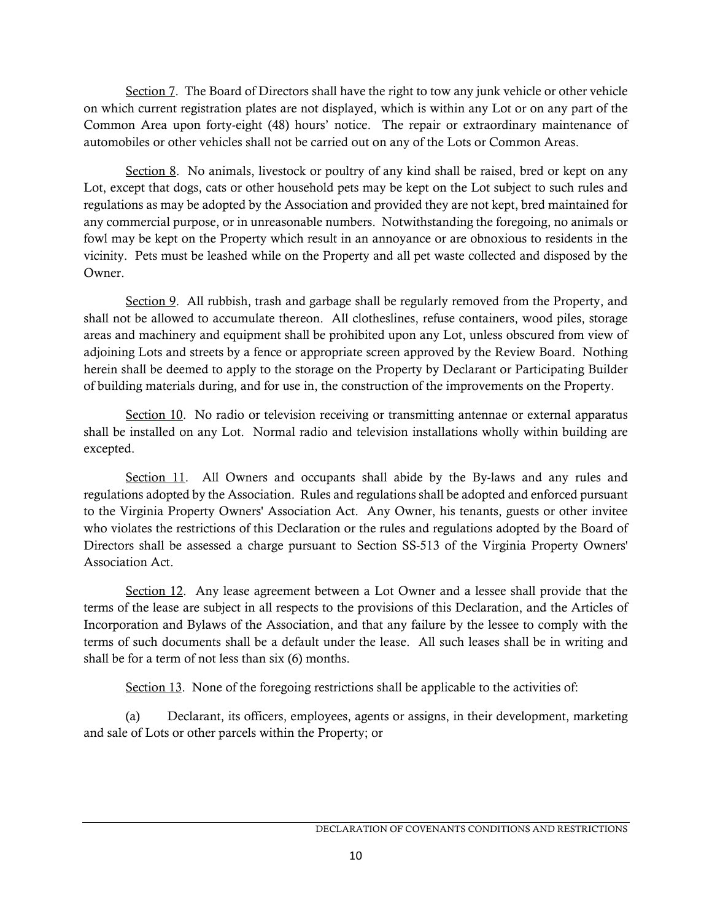<u>Section 7</u>. The Board of Directors shall have the right to tow any junk vehicle or other vehicle on which current registration plates are not displayed, which is within any Lot or on any part of the Common Area upon forty-eight (48) hours' notice. The repair or extraordinary maintenance of automobiles or other vehicles shall not be carried out on any of the Lots or Common Areas.

<u>Section 8</u>. No animals, livestock or poultry of any kind shall be raised, bred or kept on any Lot, except that dogs, cats or other household pets may be kept on the Lot subject to such rules and regulations as may be adopted by the Association and provided they are not kept, bred maintained for any commercial purpose, or in unreasonable numbers. Notwithstanding the foregoing, no animals or fowl may be kept on the Property which result in an annoyance or are obnoxious to residents in the vicinity. Pets must be leashed while on the Property and all pet waste collected and disposed by the Owner.

<u>Section 9</u>. All rubbish, trash and garbage shall be regularly removed from the Property, and shall not be allowed to accumulate thereon. All clotheslines, refuse containers, wood piles, storage areas and machinery and equipment shall be prohibited upon any Lot, unless obscured from view of adjoining Lots and streets by a fence or appropriate screen approved by the Review Board. Nothing herein shall be deemed to apply to the storage on the Property by Declarant or Participating Builder of building materials during, and for use in, the construction of the improvements on the Property.

<u>Section 10</u>. No radio or television receiving or transmitting antennae or external apparatus shall be installed on any Lot. Normal radio and television installations wholly within building are excepted.

<u>Section 11</u>. All Owners and occupants shall abide by the By-laws and any rules and regulations adopted by the Association. Rules and regulations shall be adopted and enforced pursuant to the Virginia Property Owners' Association Act. Any Owner, his tenants, guests or other invitee who violates the restrictions of this Declaration or the rules and regulations adopted by the Board of Directors shall be assessed a charge pursuant to Section SS-513 of the Virginia Property Owners' Association Act.

<u>Section 12</u>. Any lease agreement between a Lot Owner and a lessee shall provide that the terms of the lease are subject in all respects to the provisions of this Declaration, and the Articles of Incorporation and Bylaws of the Association, and that any failure by the lessee to comply with the terms of such documents shall be a default under the lease. All such leases shall be in writing and shall be for a term of not less than six (6) months.

<u>Section 13</u>. None of the foregoing restrictions shall be applicable to the activities of:

(a) Declarant, its officers, employees, agents or assigns, in their development, marketing and sale of Lots or other parcels within the Property; or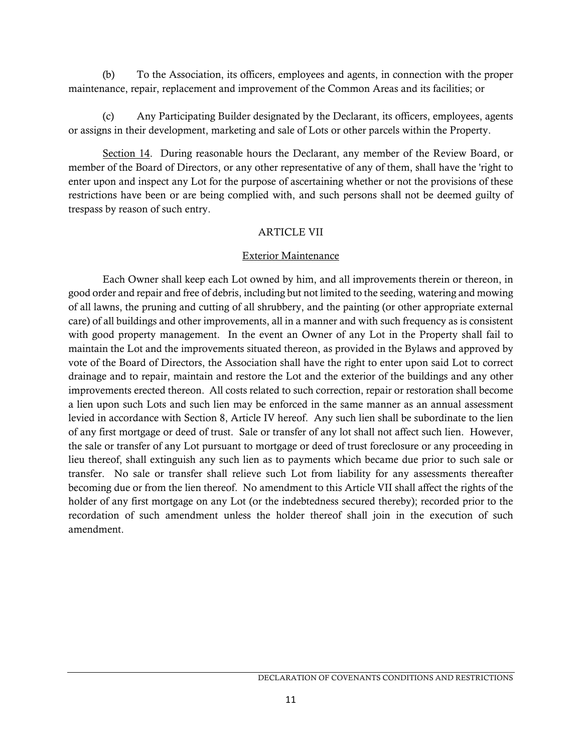(b) To the Association, its officers, employees and agents, in connection with the proper maintenance, repair, replacement and improvement of the Common Areas and its facilities; or

(c) Any Participating Builder designated by the Declarant, its officers, employees, agents or assigns in their development, marketing and sale of Lots or other parcels within the Property.

Section 14. During reasonable hours the Declarant, any member of the Review Board, or member of the Board of Directors, or any other representative of any of them, shall have the 'right to enter upon and inspect any Lot for the purpose of ascertaining whether or not the provisions of these restrictions have been or are being complied with, and such persons shall not be deemed guilty of trespass by reason of such entry.

## ARTICLE VII

### Exterior Maintenance

Each Owner shall keep each Lot owned by him, and all improvements therein or thereon, in good order and repair and free of debris, including but not limited to the seeding, watering and mowing of all lawns, the pruning and cutting of all shrubbery, and the painting (or other appropriate external care) of all buildings and other improvements, all in a manner and with such frequency as is consistent with good property management. In the event an Owner of any Lot in the Property shall fail to maintain the Lot and the improvements situated thereon, as provided in the Bylaws and approved by vote of the Board of Directors, the Association shall have the right to enter upon said Lot to correct drainage and to repair, maintain and restore the Lot and the exterior of the buildings and any other improvements erected thereon. All costs related to such correction, repair or restoration shall become a lien upon such Lots and such lien may be enforced in the same manner as an annual assessment levied in accordance with Section 8, Article IV hereof. Any such lien shall be subordinate to the lien of any first mortgage or deed of trust. Sale or transfer of any lot shall not affect such lien. However, the sale or transfer of any Lot pursuant to mortgage or deed of trust foreclosure or any proceeding in lieu thereof, shall extinguish any such lien as to payments which became due prior to such sale or transfer. No sale or transfer shall relieve such Lot from liability for any assessments thereafter becoming due or from the lien thereof. No amendment to this Article VII shall affect the rights of the holder of any first mortgage on any Lot (or the indebtedness secured thereby); recorded prior to the recordation of such amendment unless the holder thereof shall join in the execution of such amendment.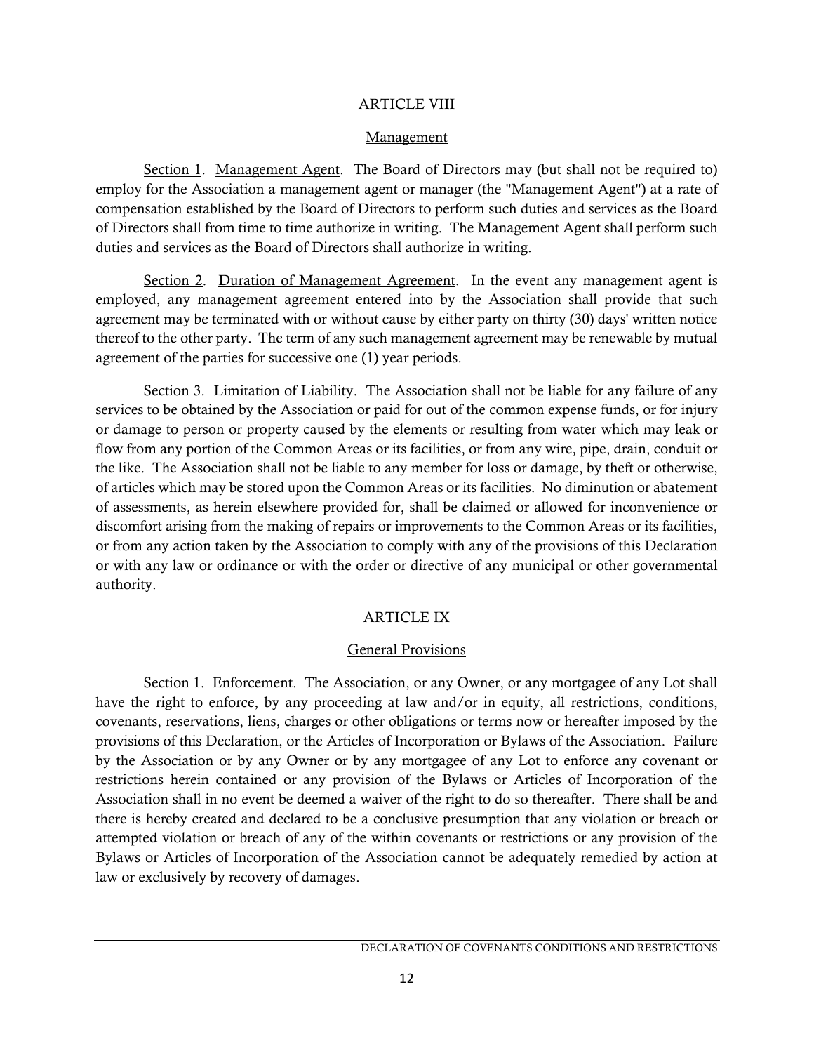## ARTICLE VIII

### Management

Section 1. Management Agent. The Board of Directors may (but shall not be required to) employ for the Association a management agent or manager (the "Management Agent") at a rate of compensation established by the Board of Directors to perform such duties and services as the Board of Directors shall from time to time authorize in writing. The Management Agent shall perform such duties and services as the Board of Directors shall authorize in writing.

Section 2. Duration of Management Agreement. In the event any management agent is employed, any management agreement entered into by the Association shall provide that such agreement may be terminated with or without cause by either party on thirty (30) days' written notice thereof to the other party. The term of any such management agreement may be renewable by mutual agreement of the parties for successive one (1) year periods.

Section 3. Limitation of Liability. The Association shall not be liable for any failure of any services to be obtained by the Association or paid for out of the common expense funds, or for injury or damage to person or property caused by the elements or resulting from water which may leak or flow from any portion of the Common Areas or its facilities, or from any wire, pipe, drain, conduit or the like. The Association shall not be liable to any member for loss or damage, by theft or otherwise, of articles which may be stored upon the Common Areas or its facilities. No diminution or abatement of assessments, as herein elsewhere provided for, shall be claimed or allowed for inconvenience or discomfort arising from the making of repairs or improvements to the Common Areas or its facilities, or from any action taken by the Association to comply with any of the provisions of this Declaration or with any law or ordinance or with the order or directive of any municipal or other governmental authority.

## ARTICLE IX

### General Provisions

Section 1. Enforcement. The Association, or any Owner, or any mortgagee of any Lot shall have the right to enforce, by any proceeding at law and/or in equity, all restrictions, conditions, covenants, reservations, liens, charges or other obligations or terms now or hereafter imposed by the provisions of this Declaration, or the Articles of Incorporation or Bylaws of the Association. Failure by the Association or by any Owner or by any mortgagee of any Lot to enforce any covenant or restrictions herein contained or any provision of the Bylaws or Articles of Incorporation of the Association shall in no event be deemed a waiver of the right to do so thereafter. There shall be and there is hereby created and declared to be a conclusive presumption that any violation or breach or attempted violation or breach of any of the within covenants or restrictions or any provision of the Bylaws or Articles of Incorporation of the Association cannot be adequately remedied by action at law or exclusively by recovery of damages.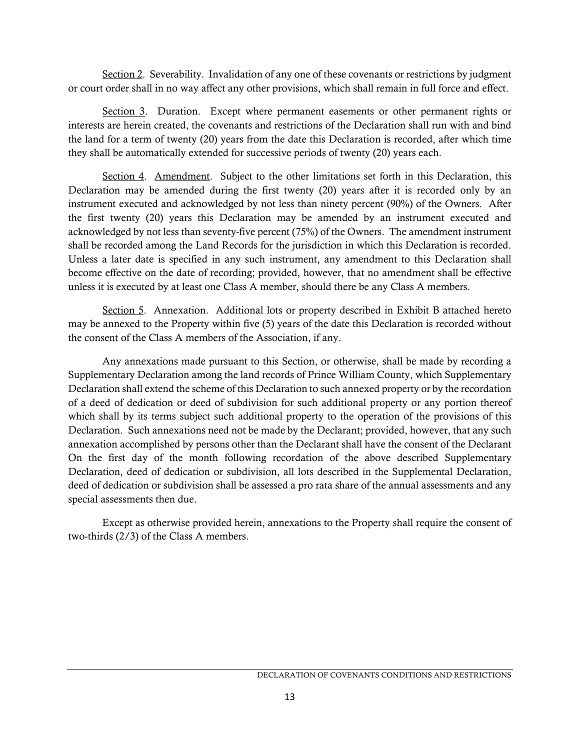Section 2. Severability. Invalidation of any one of these covenants or restrictions by judgment or court order shall in no way affect any other provisions, which shall remain in full force and effect.

Section 3. Duration. Except where permanent easements or other permanent rights or interests are herein created, the covenants and restrictions of the Declaration shall run with and bind the land for a term of twenty (20) years from the date this Declaration is recorded, after which time they shall be automatically extended for successive periods of twenty (20) years each.

Section 4. Amendment. Subject to the other limitations set forth in this Declaration, this Declaration may be amended during the first twenty (20) years after it is recorded only by an instrument executed and acknowledged by not less than ninety percent (90%) of the Owners. After the first twenty (20) years this Declaration may be amended by an instrument executed and acknowledged by not less than seventy-five percent (75%) of the Owners. The amendment instrument shall be recorded among the Land Records for the jurisdiction in which this Declaration is recorded. Unless a later date is specified in any such instrument, any amendment to this Declaration shall become effective on the date of recording; provided, however, that no amendment shall be effective unless it is executed by at least one Class A member, should there be any Class A members.

Section 5. Annexation. Additional lots or property described in Exhibit B attached hereto may be annexed to the Property within five (5) years of the date this Declaration is recorded without the consent of the Class A members of the Association, if any.

Any annexations made pursuant to this Section, or otherwise, shall be made by recording a Supplementary Declaration among the land records of Prince William County, which Supplementary Declaration shall extend the scheme of this Declaration to such annexed property or by the recordation of a deed of dedication or deed of subdivision for such additional property or any portion thereof which shall by its terms subject such additional property to the operation of the provisions of this Declaration. Such annexations need not be made by the Declarant; provided, however, that any such annexation accomplished by persons other than the Declarant shall have the consent of the Declarant On the first day of the month following recordation of the above described Supplementary Declaration, deed of dedication or subdivision, all lots described in the Supplemental Declaration, deed of dedication or subdivision shall be assessed a pro rata share of the annual assessments and any special assessments then due.

Except as otherwise provided herein, annexations to the Property shall require the consent of two-thirds (2/3) of the Class A members.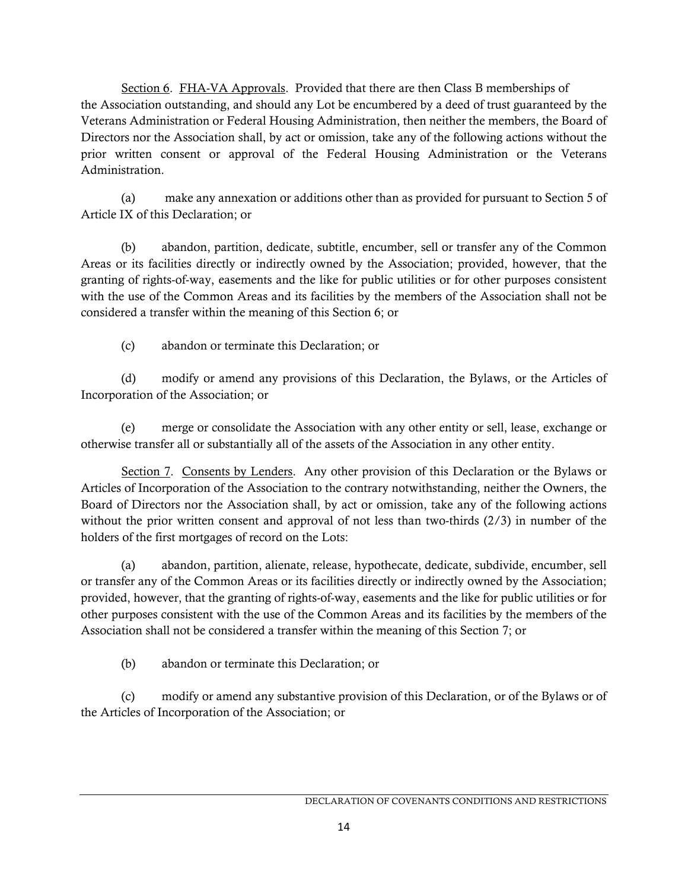Section 6. FHA-VA Approvals. Provided that there are then Class B memberships of the Association outstanding, and should any Lot be encumbered by a deed of trust guaranteed by the Veterans Administration or Federal Housing Administration, then neither the members, the Board of Directors nor the Association shall, by act or omission, take any of the following actions without the prior written consent or approval of the Federal Housing Administration or the Veterans Administration.

(a) make any annexation or additions other than as provided for pursuant to Section 5 of Article IX of this Declaration; or

(b) abandon, partition, dedicate, subtitle, encumber, sell or transfer any of the Common Areas or its facilities directly or indirectly owned by the Association; provided, however, that the granting of rights-of-way, easements and the like for public utilities or for other purposes consistent with the use of the Common Areas and its facilities by the members of the Association shall not be considered a transfer within the meaning of this Section 6; or

(c) abandon or terminate this Declaration; or

(d) modify or amend any provisions of this Declaration, the Bylaws, or the Articles of Incorporation of the Association; or

(e) merge or consolidate the Association with any other entity or sell, lease, exchange or otherwise transfer all or substantially all of the assets of the Association in any other entity.

Section 7. Consents by Lenders. Any other provision of this Declaration or the Bylaws or Articles of Incorporation of the Association to the contrary notwithstanding, neither the Owners, the Board of Directors nor the Association shall, by act or omission, take any of the following actions without the prior written consent and approval of not less than two-thirds (2/3) in number of the holders of the first mortgages of record on the Lots:

(a) abandon, partition, alienate, release, hypothecate, dedicate, subdivide, encumber, sell or transfer any of the Common Areas or its facilities directly or indirectly owned by the Association; provided, however, that the granting of rights-of-way, easements and the like for public utilities or for other purposes consistent with the use of the Common Areas and its facilities by the members of the Association shall not be considered a transfer within the meaning of this Section 7; or

(b) abandon or terminate this Declaration; or

(c) modify or amend any substantive provision of this Declaration, or of the Bylaws or of the Articles of Incorporation of the Association; or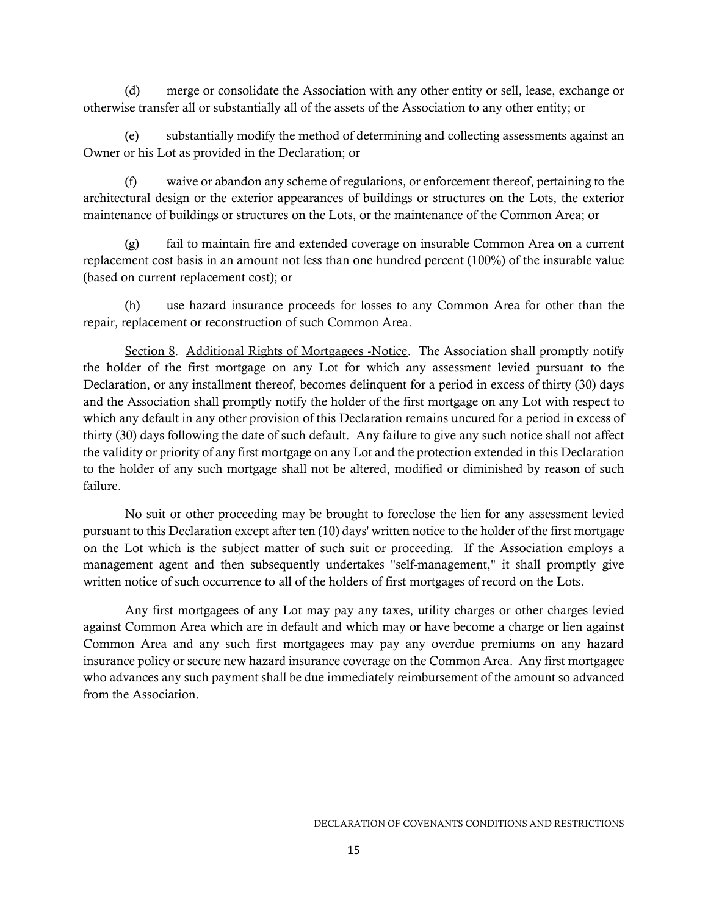(d) merge or consolidate the Association with any other entity or sell, lease, exchange or otherwise transfer all or substantially all of the assets of the Association to any other entity; or

(e) substantially modify the method of determining and collecting assessments against an Owner or his Lot as provided in the Declaration; or

(f) waive or abandon any scheme of regulations, or enforcement thereof, pertaining to the architectural design or the exterior appearances of buildings or structures on the Lots, the exterior maintenance of buildings or structures on the Lots, or the maintenance of the Common Area; or

(g) fail to maintain fire and extended coverage on insurable Common Area on a current replacement cost basis in an amount not less than one hundred percent (100%) of the insurable value (based on current replacement cost); or

(h) use hazard insurance proceeds for losses to any Common Area for other than the repair, replacement or reconstruction of such Common Area.

Section 8. Additional Rights of Mortgagees -Notice. The Association shall promptly notify the holder of the first mortgage on any Lot for which any assessment levied pursuant to the Declaration, or any installment thereof, becomes delinquent for a period in excess of thirty (30) days and the Association shall promptly notify the holder of the first mortgage on any Lot with respect to which any default in any other provision of this Declaration remains uncured for a period in excess of thirty (30) days following the date of such default. Any failure to give any such notice shall not affect the validity or priority of any first mortgage on any Lot and the protection extended in this Declaration to the holder of any such mortgage shall not be altered, modified or diminished by reason of such failure.

No suit or other proceeding may be brought to foreclose the lien for any assessment levied pursuant to this Declaration except after ten (10) days' written notice to the holder of the first mortgage on the Lot which is the subject matter of such suit or proceeding. If the Association employs a management agent and then subsequently undertakes "self-management," it shall promptly give written notice of such occurrence to all of the holders of first mortgages of record on the Lots.

Any first mortgagees of any Lot may pay any taxes, utility charges or other charges levied against Common Area which are in default and which may or have become a charge or lien against Common Area and any such first mortgagees may pay any overdue premiums on any hazard insurance policy or secure new hazard insurance coverage on the Common Area. Any first mortgagee who advances any such payment shall be due immediately reimbursement of the amount so advanced from the Association.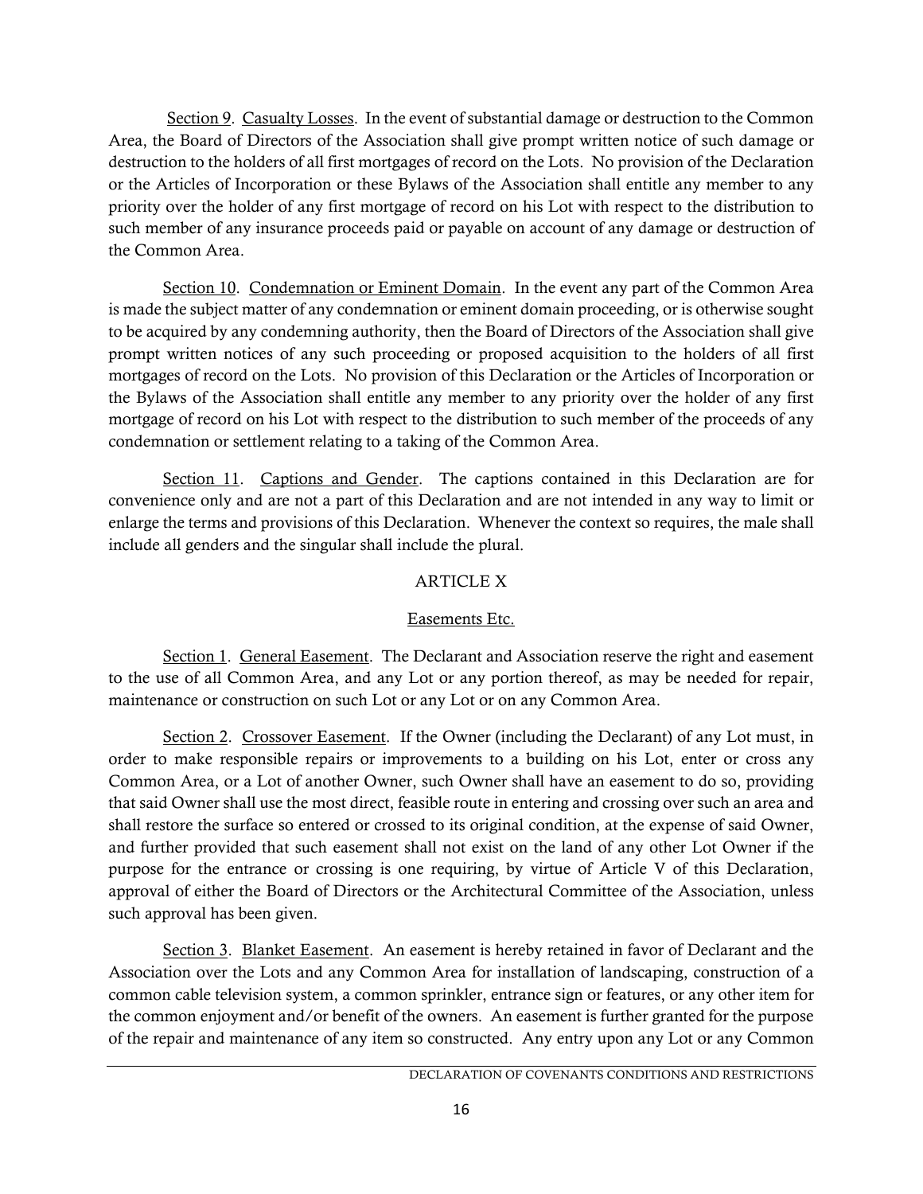Section 9. Casualty Losses. In the event of substantial damage or destruction to the Common Area, the Board of Directors of the Association shall give prompt written notice of such damage or destruction to the holders of all first mortgages of record on the Lots. No provision of the Declaration or the Articles of Incorporation or these Bylaws of the Association shall entitle any member to any priority over the holder of any first mortgage of record on his Lot with respect to the distribution to such member of any insurance proceeds paid or payable on account of any damage or destruction of the Common Area.

Section 10. Condemnation or Eminent Domain. In the event any part of the Common Area is made the subject matter of any condemnation or eminent domain proceeding, or is otherwise sought to be acquired by any condemning authority, then the Board of Directors of the Association shall give prompt written notices of any such proceeding or proposed acquisition to the holders of all first mortgages of record on the Lots. No provision of this Declaration or the Articles of Incorporation or the Bylaws of the Association shall entitle any member to any priority over the holder of any first mortgage of record on his Lot with respect to the distribution to such member of the proceeds of any condemnation or settlement relating to a taking of the Common Area.

Section 11. Captions and Gender. The captions contained in this Declaration are for convenience only and are not a part of this Declaration and are not intended in any way to limit or enlarge the terms and provisions of this Declaration. Whenever the context so requires, the male shall include all genders and the singular shall include the plural.

## ARTICLE X

### Easements Etc.

Section 1. General Easement. The Declarant and Association reserve the right and easement to the use of all Common Area, and any Lot or any portion thereof, as may be needed for repair, maintenance or construction on such Lot or any Lot or on any Common Area.

Section 2. Crossover Easement. If the Owner (including the Declarant) of any Lot must, in order to make responsible repairs or improvements to a building on his Lot, enter or cross any Common Area, or a Lot of another Owner, such Owner shall have an easement to do so, providing that said Owner shall use the most direct, feasible route in entering and crossing over such an area and shall restore the surface so entered or crossed to its original condition, at the expense of said Owner, and further provided that such easement shall not exist on the land of any other Lot Owner if the purpose for the entrance or crossing is one requiring, by virtue of Article V of this Declaration, approval of either the Board of Directors or the Architectural Committee of the Association, unless such approval has been given.

Section 3. Blanket Easement. An easement is hereby retained in favor of Declarant and the Association over the Lots and any Common Area for installation of landscaping, construction of a common cable television system, a common sprinkler, entrance sign or features, or any other item for the common enjoyment and/or benefit of the owners. An easement is further granted for the purpose of the repair and maintenance of any item so constructed. Any entry upon any Lot or any Common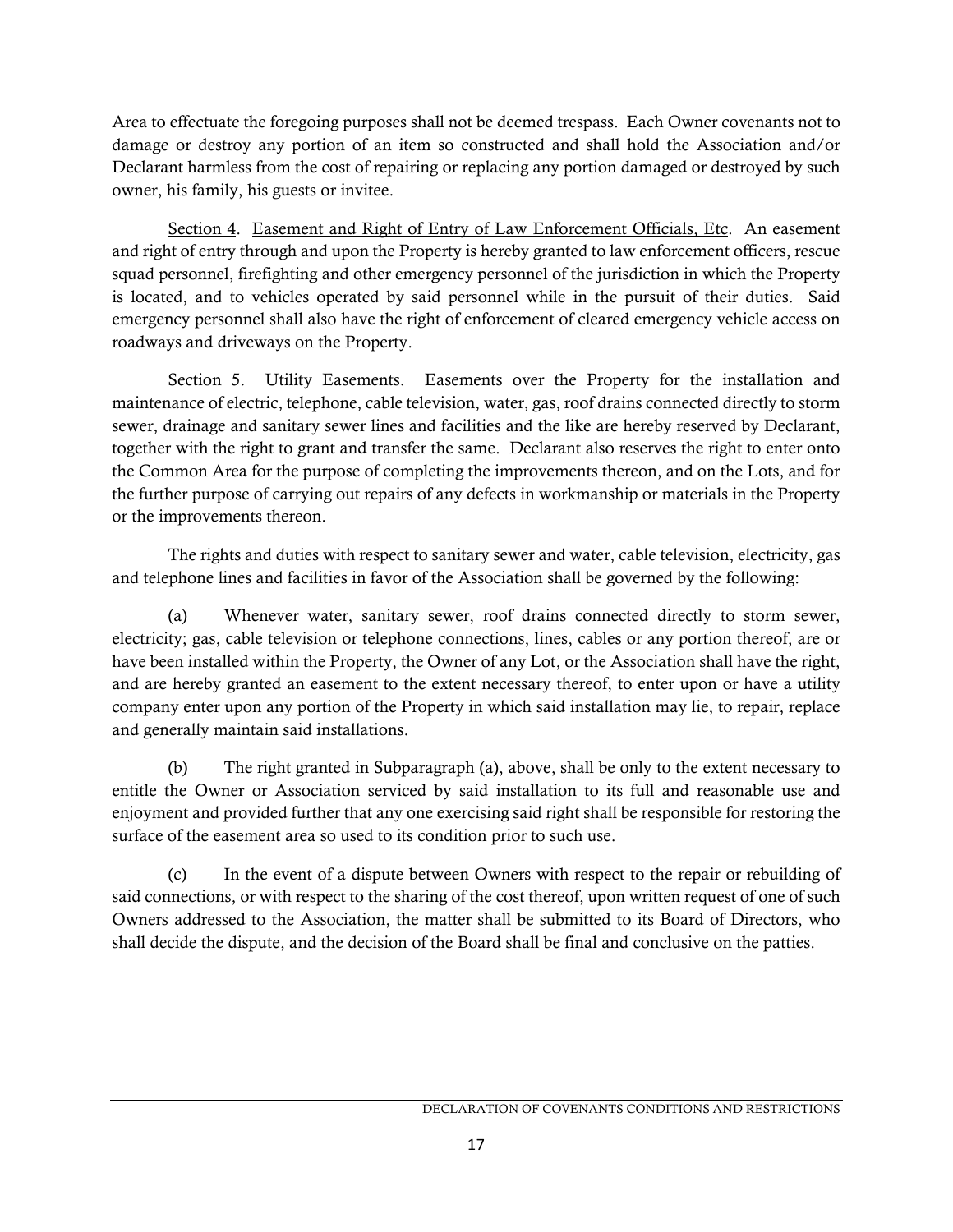Area to effectuate the foregoing purposes shall not be deemed trespass. Each Owner covenants not to damage or destroy any portion of an item so constructed and shall hold the Association and/or Declarant harmless from the cost of repairing or replacing any portion damaged or destroyed by such owner, his family, his guests or invitee.

Section 4. Easement and Right of Entry of Law Enforcement Officials, Etc. An easement and right of entry through and upon the Property is hereby granted to law enforcement officers, rescue squad personnel, firefighting and other emergency personnel of the jurisdiction in which the Property is located, and to vehicles operated by said personnel while in the pursuit of their duties. Said emergency personnel shall also have the right of enforcement of cleared emergency vehicle access on roadways and driveways on the Property.

Section 5. Utility Easements. Easements over the Property for the installation and maintenance of electric, telephone, cable television, water, gas, roof drains connected directly to storm sewer, drainage and sanitary sewer lines and facilities and the like are hereby reserved by Declarant, together with the right to grant and transfer the same. Declarant also reserves the right to enter onto the Common Area for the purpose of completing the improvements thereon, and on the Lots, and for the further purpose of carrying out repairs of any defects in workmanship or materials in the Property or the improvements thereon.

The rights and duties with respect to sanitary sewer and water, cable television, electricity, gas and telephone lines and facilities in favor of the Association shall be governed by the following:

(a) Whenever water, sanitary sewer, roof drains connected directly to storm sewer, electricity; gas, cable television or telephone connections, lines, cables or any portion thereof, are or have been installed within the Property, the Owner of any Lot, or the Association shall have the right, and are hereby granted an easement to the extent necessary thereof, to enter upon or have a utility company enter upon any portion of the Property in which said installation may lie, to repair, replace and generally maintain said installations.

(b) The right granted in Subparagraph (a), above, shall be only to the extent necessary to entitle the Owner or Association serviced by said installation to its full and reasonable use and enjoyment and provided further that any one exercising said right shall be responsible for restoring the surface of the easement area so used to its condition prior to such use.

(c) In the event of a dispute between Owners with respect to the repair or rebuilding of said connections, or with respect to the sharing of the cost thereof, upon written request of one of such Owners addressed to the Association, the matter shall be submitted to its Board of Directors, who shall decide the dispute, and the decision of the Board shall be final and conclusive on the patties.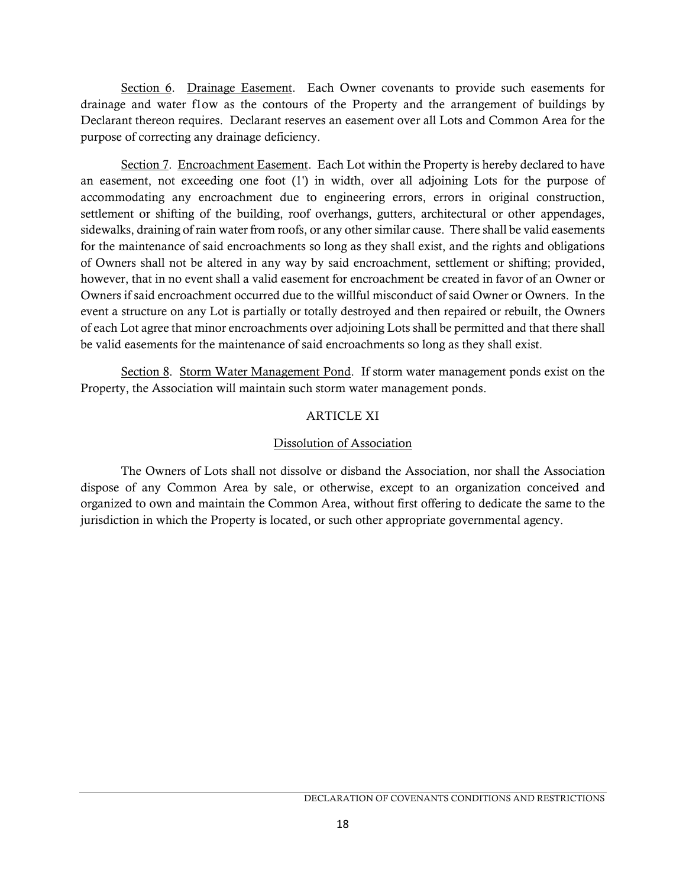Section 6. Drainage Easement. Each Owner covenants to provide such easements for drainage and water f1ow as the contours of the Property and the arrangement of buildings by Declarant thereon requires. Declarant reserves an easement over all Lots and Common Area for the purpose of correcting any drainage deficiency.

Section 7. Encroachment Easement. Each Lot within the Property is hereby declared to have an easement, not exceeding one foot (1') in width, over all adjoining Lots for the purpose of accommodating any encroachment due to engineering errors, errors in original construction, settlement or shifting of the building, roof overhangs, gutters, architectural or other appendages, sidewalks, draining of rain water from roofs, or any other similar cause. There shall be valid easements for the maintenance of said encroachments so long as they shall exist, and the rights and obligations of Owners shall not be altered in any way by said encroachment, settlement or shifting; provided, however, that in no event shall a valid easement for encroachment be created in favor of an Owner or Owners if said encroachment occurred due to the willful misconduct of said Owner or Owners. In the event a structure on any Lot is partially or totally destroyed and then repaired or rebuilt, the Owners of each Lot agree that minor encroachments over adjoining Lots shall be permitted and that there shall be valid easements for the maintenance of said encroachments so long as they shall exist.

Section 8. Storm Water Management Pond. If storm water management ponds exist on the Property, the Association will maintain such storm water management ponds.

## ARTICLE XI

### Dissolution of Association

The Owners of Lots shall not dissolve or disband the Association, nor shall the Association dispose of any Common Area by sale, or otherwise, except to an organization conceived and organized to own and maintain the Common Area, without first offering to dedicate the same to the jurisdiction in which the Property is located, or such other appropriate governmental agency.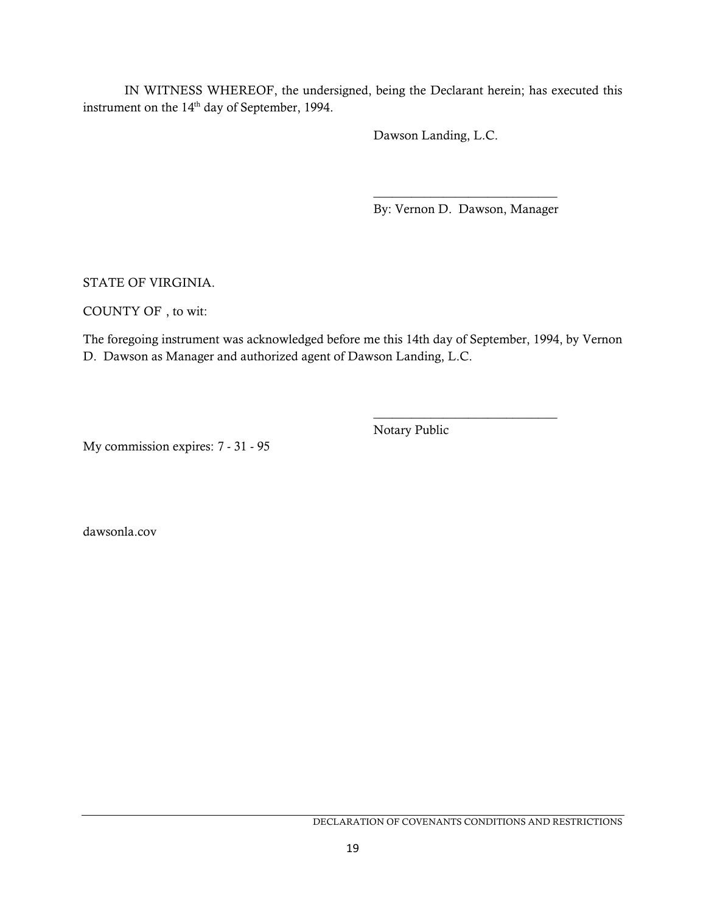IN WITNESS WHEREOF, the undersigned, being the Declarant herein; has executed this instrument on the 14th day of September, 1994.

Dawson Landing, L.C.

\_\_\_\_\_\_\_\_\_\_\_\_\_\_\_\_\_\_\_\_\_\_\_\_\_\_\_\_\_\_

By: Vernon D. Dawson, Manager

STATE OF VIRGINIA.

COUNTY OF , to wit:

The foregoing instrument was acknowledged before me this 14th day of September, 1994, by Vernon D. Dawson as Manager and authorized agent of Dawson Landing, L.C.

\_\_\_\_\_\_\_\_\_\_\_\_\_\_\_\_\_\_\_\_\_\_\_\_\_\_\_\_\_\_

Notary Public

My commission expires: 7 - 31 - 95

dawsonla.cov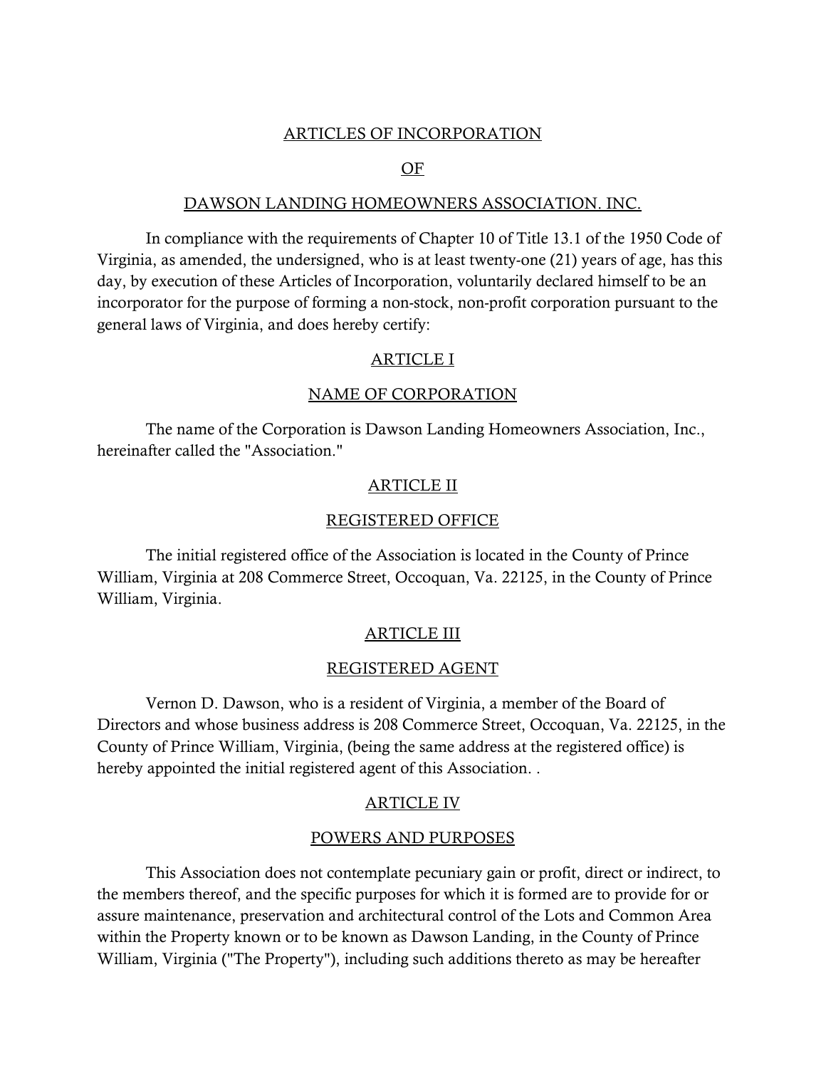ARTICLES OF INCORPORATION

OF

DAWSON LANDING HOMEOWNERS ASSOCIATION. INC.

In compliance with the requirements of Chapter 10 of Title 13.1 of the 1950 Code of Virginia, as amended, the undersigned, who is at least twenty-one (21) years of age, has this day, by execution of these Articles of Incorporation, voluntarily declared himself to be an incorporator for the purpose of forming a non-stock, non-profit corporation pursuant to the general laws of Virginia, and does hereby certify:

ARTICLE I

NAME OF CORPORATION

The name of the Corporation is Dawson Landing Homeowners Association, Inc., hereinafter called the "Association."

ARTICLE II

REGISTERED OFFICE

The initial registered office of the Association is located in the County of Prince William, Virginia at 208 Commerce Street, Occoquan, Va. 22125, in the County of Prince William, Virginia.

ARTICLE III

REGISTERED AGENT

Vernon D. Dawson, who is a resident of Virginia, a member of the Board of Directors and whose business address is 208 Commerce Street, Occoquan, Va. 22125, in the County of Prince William, Virginia, (being the same address at the registered office) is hereby appointed the initial registered agent of this Association. .

ARTICLE IV

POWERS AND PURPOSES

This Association does not contemplate pecuniary gain or profit, direct or indirect, to the members thereof, and the specific purposes for which it is formed are to provide for or assure maintenance, preservation and architectural control of the Lots and Common Area within the Property known or to be known as Dawson Landing, in the County of Prince William, Virginia ("The Property"), including such additions thereto as may be hereafter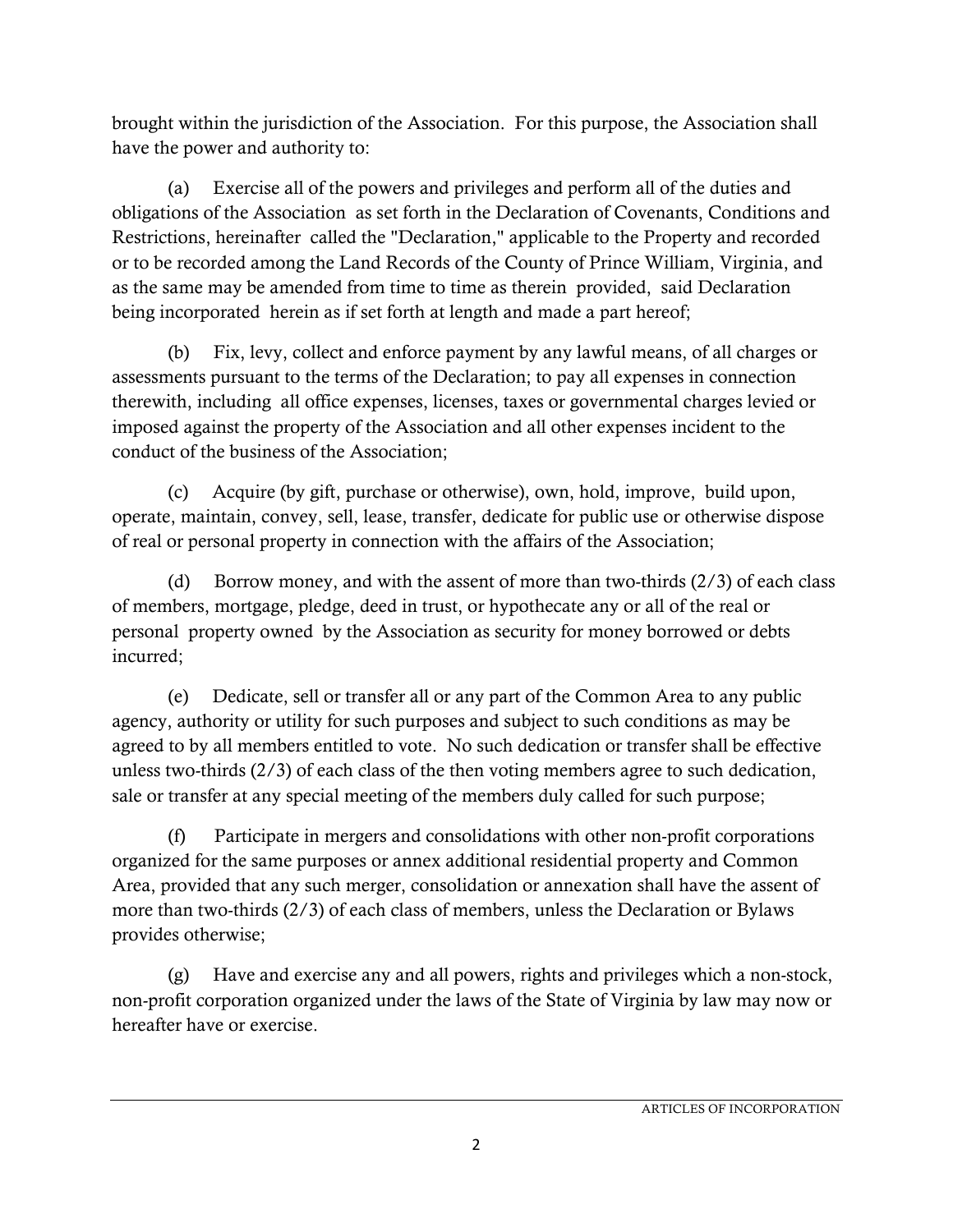brought within the jurisdiction of the Association. For this purpose, the Association shall have the power and authority to:

(a) Exercise all of the powers and privileges and perform all of the duties and obligations of the Association as set forth in the Declaration of Covenants, Conditions and Restrictions, hereinafter called the "Declaration," applicable to the Property and recorded or to be recorded among the Land Records of the County of Prince William, Virginia, and as the same may be amended from time to time as therein provided, said Declaration being incorporated herein as if set forth at length and made a part hereof;

(b) Fix, levy, collect and enforce payment by any lawful means, of all charges or assessments pursuant to the terms of the Declaration; to pay all expenses in connection therewith, including all office expenses, licenses, taxes or governmental charges levied or imposed against the property of the Association and all other expenses incident to the conduct of the business of the Association;

(c) Acquire (by gift, purchase or otherwise), own, hold, improve, build upon, operate, maintain, convey, sell, lease, transfer, dedicate for public use or otherwise dispose of real or personal property in connection with the affairs of the Association;

(d) Borrow money, and with the assent of more than two-thirds (2/3) of each class of members, mortgage, pledge, deed in trust, or hypothecate any or all of the real or personal property owned by the Association as security for money borrowed or debts incurred;

(e) Dedicate, sell or transfer all or any part of the Common Area to any public agency, authority or utility for such purposes and subject to such conditions as may be agreed to by all members entitled to vote. No such dedication or transfer shall be effective unless two-thirds (2/3) of each class of the then voting members agree to such dedication, sale or transfer at any special meeting of the members duly called for such purpose;

(f) Participate in mergers and consolidations with other non-profit corporations organized for the same purposes or annex additional residential property and Common Area, provided that any such merger, consolidation or annexation shall have the assent of more than two-thirds (2/3) of each class of members, unless the Declaration or Bylaws provides otherwise;

(g) Have and exercise any and all powers, rights and privileges which a non-stock, non-profit corporation organized under the laws of the State of Virginia by law may now or hereafter have or exercise.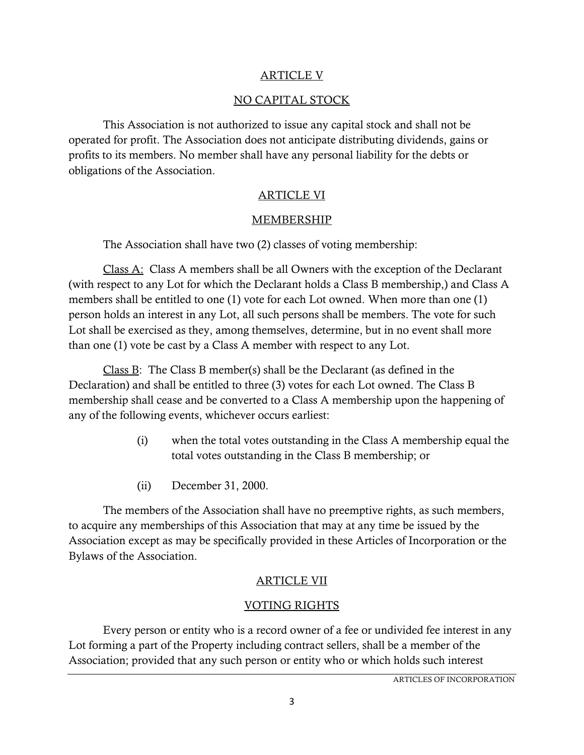## ARTICLE V

## NO CAPITAL STOCK

This Association is not authorized to issue any capital stock and shall not be operated for profit. The Association does not anticipate distributing dividends, gains or profits to its members. No member shall have any personal liability for the debts or obligations of the Association.

## ARTICLE VI

## MEMBERSHIP

The Association shall have two (2) classes of voting membership:

Class A: Class A members shall be all Owners with the exception of the Declarant (with respect to any Lot for which the Declarant holds a Class B membership,) and Class A members shall be entitled to one (1) vote for each Lot owned. When more than one (1) person holds an interest in any Lot, all such persons shall be members. The vote for such Lot shall be exercised as they, among themselves, determine, but in no event shall more than one (1) vote be cast by a Class A member with respect to any Lot.

Class B: The Class B member(s) shall be the Declarant (as defined in the Declaration) and shall be entitled to three (3) votes for each Lot owned. The Class B membership shall cease and be converted to a Class A membership upon the happening of any of the following events, whichever occurs earliest:

(i) when the total votes outstanding in the Class A membership equal the total votes outstanding in the Class B membership; or

(ii) December 31, 2000.

The members of the Association shall have no preemptive rights, as such members, to acquire any memberships of this Association that may at any time be issued by the Association except as may be specifically provided in these Articles of Incorporation or the Bylaws of the Association.

## ARTICLE VII

## VOTING RIGHTS

Every person or entity who is a record owner of a fee or undivided fee interest in any Lot forming a part of the Property including contract sellers, shall be a member of the Association; provided that any such person or entity who or which holds such interest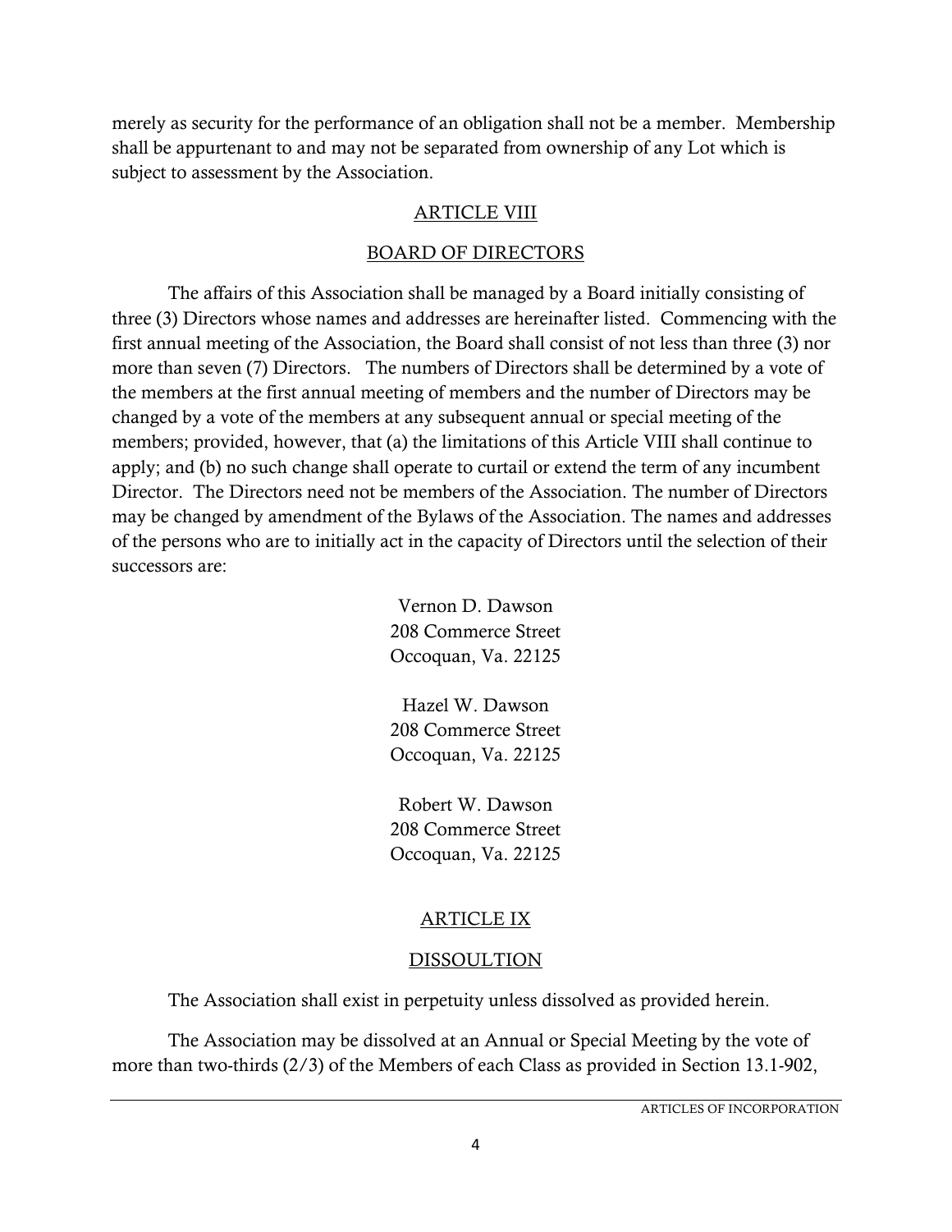merely as security for the performance of an obligation shall not be a member. Membership shall be appurtenant to and may not be separated from ownership of any Lot which is subject to assessment by the Association.

## ARTICLE VIII

## BOARD OF DIRECTORS

The affairs of this Association shall be managed by a Board initially consisting of three (3) Directors whose names and addresses are hereinafter listed. Commencing with the first annual meeting of the Association, the Board shall consist of not less than three (3) nor more than seven (7) Directors. The numbers of Directors shall be determined by a vote of the members at the first annual meeting of members and the number of Directors may be changed by a vote of the members at any subsequent annual or special meeting of the members; provided, however, that (a) the limitations of this Article VIII shall continue to apply; and (b) no such change shall operate to curtail or extend the term of any incumbent Director. The Directors need not be members of the Association. The number of Directors may be changed by amendment of the Bylaws of the Association. The names and addresses of the persons who are to initially act in the capacity of Directors until the selection of their successors are:

Vernon D. Dawson
208 Commerce Street
Occoquan, Va. 22125

Hazel W. Dawson
208 Commerce Street
Occoquan, Va. 22125

Robert W. Dawson
208 Commerce Street
Occoquan, Va. 22125

## ARTICLE IX

## DISSOULTION

The Association shall exist in perpetuity unless dissolved as provided herein.

The Association may be dissolved at an Annual or Special Meeting by the vote of more than two-thirds (2/3) of the Members of each Class as provided in Section 13.1-902,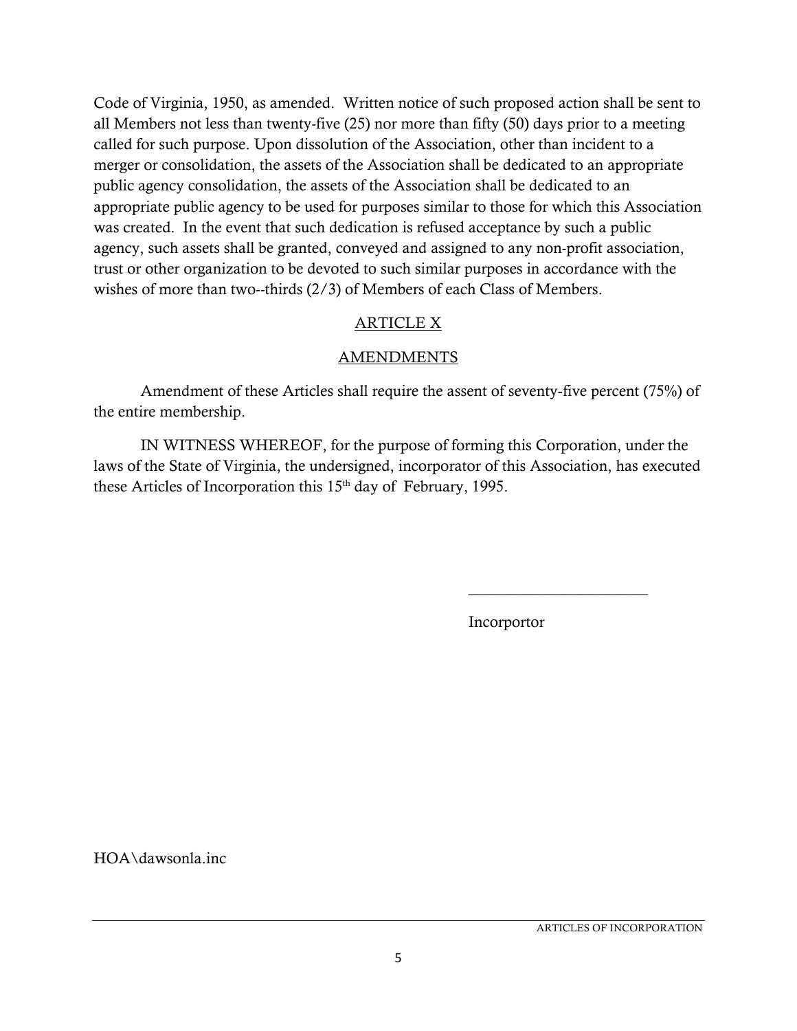Code of Virginia, 1950, as amended. Written notice of such proposed action shall be sent to all Members not less than twenty-five (25) nor more than fifty (50) days prior to a meeting called for such purpose. Upon dissolution of the Association, other than incident to a merger or consolidation, the assets of the Association shall be dedicated to an appropriate public agency consolidation, the assets of the Association shall be dedicated to an appropriate public agency to be used for purposes similar to those for which this Association was created. In the event that such dedication is refused acceptance by such a public agency, such assets shall be granted, conveyed and assigned to any non-profit association, trust or other organization to be devoted to such similar purposes in accordance with the wishes of more than two--thirds (2/3) of Members of each Class of Members.

## ARTICLE X

## AMENDMENTS

Amendment of these Articles shall require the assent of seventy-five percent (75%) of the entire membership.

IN WITNESS WHEREOF, for the purpose of forming this Corporation, under the laws of the State of Virginia, the undersigned, incorporator of this Association, has executed these Articles of Incorporation this 15th day of February, 1995.

______________________

Incorportor

HOA\dawsonla.inc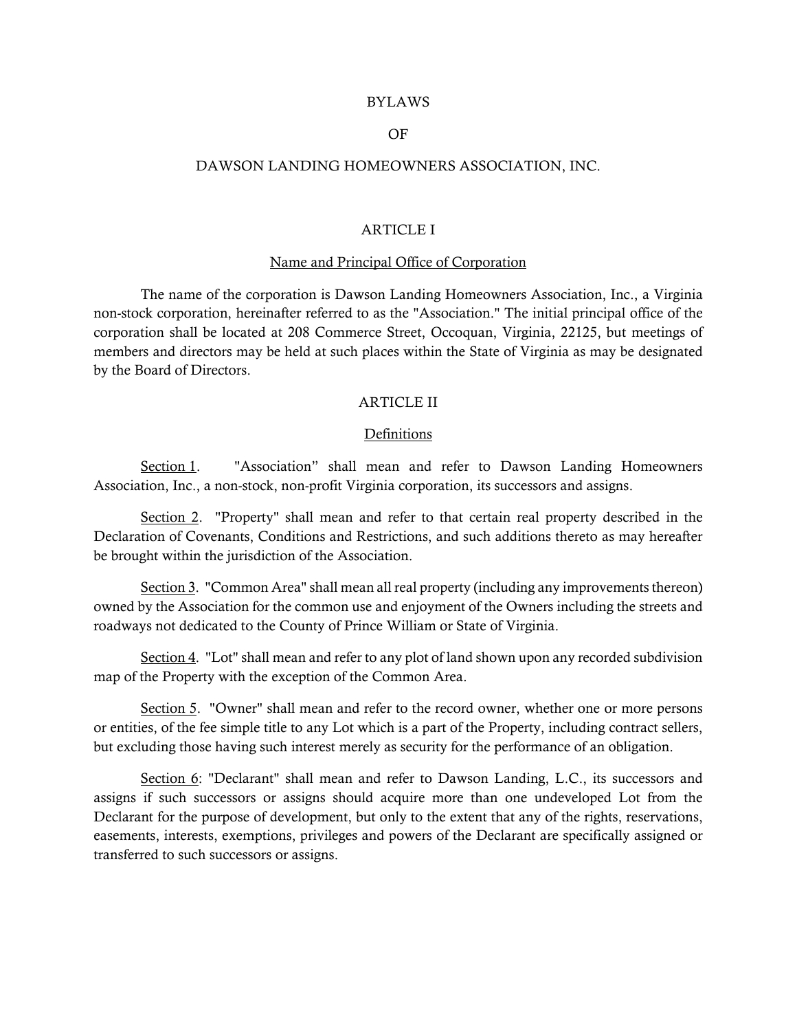# BYLAWS

# OF

# DAWSON LANDING HOMEOWNERS ASSOCIATION, INC.

## ARTICLE I

### Name and Principal Office of Corporation

The name of the corporation is Dawson Landing Homeowners Association, Inc., a Virginia non-stock corporation, hereinafter referred to as the "Association." The initial principal office of the corporation shall be located at 208 Commerce Street, Occoquan, Virginia, 22125, but meetings of members and directors may be held at such places within the State of Virginia as may be designated by the Board of Directors.

## ARTICLE II

### Definitions

Section 1. "Association" shall mean and refer to Dawson Landing Homeowners Association, Inc., a non-stock, non-profit Virginia corporation, its successors and assigns.

Section 2. "Property" shall mean and refer to that certain real property described in the Declaration of Covenants, Conditions and Restrictions, and such additions thereto as may hereafter be brought within the jurisdiction of the Association.

Section 3. "Common Area" shall mean all real property (including any improvements thereon) owned by the Association for the common use and enjoyment of the Owners including the streets and roadways not dedicated to the County of Prince William or State of Virginia.

Section 4. "Lot" shall mean and refer to any plot of land shown upon any recorded subdivision map of the Property with the exception of the Common Area.

Section 5. "Owner" shall mean and refer to the record owner, whether one or more persons or entities, of the fee simple title to any Lot which is a part of the Property, including contract sellers, but excluding those having such interest merely as security for the performance of an obligation.

Section 6: "Declarant" shall mean and refer to Dawson Landing, L.C., its successors and assigns if such successors or assigns should acquire more than one undeveloped Lot from the Declarant for the purpose of development, but only to the extent that any of the rights, reservations, easements, interests, exemptions, privileges and powers of the Declarant are specifically assigned or transferred to such successors or assigns.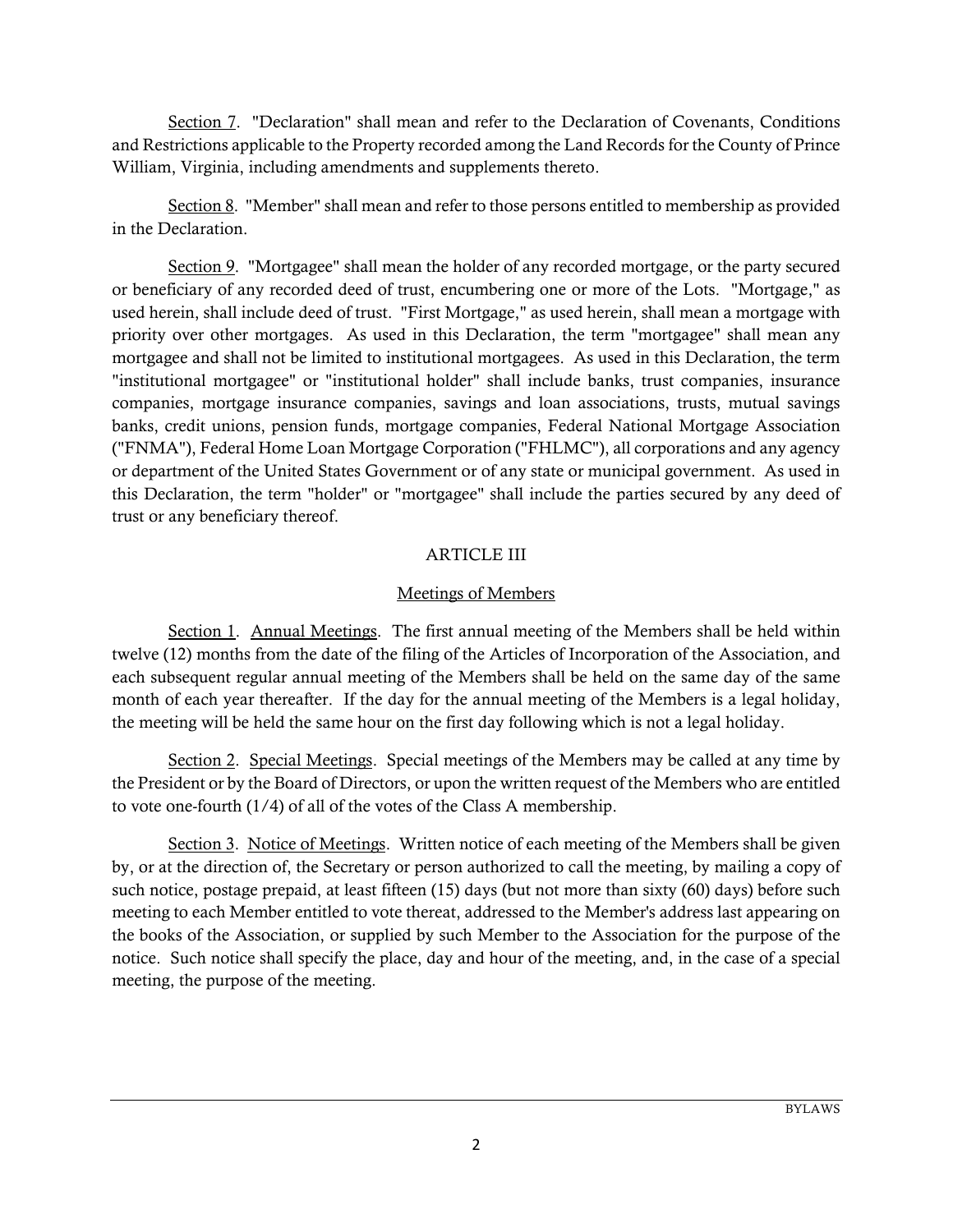Section 7. "Declaration" shall mean and refer to the Declaration of Covenants, Conditions and Restrictions applicable to the Property recorded among the Land Records for the County of Prince William, Virginia, including amendments and supplements thereto.

Section 8. "Member" shall mean and refer to those persons entitled to membership as provided in the Declaration.

Section 9. "Mortgagee" shall mean the holder of any recorded mortgage, or the party secured or beneficiary of any recorded deed of trust, encumbering one or more of the Lots. "Mortgage," as used herein, shall include deed of trust. "First Mortgage," as used herein, shall mean a mortgage with priority over other mortgages. As used in this Declaration, the term "mortgagee" shall mean any mortgagee and shall not be limited to institutional mortgagees. As used in this Declaration, the term "institutional mortgagee" or "institutional holder" shall include banks, trust companies, insurance companies, mortgage insurance companies, savings and loan associations, trusts, mutual savings banks, credit unions, pension funds, mortgage companies, Federal National Mortgage Association ("FNMA"), Federal Home Loan Mortgage Corporation ("FHLMC"), all corporations and any agency or department of the United States Government or of any state or municipal government. As used in this Declaration, the term "holder" or "mortgagee" shall include the parties secured by any deed of trust or any beneficiary thereof.

## ARTICLE III

### Meetings of Members

Section 1. Annual Meetings. The first annual meeting of the Members shall be held within twelve (12) months from the date of the filing of the Articles of Incorporation of the Association, and each subsequent regular annual meeting of the Members shall be held on the same day of the same month of each year thereafter. If the day for the annual meeting of the Members is a legal holiday, the meeting will be held the same hour on the first day following which is not a legal holiday.

Section 2. Special Meetings. Special meetings of the Members may be called at any time by the President or by the Board of Directors, or upon the written request of the Members who are entitled to vote one-fourth (1/4) of all of the votes of the Class A membership.

Section 3. Notice of Meetings. Written notice of each meeting of the Members shall be given by, or at the direction of, the Secretary or person authorized to call the meeting, by mailing a copy of such notice, postage prepaid, at least fifteen (15) days (but not more than sixty (60) days) before such meeting to each Member entitled to vote thereat, addressed to the Member's address last appearing on the books of the Association, or supplied by such Member to the Association for the purpose of the notice. Such notice shall specify the place, day and hour of the meeting, and, in the case of a special meeting, the purpose of the meeting.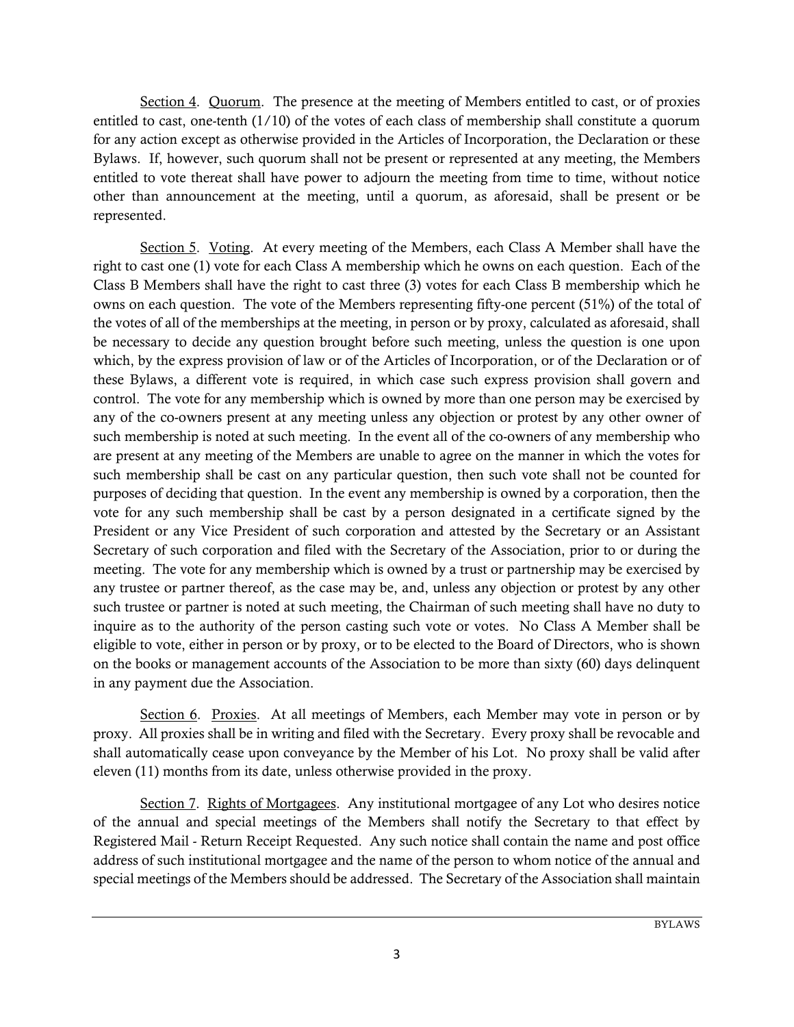Section 4. Quorum. The presence at the meeting of Members entitled to cast, or of proxies entitled to cast, one-tenth (1/10) of the votes of each class of membership shall constitute a quorum for any action except as otherwise provided in the Articles of Incorporation, the Declaration or these Bylaws. If, however, such quorum shall not be present or represented at any meeting, the Members entitled to vote thereat shall have power to adjourn the meeting from time to time, without notice other than announcement at the meeting, until a quorum, as aforesaid, shall be present or be represented.

Section 5. Voting. At every meeting of the Members, each Class A Member shall have the right to cast one (1) vote for each Class A membership which he owns on each question. Each of the Class B Members shall have the right to cast three (3) votes for each Class B membership which he owns on each question. The vote of the Members representing fifty-one percent (51%) of the total of the votes of all of the memberships at the meeting, in person or by proxy, calculated as aforesaid, shall be necessary to decide any question brought before such meeting, unless the question is one upon which, by the express provision of law or of the Articles of Incorporation, or of the Declaration or of these Bylaws, a different vote is required, in which case such express provision shall govern and control. The vote for any membership which is owned by more than one person may be exercised by any of the co-owners present at any meeting unless any objection or protest by any other owner of such membership is noted at such meeting. In the event all of the co-owners of any membership who are present at any meeting of the Members are unable to agree on the manner in which the votes for such membership shall be cast on any particular question, then such vote shall not be counted for purposes of deciding that question. In the event any membership is owned by a corporation, then the vote for any such membership shall be cast by a person designated in a certificate signed by the President or any Vice President of such corporation and attested by the Secretary or an Assistant Secretary of such corporation and filed with the Secretary of the Association, prior to or during the meeting. The vote for any membership which is owned by a trust or partnership may be exercised by any trustee or partner thereof, as the case may be, and, unless any objection or protest by any other such trustee or partner is noted at such meeting, the Chairman of such meeting shall have no duty to inquire as to the authority of the person casting such vote or votes. No Class A Member shall be eligible to vote, either in person or by proxy, or to be elected to the Board of Directors, who is shown on the books or management accounts of the Association to be more than sixty (60) days delinquent in any payment due the Association.

Section 6. Proxies. At all meetings of Members, each Member may vote in person or by proxy. All proxies shall be in writing and filed with the Secretary. Every proxy shall be revocable and shall automatically cease upon conveyance by the Member of his Lot. No proxy shall be valid after eleven (11) months from its date, unless otherwise provided in the proxy.

Section 7. Rights of Mortgagees. Any institutional mortgagee of any Lot who desires notice of the annual and special meetings of the Members shall notify the Secretary to that effect by Registered Mail - Return Receipt Requested. Any such notice shall contain the name and post office address of such institutional mortgagee and the name of the person to whom notice of the annual and special meetings of the Members should be addressed. The Secretary of the Association shall maintain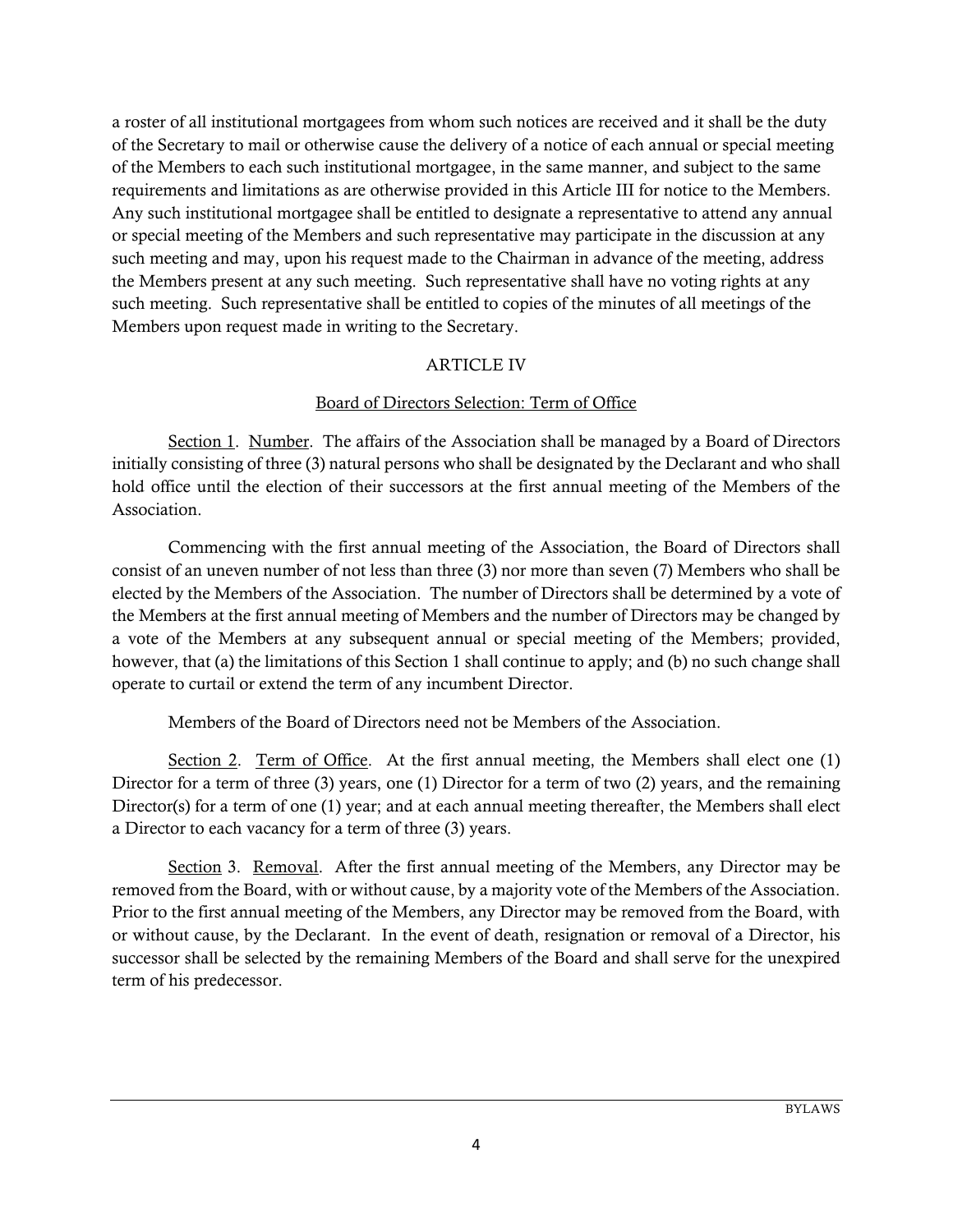a roster of all institutional mortgagees from whom such notices are received and it shall be the duty of the Secretary to mail or otherwise cause the delivery of a notice of each annual or special meeting of the Members to each such institutional mortgagee, in the same manner, and subject to the same requirements and limitations as are otherwise provided in this Article III for notice to the Members. Any such institutional mortgagee shall be entitled to designate a representative to attend any annual or special meeting of the Members and such representative may participate in the discussion at any such meeting and may, upon his request made to the Chairman in advance of the meeting, address the Members present at any such meeting. Such representative shall have no voting rights at any such meeting. Such representative shall be entitled to copies of the minutes of all meetings of the Members upon request made in writing to the Secretary.

## ARTICLE IV

### Board of Directors Selection: Term of Office

Section 1. Number. The affairs of the Association shall be managed by a Board of Directors initially consisting of three (3) natural persons who shall be designated by the Declarant and who shall hold office until the election of their successors at the first annual meeting of the Members of the Association.

Commencing with the first annual meeting of the Association, the Board of Directors shall consist of an uneven number of not less than three (3) nor more than seven (7) Members who shall be elected by the Members of the Association. The number of Directors shall be determined by a vote of the Members at the first annual meeting of Members and the number of Directors may be changed by a vote of the Members at any subsequent annual or special meeting of the Members; provided, however, that (a) the limitations of this Section 1 shall continue to apply; and (b) no such change shall operate to curtail or extend the term of any incumbent Director.

Members of the Board of Directors need not be Members of the Association.

Section 2. Term of Office. At the first annual meeting, the Members shall elect one (1) Director for a term of three (3) years, one (1) Director for a term of two (2) years, and the remaining Director(s) for a term of one (1) year; and at each annual meeting thereafter, the Members shall elect a Director to each vacancy for a term of three (3) years.

Section 3. Removal. After the first annual meeting of the Members, any Director may be removed from the Board, with or without cause, by a majority vote of the Members of the Association. Prior to the first annual meeting of the Members, any Director may be removed from the Board, with or without cause, by the Declarant. In the event of death, resignation or removal of a Director, his successor shall be selected by the remaining Members of the Board and shall serve for the unexpired term of his predecessor.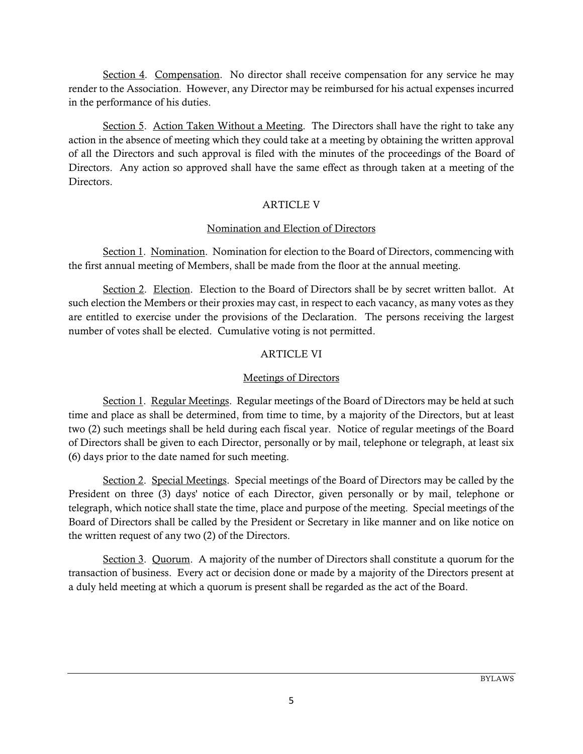Section 4. Compensation. No director shall receive compensation for any service he may render to the Association. However, any Director may be reimbursed for his actual expenses incurred in the performance of his duties.

Section 5. Action Taken Without a Meeting. The Directors shall have the right to take any action in the absence of meeting which they could take at a meeting by obtaining the written approval of all the Directors and such approval is filed with the minutes of the proceedings of the Board of Directors. Any action so approved shall have the same effect as through taken at a meeting of the Directors.

## ARTICLE V

### Nomination and Election of Directors

Section 1. Nomination. Nomination for election to the Board of Directors, commencing with the first annual meeting of Members, shall be made from the floor at the annual meeting.

Section 2. Election. Election to the Board of Directors shall be by secret written ballot. At such election the Members or their proxies may cast, in respect to each vacancy, as many votes as they are entitled to exercise under the provisions of the Declaration. The persons receiving the largest number of votes shall be elected. Cumulative voting is not permitted.

## ARTICLE VI

### Meetings of Directors

Section 1. Regular Meetings. Regular meetings of the Board of Directors may be held at such time and place as shall be determined, from time to time, by a majority of the Directors, but at least two (2) such meetings shall be held during each fiscal year. Notice of regular meetings of the Board of Directors shall be given to each Director, personally or by mail, telephone or telegraph, at least six (6) days prior to the date named for such meeting.

Section 2. Special Meetings. Special meetings of the Board of Directors may be called by the President on three (3) days' notice of each Director, given personally or by mail, telephone or telegraph, which notice shall state the time, place and purpose of the meeting. Special meetings of the Board of Directors shall be called by the President or Secretary in like manner and on like notice on the written request of any two (2) of the Directors.

Section 3. Quorum. A majority of the number of Directors shall constitute a quorum for the transaction of business. Every act or decision done or made by a majority of the Directors present at a duly held meeting at which a quorum is present shall be regarded as the act of the Board.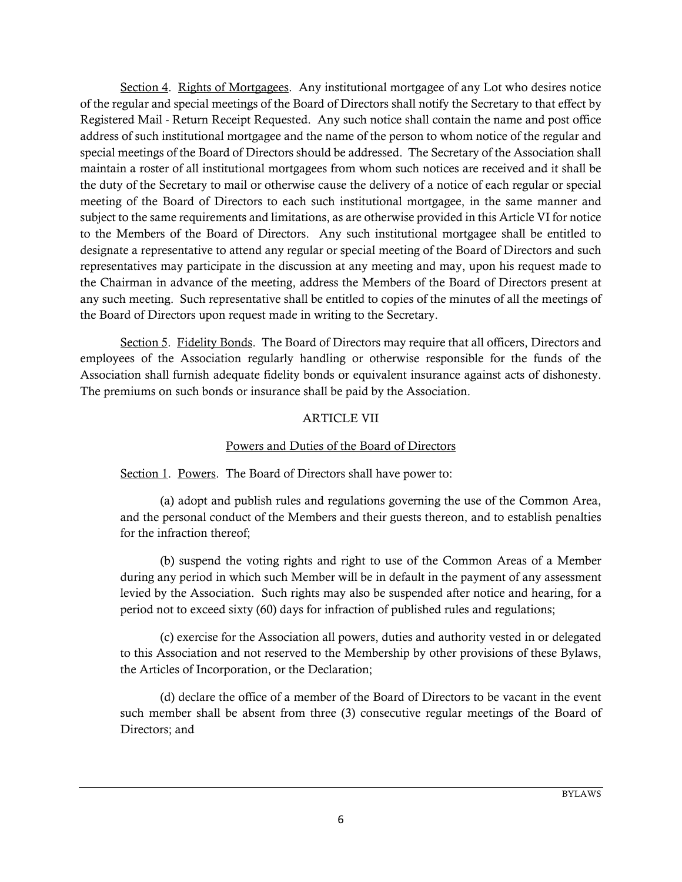Section 4. Rights of Mortgagees. Any institutional mortgagee of any Lot who desires notice of the regular and special meetings of the Board of Directors shall notify the Secretary to that effect by Registered Mail - Return Receipt Requested. Any such notice shall contain the name and post office address of such institutional mortgagee and the name of the person to whom notice of the regular and special meetings of the Board of Directors should be addressed. The Secretary of the Association shall maintain a roster of all institutional mortgagees from whom such notices are received and it shall be the duty of the Secretary to mail or otherwise cause the delivery of a notice of each regular or special meeting of the Board of Directors to each such institutional mortgagee, in the same manner and subject to the same requirements and limitations, as are otherwise provided in this Article VI for notice to the Members of the Board of Directors. Any such institutional mortgagee shall be entitled to designate a representative to attend any regular or special meeting of the Board of Directors and such representatives may participate in the discussion at any meeting and may, upon his request made to the Chairman in advance of the meeting, address the Members of the Board of Directors present at any such meeting. Such representative shall be entitled to copies of the minutes of all the meetings of the Board of Directors upon request made in writing to the Secretary.

Section 5. Fidelity Bonds. The Board of Directors may require that all officers, Directors and employees of the Association regularly handling or otherwise responsible for the funds of the Association shall furnish adequate fidelity bonds or equivalent insurance against acts of dishonesty. The premiums on such bonds or insurance shall be paid by the Association.

## ARTICLE VII

### Powers and Duties of the Board of Directors

Section 1. Powers. The Board of Directors shall have power to:

(a) adopt and publish rules and regulations governing the use of the Common Area, and the personal conduct of the Members and their guests thereon, and to establish penalties for the infraction thereof;

(b) suspend the voting rights and right to use of the Common Areas of a Member during any period in which such Member will be in default in the payment of any assessment levied by the Association. Such rights may also be suspended after notice and hearing, for a period not to exceed sixty (60) days for infraction of published rules and regulations;

(c) exercise for the Association all powers, duties and authority vested in or delegated to this Association and not reserved to the Membership by other provisions of these Bylaws, the Articles of Incorporation, or the Declaration;

(d) declare the office of a member of the Board of Directors to be vacant in the event such member shall be absent from three (3) consecutive regular meetings of the Board of Directors; and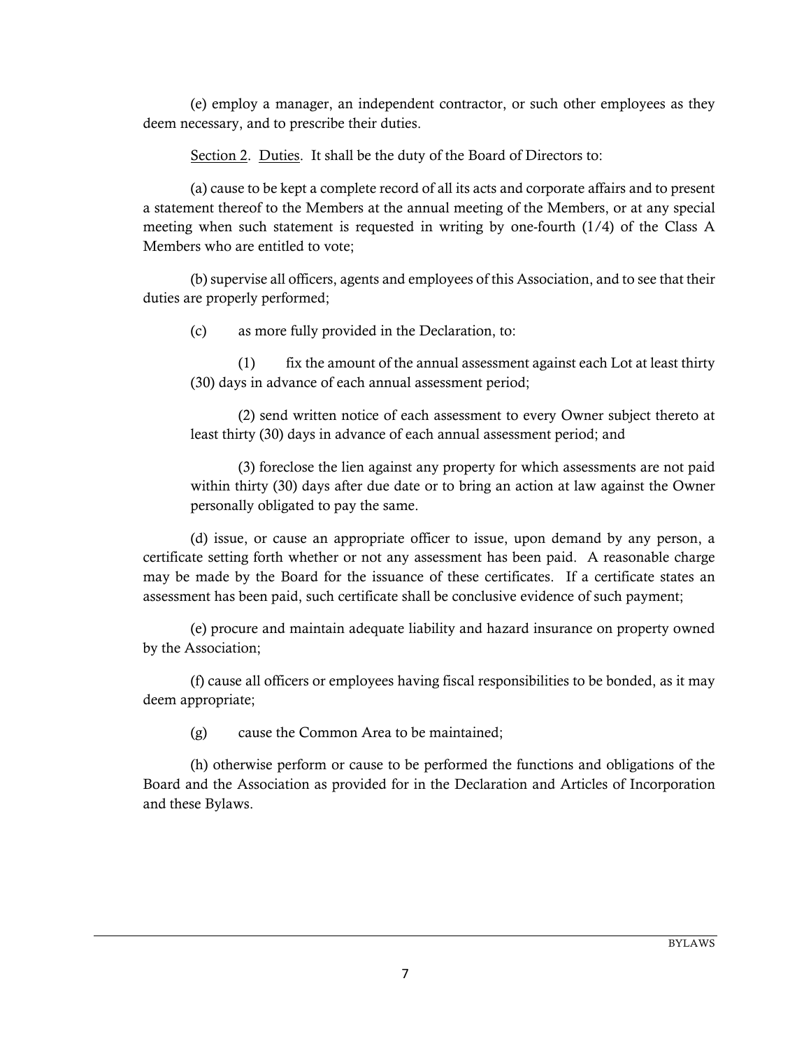(e) employ a manager, an independent contractor, or such other employees as they deem necessary, and to prescribe their duties.

Section 2. Duties. It shall be the duty of the Board of Directors to:

(a) cause to be kept a complete record of all its acts and corporate affairs and to present a statement thereof to the Members at the annual meeting of the Members, or at any special meeting when such statement is requested in writing by one-fourth (1/4) of the Class A Members who are entitled to vote;

(b) supervise all officers, agents and employees of this Association, and to see that their duties are properly performed;

(c) as more fully provided in the Declaration, to:

(1) fix the amount of the annual assessment against each Lot at least thirty (30) days in advance of each annual assessment period;

(2) send written notice of each assessment to every Owner subject thereto at least thirty (30) days in advance of each annual assessment period; and

(3) foreclose the lien against any property for which assessments are not paid within thirty (30) days after due date or to bring an action at law against the Owner personally obligated to pay the same.

(d) issue, or cause an appropriate officer to issue, upon demand by any person, a certificate setting forth whether or not any assessment has been paid. A reasonable charge may be made by the Board for the issuance of these certificates. If a certificate states an assessment has been paid, such certificate shall be conclusive evidence of such payment;

(e) procure and maintain adequate liability and hazard insurance on property owned by the Association;

(f) cause all officers or employees having fiscal responsibilities to be bonded, as it may deem appropriate;

(g) cause the Common Area to be maintained;

(h) otherwise perform or cause to be performed the functions and obligations of the Board and the Association as provided for in the Declaration and Articles of Incorporation and these Bylaws.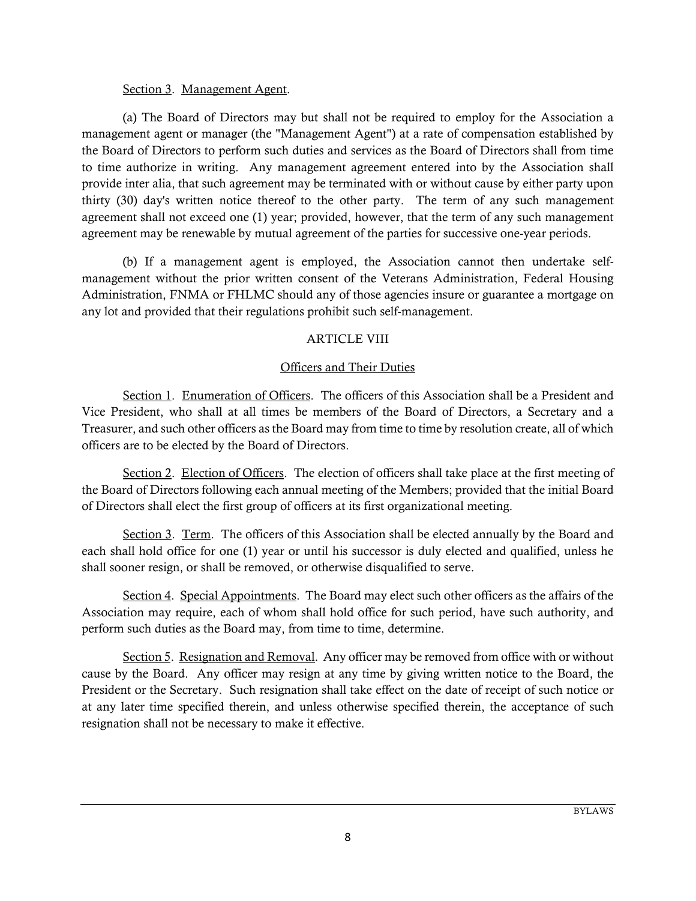Section 3. Management Agent.

(a) The Board of Directors may but shall not be required to employ for the Association a management agent or manager (the "Management Agent") at a rate of compensation established by the Board of Directors to perform such duties and services as the Board of Directors shall from time to time authorize in writing. Any management agreement entered into by the Association shall provide inter alia, that such agreement may be terminated with or without cause by either party upon thirty (30) day's written notice thereof to the other party. The term of any such management agreement shall not exceed one (1) year; provided, however, that the term of any such management agreement may be renewable by mutual agreement of the parties for successive one-year periods.

(b) If a management agent is employed, the Association cannot then undertake self-management without the prior written consent of the Veterans Administration, Federal Housing Administration, FNMA or FHLMC should any of those agencies insure or guarantee a mortgage on any lot and provided that their regulations prohibit such self-management.

## ARTICLE VIII

### Officers and Their Duties

Section 1. Enumeration of Officers. The officers of this Association shall be a President and Vice President, who shall at all times be members of the Board of Directors, a Secretary and a Treasurer, and such other officers as the Board may from time to time by resolution create, all of which officers are to be elected by the Board of Directors.

Section 2. Election of Officers. The election of officers shall take place at the first meeting of the Board of Directors following each annual meeting of the Members; provided that the initial Board of Directors shall elect the first group of officers at its first organizational meeting.

Section 3. Term. The officers of this Association shall be elected annually by the Board and each shall hold office for one (1) year or until his successor is duly elected and qualified, unless he shall sooner resign, or shall be removed, or otherwise disqualified to serve.

Section 4. Special Appointments. The Board may elect such other officers as the affairs of the Association may require, each of whom shall hold office for such period, have such authority, and perform such duties as the Board may, from time to time, determine.

Section 5. Resignation and Removal. Any officer may be removed from office with or without cause by the Board. Any officer may resign at any time by giving written notice to the Board, the President or the Secretary. Such resignation shall take effect on the date of receipt of such notice or at any later time specified therein, and unless otherwise specified therein, the acceptance of such resignation shall not be necessary to make it effective.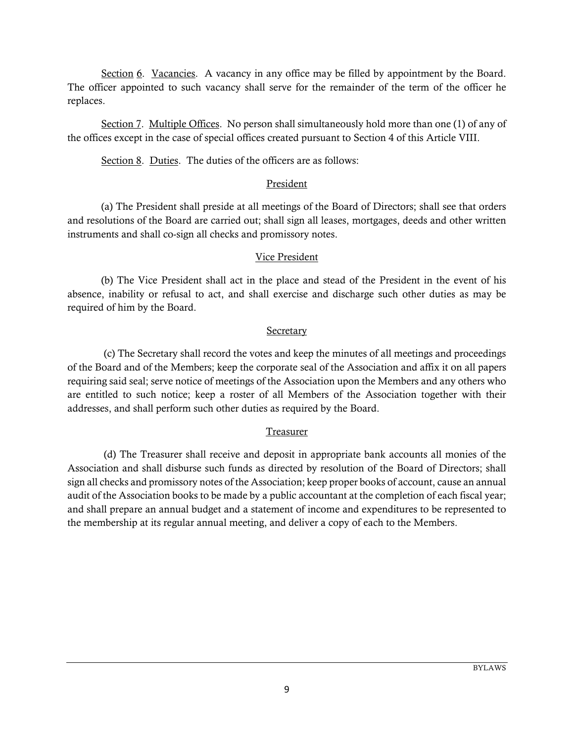Section 6. Vacancies. A vacancy in any office may be filled by appointment by the Board. The officer appointed to such vacancy shall serve for the remainder of the term of the officer he replaces.

Section 7. Multiple Offices. No person shall simultaneously hold more than one (1) of any of the offices except in the case of special offices created pursuant to Section 4 of this Article VIII.

Section 8. Duties. The duties of the officers are as follows:

President

(a) The President shall preside at all meetings of the Board of Directors; shall see that orders and resolutions of the Board are carried out; shall sign all leases, mortgages, deeds and other written instruments and shall co-sign all checks and promissory notes.

Vice President

(b) The Vice President shall act in the place and stead of the President in the event of his absence, inability or refusal to act, and shall exercise and discharge such other duties as may be required of him by the Board.

Secretary

(c) The Secretary shall record the votes and keep the minutes of all meetings and proceedings of the Board and of the Members; keep the corporate seal of the Association and affix it on all papers requiring said seal; serve notice of meetings of the Association upon the Members and any others who are entitled to such notice; keep a roster of all Members of the Association together with their addresses, and shall perform such other duties as required by the Board.

Treasurer

(d) The Treasurer shall receive and deposit in appropriate bank accounts all monies of the Association and shall disburse such funds as directed by resolution of the Board of Directors; shall sign all checks and promissory notes of the Association; keep proper books of account, cause an annual audit of the Association books to be made by a public accountant at the completion of each fiscal year; and shall prepare an annual budget and a statement of income and expenditures to be represented to the membership at its regular annual meeting, and deliver a copy of each to the Members.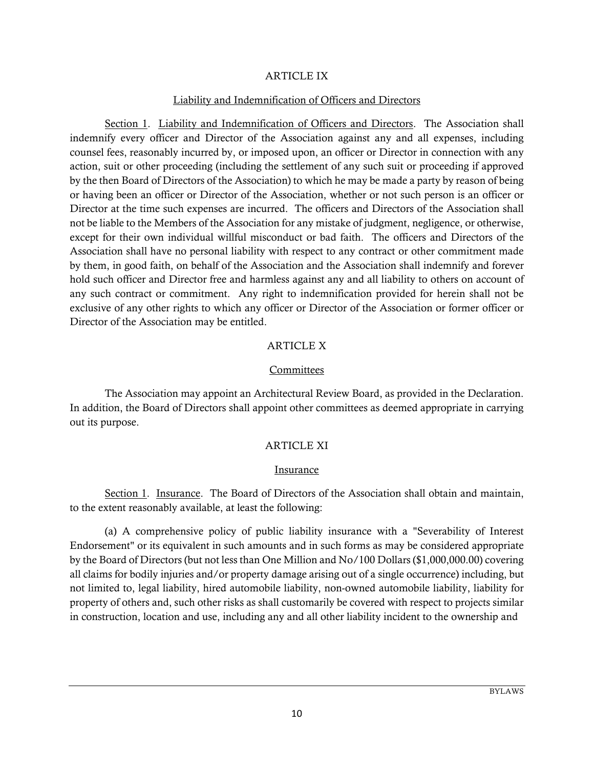## ARTICLE IX

### Liability and Indemnification of Officers and Directors

Section 1. Liability and Indemnification of Officers and Directors. The Association shall indemnify every officer and Director of the Association against any and all expenses, including counsel fees, reasonably incurred by, or imposed upon, an officer or Director in connection with any action, suit or other proceeding (including the settlement of any such suit or proceeding if approved by the then Board of Directors of the Association) to which he may be made a party by reason of being or having been an officer or Director of the Association, whether or not such person is an officer or Director at the time such expenses are incurred. The officers and Directors of the Association shall not be liable to the Members of the Association for any mistake of judgment, negligence, or otherwise, except for their own individual willful misconduct or bad faith. The officers and Directors of the Association shall have no personal liability with respect to any contract or other commitment made by them, in good faith, on behalf of the Association and the Association shall indemnify and forever hold such officer and Director free and harmless against any and all liability to others on account of any such contract or commitment. Any right to indemnification provided for herein shall not be exclusive of any other rights to which any officer or Director of the Association or former officer or Director of the Association may be entitled.

## ARTICLE X

### Committees

The Association may appoint an Architectural Review Board, as provided in the Declaration. In addition, the Board of Directors shall appoint other committees as deemed appropriate in carrying out its purpose.

## ARTICLE XI

### Insurance

Section 1. Insurance. The Board of Directors of the Association shall obtain and maintain, to the extent reasonably available, at least the following:

(a) A comprehensive policy of public liability insurance with a "Severability of Interest Endorsement" or its equivalent in such amounts and in such forms as may be considered appropriate by the Board of Directors (but not less than One Million and No/100 Dollars ($1,000,000.00) covering all claims for bodily injuries and/or property damage arising out of a single occurrence) including, but not limited to, legal liability, hired automobile liability, non-owned automobile liability, liability for property of others and, such other risks as shall customarily be covered with respect to projects similar in construction, location and use, including any and all other liability incident to the ownership and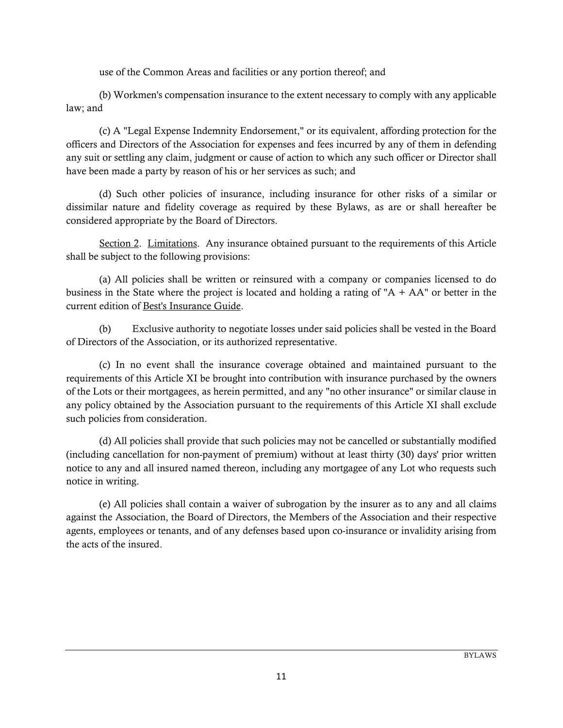use of the Common Areas and facilities or any portion thereof; and

(b) Workmen's compensation insurance to the extent necessary to comply with any applicable law; and

(c) A "Legal Expense Indemnity Endorsement," or its equivalent, affording protection for the officers and Directors of the Association for expenses and fees incurred by any of them in defending any suit or settling any claim, judgment or cause of action to which any such officer or Director shall have been made a party by reason of his or her services as such; and

(d) Such other policies of insurance, including insurance for other risks of a similar or dissimilar nature and fidelity coverage as required by these Bylaws, as are or shall hereafter be considered appropriate by the Board of Directors.

Section 2. Limitations. Any insurance obtained pursuant to the requirements of this Article shall be subject to the following provisions:

(a) All policies shall be written or reinsured with a company or companies licensed to do business in the State where the project is located and holding a rating of "A + AA" or better in the current edition of Best's Insurance Guide.

(b) Exclusive authority to negotiate losses under said policies shall be vested in the Board of Directors of the Association, or its authorized representative.

(c) In no event shall the insurance coverage obtained and maintained pursuant to the requirements of this Article XI be brought into contribution with insurance purchased by the owners of the Lots or their mortgagees, as herein permitted, and any "no other insurance" or similar clause in any policy obtained by the Association pursuant to the requirements of this Article XI shall exclude such policies from consideration.

(d) All policies shall provide that such policies may not be cancelled or substantially modified (including cancellation for non-payment of premium) without at least thirty (30) days' prior written notice to any and all insured named thereon, including any mortgagee of any Lot who requests such notice in writing.

(e) All policies shall contain a waiver of subrogation by the insurer as to any and all claims against the Association, the Board of Directors, the Members of the Association and their respective agents, employees or tenants, and of any defenses based upon co-insurance or invalidity arising from the acts of the insured.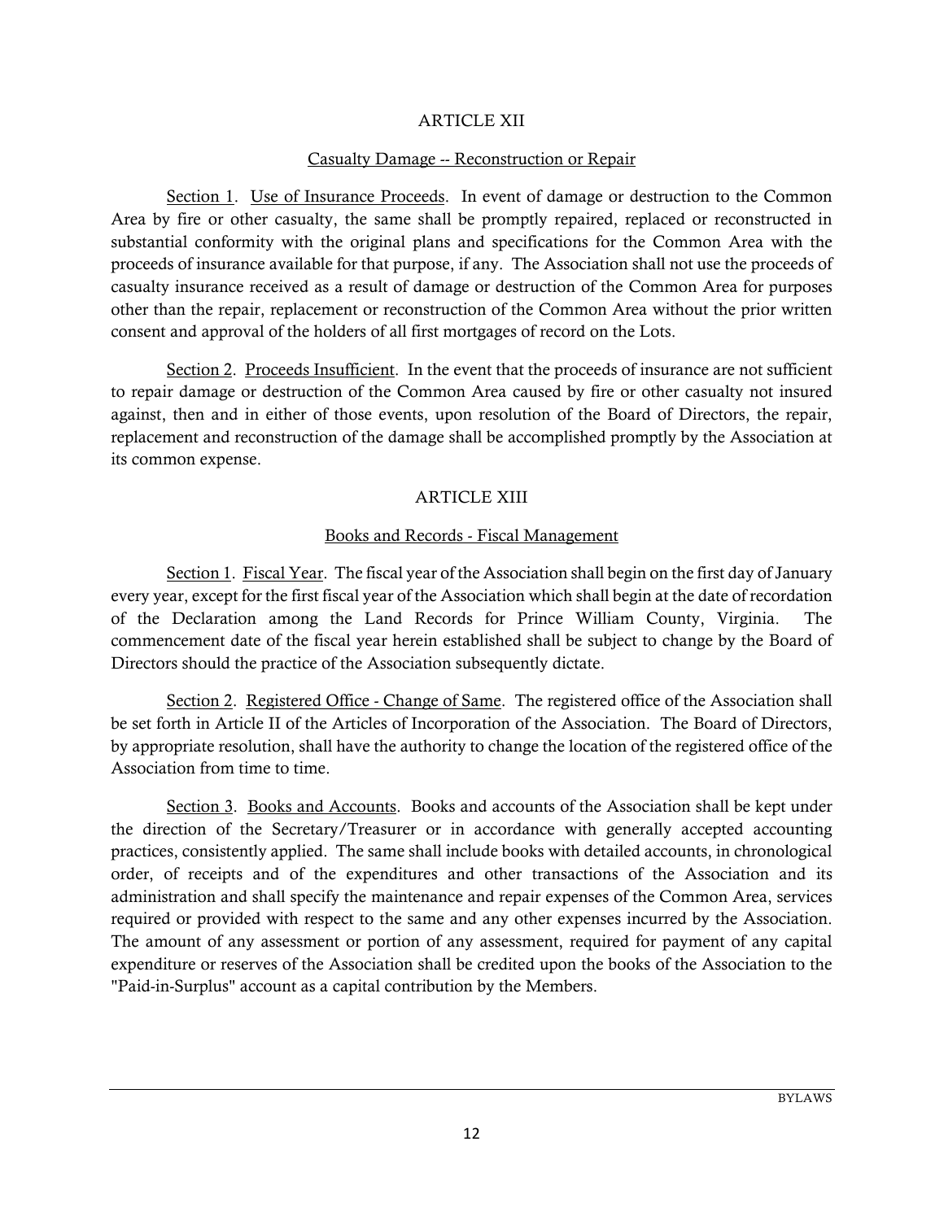## ARTICLE XII

### Casualty Damage -- Reconstruction or Repair

Section 1. Use of Insurance Proceeds. In event of damage or destruction to the Common Area by fire or other casualty, the same shall be promptly repaired, replaced or reconstructed in substantial conformity with the original plans and specifications for the Common Area with the proceeds of insurance available for that purpose, if any. The Association shall not use the proceeds of casualty insurance received as a result of damage or destruction of the Common Area for purposes other than the repair, replacement or reconstruction of the Common Area without the prior written consent and approval of the holders of all first mortgages of record on the Lots.

Section 2. Proceeds Insufficient. In the event that the proceeds of insurance are not sufficient to repair damage or destruction of the Common Area caused by fire or other casualty not insured against, then and in either of those events, upon resolution of the Board of Directors, the repair, replacement and reconstruction of the damage shall be accomplished promptly by the Association at its common expense.

## ARTICLE XIII

### Books and Records - Fiscal Management

Section 1. Fiscal Year. The fiscal year of the Association shall begin on the first day of January every year, except for the first fiscal year of the Association which shall begin at the date of recordation of the Declaration among the Land Records for Prince William County, Virginia. The commencement date of the fiscal year herein established shall be subject to change by the Board of Directors should the practice of the Association subsequently dictate.

Section 2. Registered Office - Change of Same. The registered office of the Association shall be set forth in Article II of the Articles of Incorporation of the Association. The Board of Directors, by appropriate resolution, shall have the authority to change the location of the registered office of the Association from time to time.

Section 3. Books and Accounts. Books and accounts of the Association shall be kept under the direction of the Secretary/Treasurer or in accordance with generally accepted accounting practices, consistently applied. The same shall include books with detailed accounts, in chronological order, of receipts and of the expenditures and other transactions of the Association and its administration and shall specify the maintenance and repair expenses of the Common Area, services required or provided with respect to the same and any other expenses incurred by the Association. The amount of any assessment or portion of any assessment, required for payment of any capital expenditure or reserves of the Association shall be credited upon the books of the Association to the "Paid-in-Surplus" account as a capital contribution by the Members.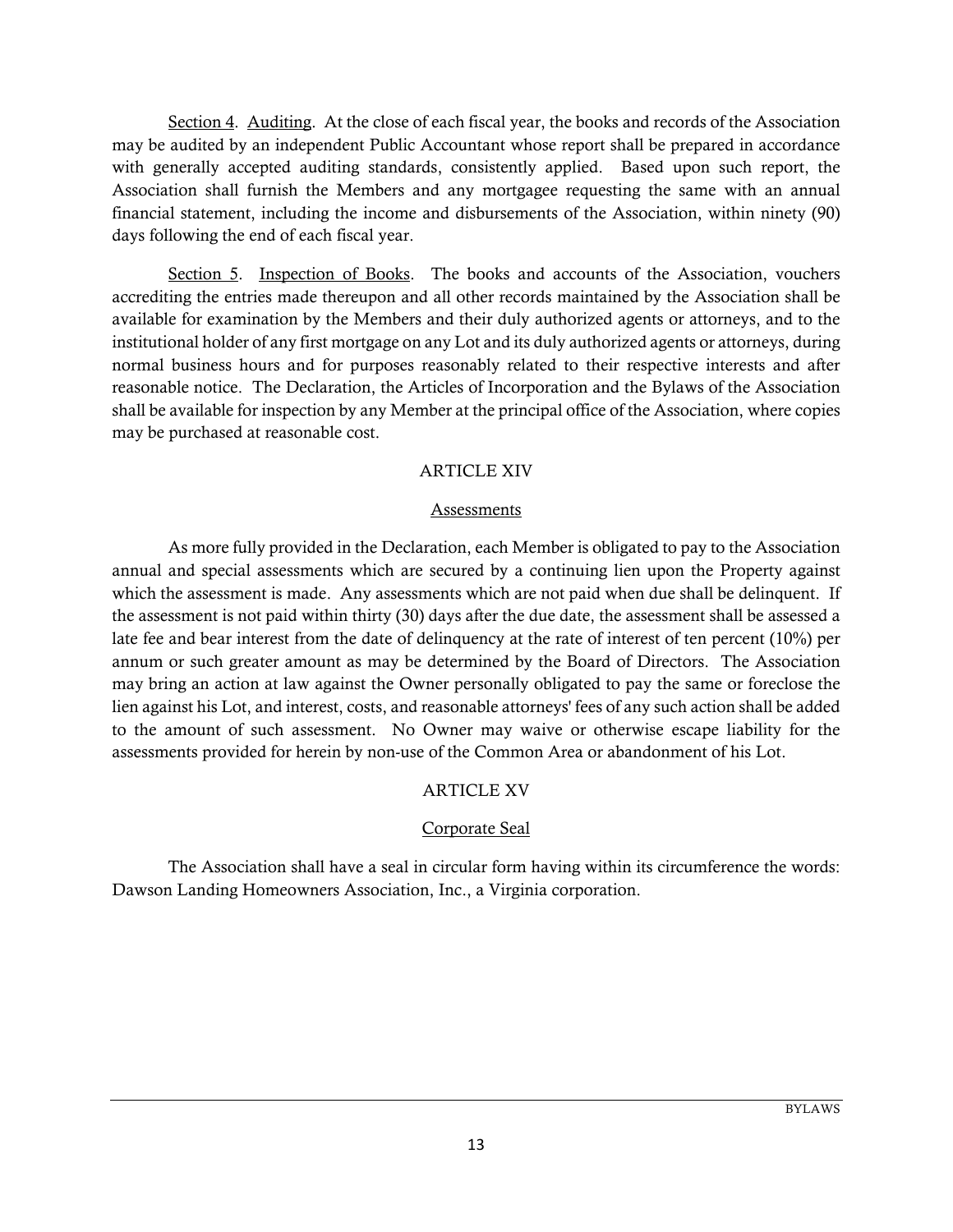Section 4. Auditing. At the close of each fiscal year, the books and records of the Association may be audited by an independent Public Accountant whose report shall be prepared in accordance with generally accepted auditing standards, consistently applied. Based upon such report, the Association shall furnish the Members and any mortgagee requesting the same with an annual financial statement, including the income and disbursements of the Association, within ninety (90) days following the end of each fiscal year.

Section 5. Inspection of Books. The books and accounts of the Association, vouchers accrediting the entries made thereupon and all other records maintained by the Association shall be available for examination by the Members and their duly authorized agents or attorneys, and to the institutional holder of any first mortgage on any Lot and its duly authorized agents or attorneys, during normal business hours and for purposes reasonably related to their respective interests and after reasonable notice. The Declaration, the Articles of Incorporation and the Bylaws of the Association shall be available for inspection by any Member at the principal office of the Association, where copies may be purchased at reasonable cost.

## ARTICLE XIV

### Assessments

As more fully provided in the Declaration, each Member is obligated to pay to the Association annual and special assessments which are secured by a continuing lien upon the Property against which the assessment is made. Any assessments which are not paid when due shall be delinquent. If the assessment is not paid within thirty (30) days after the due date, the assessment shall be assessed a late fee and bear interest from the date of delinquency at the rate of interest of ten percent (10%) per annum or such greater amount as may be determined by the Board of Directors. The Association may bring an action at law against the Owner personally obligated to pay the same or foreclose the lien against his Lot, and interest, costs, and reasonable attorneys' fees of any such action shall be added to the amount of such assessment. No Owner may waive or otherwise escape liability for the assessments provided for herein by non-use of the Common Area or abandonment of his Lot.

## ARTICLE XV

### Corporate Seal

The Association shall have a seal in circular form having within its circumference the words: Dawson Landing Homeowners Association, Inc., a Virginia corporation.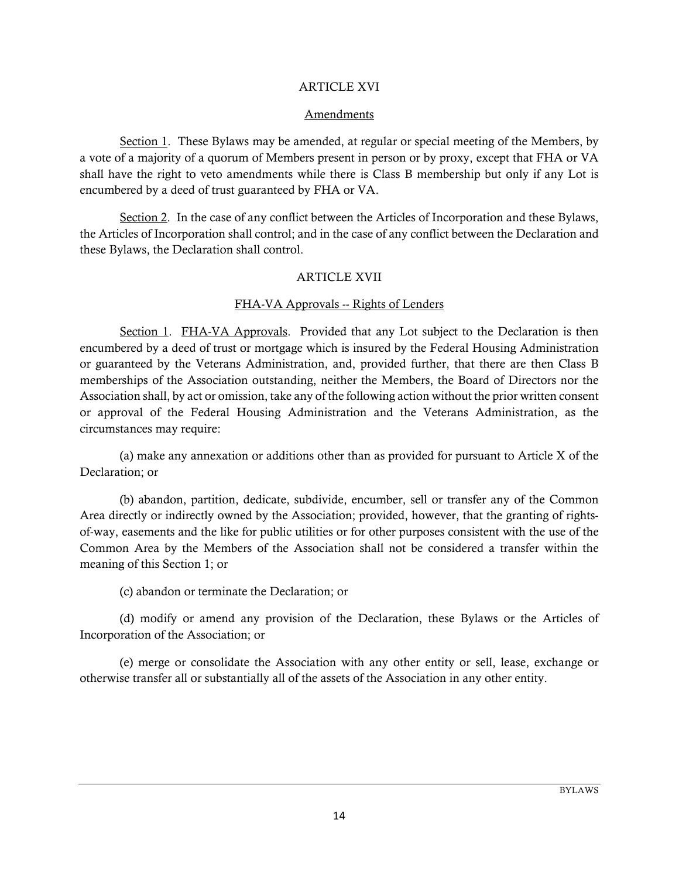## ARTICLE XVI

### Amendments

Section 1. These Bylaws may be amended, at regular or special meeting of the Members, by a vote of a majority of a quorum of Members present in person or by proxy, except that FHA or VA shall have the right to veto amendments while there is Class B membership but only if any Lot is encumbered by a deed of trust guaranteed by FHA or VA.

Section 2. In the case of any conflict between the Articles of Incorporation and these Bylaws, the Articles of Incorporation shall control; and in the case of any conflict between the Declaration and these Bylaws, the Declaration shall control.

## ARTICLE XVII

### FHA-VA Approvals -- Rights of Lenders

Section 1. FHA-VA Approvals. Provided that any Lot subject to the Declaration is then encumbered by a deed of trust or mortgage which is insured by the Federal Housing Administration or guaranteed by the Veterans Administration, and, provided further, that there are then Class B memberships of the Association outstanding, neither the Members, the Board of Directors nor the Association shall, by act or omission, take any of the following action without the prior written consent or approval of the Federal Housing Administration and the Veterans Administration, as the circumstances may require:

(a) make any annexation or additions other than as provided for pursuant to Article X of the Declaration; or

(b) abandon, partition, dedicate, subdivide, encumber, sell or transfer any of the Common Area directly or indirectly owned by the Association; provided, however, that the granting of rights-of-way, easements and the like for public utilities or for other purposes consistent with the use of the Common Area by the Members of the Association shall not be considered a transfer within the meaning of this Section 1; or

(c) abandon or terminate the Declaration; or

(d) modify or amend any provision of the Declaration, these Bylaws or the Articles of Incorporation of the Association; or

(e) merge or consolidate the Association with any other entity or sell, lease, exchange or otherwise transfer all or substantially all of the assets of the Association in any other entity.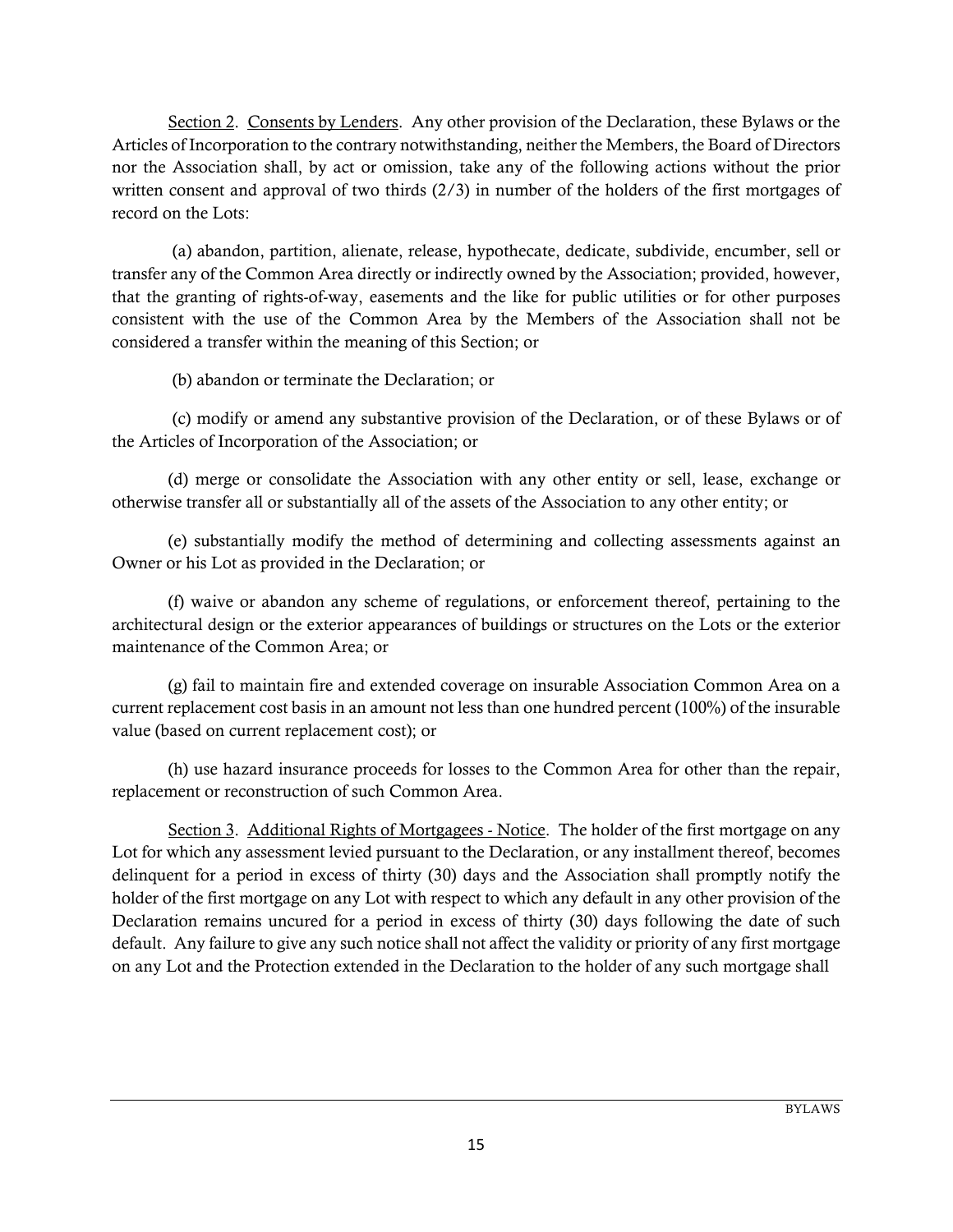Section 2. Consents by Lenders. Any other provision of the Declaration, these Bylaws or the Articles of Incorporation to the contrary notwithstanding, neither the Members, the Board of Directors nor the Association shall, by act or omission, take any of the following actions without the prior written consent and approval of two thirds (2/3) in number of the holders of the first mortgages of record on the Lots:

(a) abandon, partition, alienate, release, hypothecate, dedicate, subdivide, encumber, sell or transfer any of the Common Area directly or indirectly owned by the Association; provided, however, that the granting of rights-of-way, easements and the like for public utilities or for other purposes consistent with the use of the Common Area by the Members of the Association shall not be considered a transfer within the meaning of this Section; or

(b) abandon or terminate the Declaration; or

(c) modify or amend any substantive provision of the Declaration, or of these Bylaws or of the Articles of Incorporation of the Association; or

(d) merge or consolidate the Association with any other entity or sell, lease, exchange or otherwise transfer all or substantially all of the assets of the Association to any other entity; or

(e) substantially modify the method of determining and collecting assessments against an Owner or his Lot as provided in the Declaration; or

(f) waive or abandon any scheme of regulations, or enforcement thereof, pertaining to the architectural design or the exterior appearances of buildings or structures on the Lots or the exterior maintenance of the Common Area; or

(g) fail to maintain fire and extended coverage on insurable Association Common Area on a current replacement cost basis in an amount not less than one hundred percent (100%) of the insurable value (based on current replacement cost); or

(h) use hazard insurance proceeds for losses to the Common Area for other than the repair, replacement or reconstruction of such Common Area.

Section 3. Additional Rights of Mortgagees - Notice. The holder of the first mortgage on any Lot for which any assessment levied pursuant to the Declaration, or any installment thereof, becomes delinquent for a period in excess of thirty (30) days and the Association shall promptly notify the holder of the first mortgage on any Lot with respect to which any default in any other provision of the Declaration remains uncured for a period in excess of thirty (30) days following the date of such default. Any failure to give any such notice shall not affect the validity or priority of any first mortgage on any Lot and the Protection extended in the Declaration to the holder of any such mortgage shall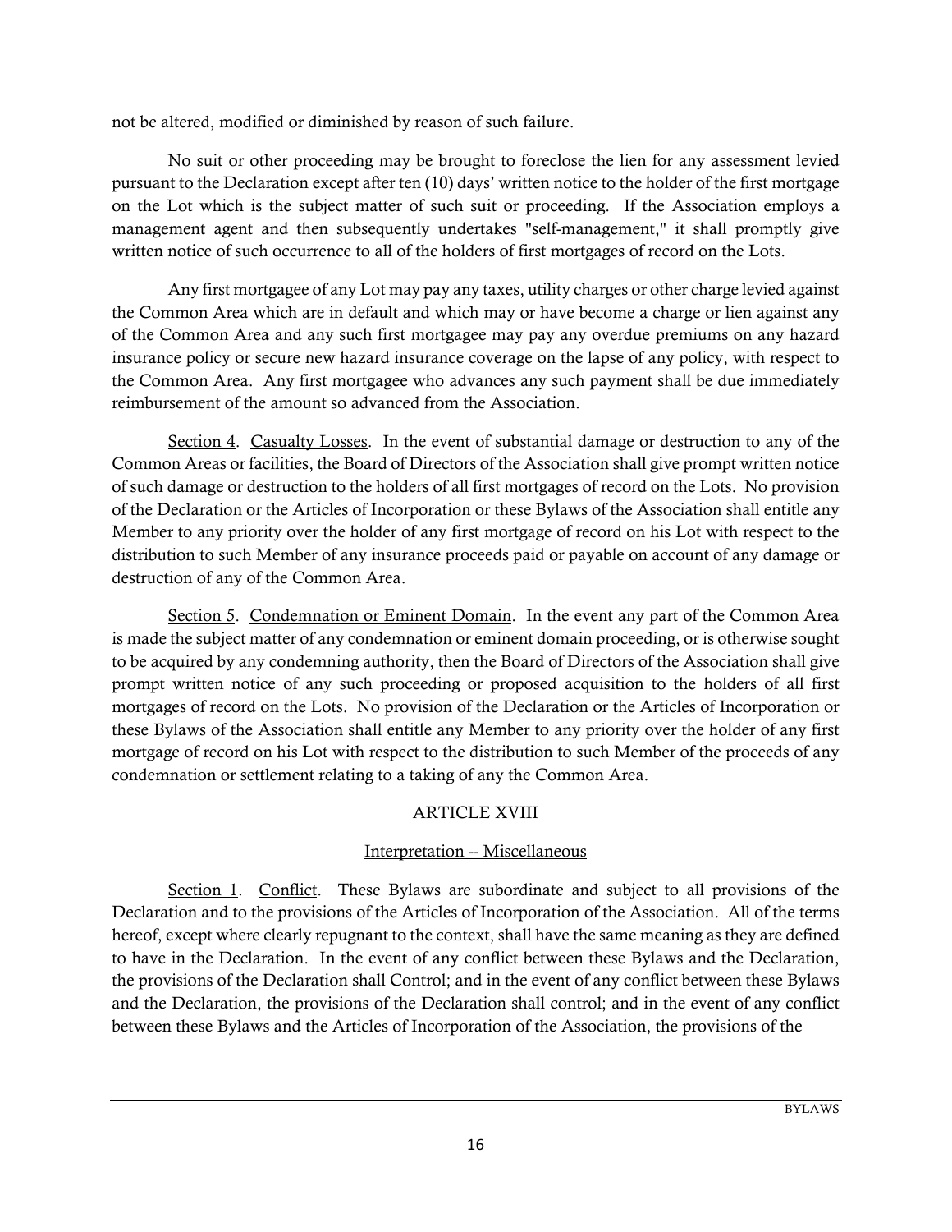not be altered, modified or diminished by reason of such failure.

No suit or other proceeding may be brought to foreclose the lien for any assessment levied pursuant to the Declaration except after ten (10) days' written notice to the holder of the first mortgage on the Lot which is the subject matter of such suit or proceeding. If the Association employs a management agent and then subsequently undertakes "self-management," it shall promptly give written notice of such occurrence to all of the holders of first mortgages of record on the Lots.

Any first mortgagee of any Lot may pay any taxes, utility charges or other charge levied against the Common Area which are in default and which may or have become a charge or lien against any of the Common Area and any such first mortgagee may pay any overdue premiums on any hazard insurance policy or secure new hazard insurance coverage on the lapse of any policy, with respect to the Common Area. Any first mortgagee who advances any such payment shall be due immediately reimbursement of the amount so advanced from the Association.

Section 4. Casualty Losses. In the event of substantial damage or destruction to any of the Common Areas or facilities, the Board of Directors of the Association shall give prompt written notice of such damage or destruction to the holders of all first mortgages of record on the Lots. No provision of the Declaration or the Articles of Incorporation or these Bylaws of the Association shall entitle any Member to any priority over the holder of any first mortgage of record on his Lot with respect to the distribution to such Member of any insurance proceeds paid or payable on account of any damage or destruction of any of the Common Area.

Section 5. Condemnation or Eminent Domain. In the event any part of the Common Area is made the subject matter of any condemnation or eminent domain proceeding, or is otherwise sought to be acquired by any condemning authority, then the Board of Directors of the Association shall give prompt written notice of any such proceeding or proposed acquisition to the holders of all first mortgages of record on the Lots. No provision of the Declaration or the Articles of Incorporation or these Bylaws of the Association shall entitle any Member to any priority over the holder of any first mortgage of record on his Lot with respect to the distribution to such Member of the proceeds of any condemnation or settlement relating to a taking of any the Common Area.

## ARTICLE XVIII

### Interpretation -- Miscellaneous

Section 1. Conflict. These Bylaws are subordinate and subject to all provisions of the Declaration and to the provisions of the Articles of Incorporation of the Association. All of the terms hereof, except where clearly repugnant to the context, shall have the same meaning as they are defined to have in the Declaration. In the event of any conflict between these Bylaws and the Declaration, the provisions of the Declaration shall Control; and in the event of any conflict between these Bylaws and the Declaration, the provisions of the Declaration shall control; and in the event of any conflict between these Bylaws and the Articles of Incorporation of the Association, the provisions of the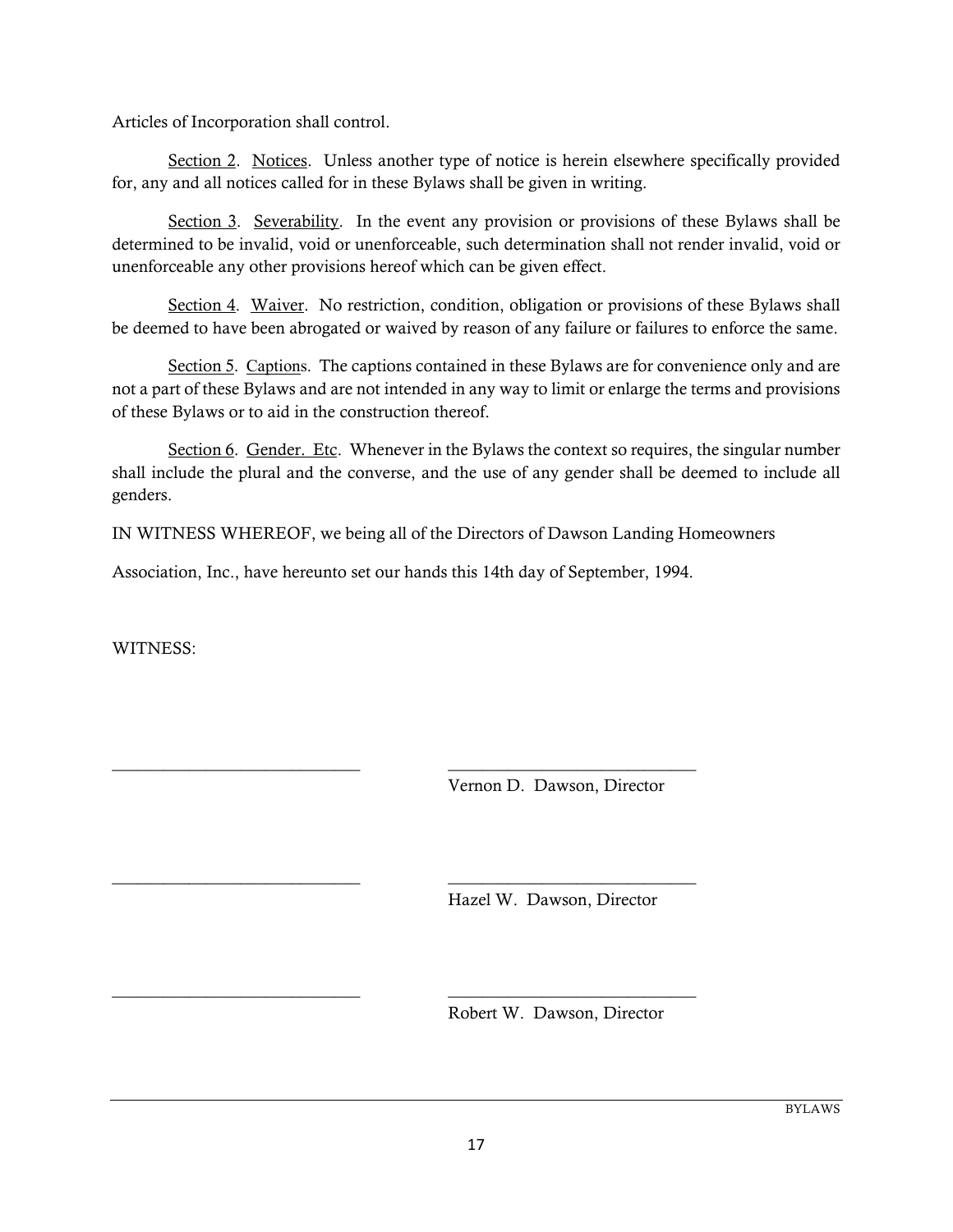Articles of Incorporation shall control.

Section 2. Notices. Unless another type of notice is herein elsewhere specifically provided for, any and all notices called for in these Bylaws shall be given in writing.

Section 3. Severability. In the event any provision or provisions of these Bylaws shall be determined to be invalid, void or unenforceable, such determination shall not render invalid, void or unenforceable any other provisions hereof which can be given effect.

Section 4. Waiver. No restriction, condition, obligation or provisions of these Bylaws shall be deemed to have been abrogated or waived by reason of any failure or failures to enforce the same.

Section 5. Captions. The captions contained in these Bylaws are for convenience only and are not a part of these Bylaws and are not intended in any way to limit or enlarge the terms and provisions of these Bylaws or to aid in the construction thereof.

Section 6. Gender. Etc. Whenever in the Bylaws the context so requires, the singular number shall include the plural and the converse, and the use of any gender shall be deemed to include all genders.

IN WITNESS WHEREOF, we being all of the Directors of Dawson Landing Homeowners Association, Inc., have hereunto set our hands this 14th day of September, 1994.

WITNESS:

_____________________________ _____________________________
Vernon D. Dawson, Director

_____________________________ _____________________________
Hazel W. Dawson, Director

_____________________________ _____________________________
Robert W. Dawson, Director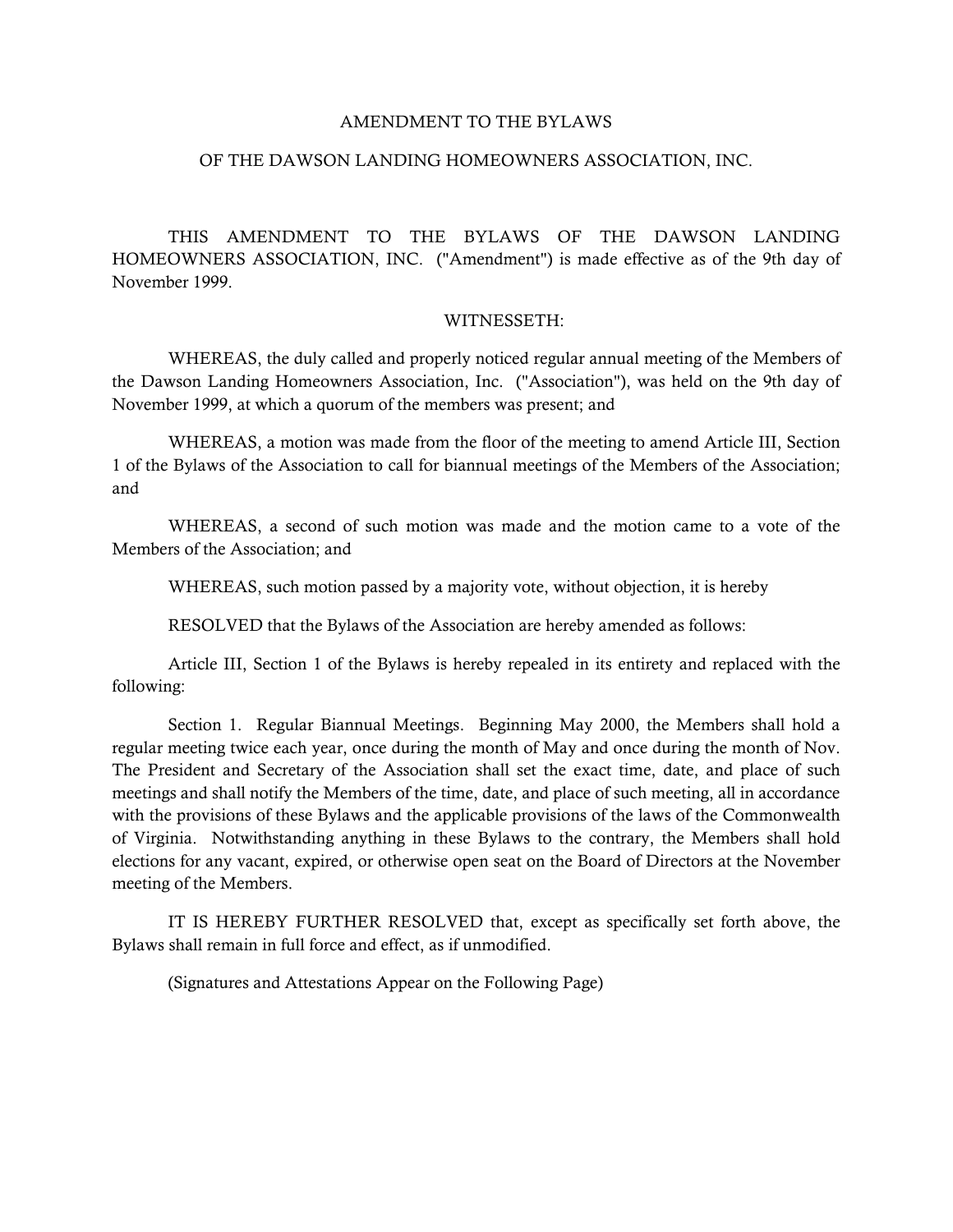# AMENDMENT TO THE BYLAWS

# OF THE DAWSON LANDING HOMEOWNERS ASSOCIATION, INC.

THIS AMENDMENT TO THE BYLAWS OF THE DAWSON LANDING HOMEOWNERS ASSOCIATION, INC. ("Amendment") is made effective as of the 9th day of November 1999.

WITNESSETH:

WHEREAS, the duly called and properly noticed regular annual meeting of the Members of the Dawson Landing Homeowners Association, Inc. ("Association"), was held on the 9th day of November 1999, at which a quorum of the members was present; and

WHEREAS, a motion was made from the floor of the meeting to amend Article III, Section 1 of the Bylaws of the Association to call for biannual meetings of the Members of the Association; and

WHEREAS, a second of such motion was made and the motion came to a vote of the Members of the Association; and

WHEREAS, such motion passed by a majority vote, without objection, it is hereby

RESOLVED that the Bylaws of the Association are hereby amended as follows:

Article III, Section 1 of the Bylaws is hereby repealed in its entirety and replaced with the following:

Section 1. Regular Biannual Meetings. Beginning May 2000, the Members shall hold a regular meeting twice each year, once during the month of May and once during the month of Nov. The President and Secretary of the Association shall set the exact time, date, and place of such meetings and shall notify the Members of the time, date, and place of such meeting, all in accordance with the provisions of these Bylaws and the applicable provisions of the laws of the Commonwealth of Virginia. Notwithstanding anything in these Bylaws to the contrary, the Members shall hold elections for any vacant, expired, or otherwise open seat on the Board of Directors at the November meeting of the Members.

IT IS HEREBY FURTHER RESOLVED that, except as specifically set forth above, the Bylaws shall remain in full force and effect, as if unmodified.

(Signatures and Attestations Appear on the Following Page)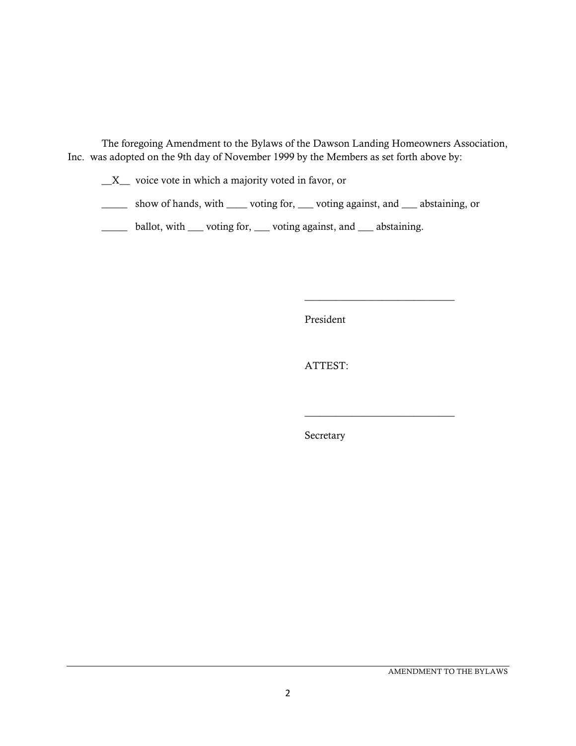The foregoing Amendment to the Bylaws of the Dawson Landing Homeowners Association, Inc. was adopted on the 9th day of November 1999 by the Members as set forth above by:

__X__ voice vote in which a majority voted in favor, or

_____ show of hands, with ____ voting for, ___ voting against, and ___ abstaining, or

_____ ballot, with ___ voting for, ___ voting against, and ___ abstaining.

_____________________________

President

ATTEST:

_____________________________

Secretary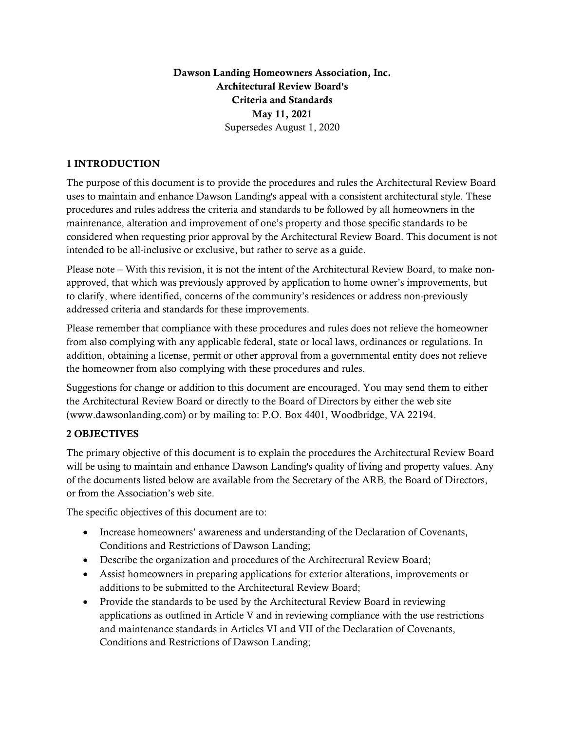**Dawson Landing Homeowners Association, Inc.**
**Architectural Review Board's**
**Criteria and Standards**
**May 11, 2021**
Supersedes August 1, 2020

## 1 INTRODUCTION

The purpose of this document is to provide the procedures and rules the Architectural Review Board uses to maintain and enhance Dawson Landing's appeal with a consistent architectural style. These procedures and rules address the criteria and standards to be followed by all homeowners in the maintenance, alteration and improvement of one's property and those specific standards to be considered when requesting prior approval by the Architectural Review Board. This document is not intended to be all-inclusive or exclusive, but rather to serve as a guide.

Please note – With this revision, it is not the intent of the Architectural Review Board, to make non-approved, that which was previously approved by application to home owner's improvements, but to clarify, where identified, concerns of the community's residences or address non-previously addressed criteria and standards for these improvements.

Please remember that compliance with these procedures and rules does not relieve the homeowner from also complying with any applicable federal, state or local laws, ordinances or regulations. In addition, obtaining a license, permit or other approval from a governmental entity does not relieve the homeowner from also complying with these procedures and rules.

Suggestions for change or addition to this document are encouraged. You may send them to either the Architectural Review Board or directly to the Board of Directors by either the web site (www.dawsonlanding.com) or by mailing to: P.O. Box 4401, Woodbridge, VA 22194.

## 2 OBJECTIVES

The primary objective of this document is to explain the procedures the Architectural Review Board will be using to maintain and enhance Dawson Landing's quality of living and property values. Any of the documents listed below are available from the Secretary of the ARB, the Board of Directors, or from the Association's web site.

The specific objectives of this document are to:

- Increase homeowners' awareness and understanding of the Declaration of Covenants, Conditions and Restrictions of Dawson Landing;
- Describe the organization and procedures of the Architectural Review Board;
- Assist homeowners in preparing applications for exterior alterations, improvements or additions to be submitted to the Architectural Review Board;
- Provide the standards to be used by the Architectural Review Board in reviewing applications as outlined in Article V and in reviewing compliance with the use restrictions and maintenance standards in Articles VI and VII of the Declaration of Covenants, Conditions and Restrictions of Dawson Landing;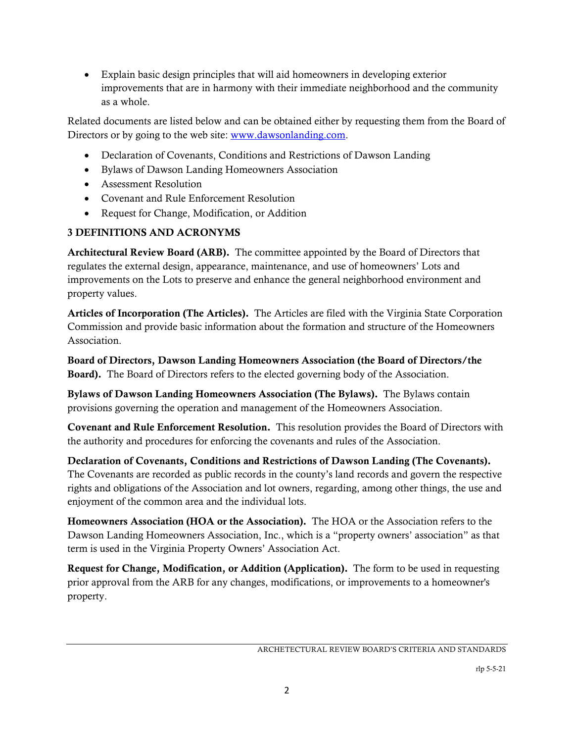- Explain basic design principles that will aid homeowners in developing exterior improvements that are in harmony with their immediate neighborhood and the community as a whole.

Related documents are listed below and can be obtained either by requesting them from the Board of Directors or by going to the web site: [www.dawsonlanding.com](http://www.dawsonlanding.com).

- Declaration of Covenants, Conditions and Restrictions of Dawson Landing
- Bylaws of Dawson Landing Homeowners Association
- Assessment Resolution
- Covenant and Rule Enforcement Resolution
- Request for Change, Modification, or Addition

## 3 DEFINITIONS AND ACRONYMS

**Architectural Review Board (ARB).** The committee appointed by the Board of Directors that regulates the external design, appearance, maintenance, and use of homeowners' Lots and improvements on the Lots to preserve and enhance the general neighborhood environment and property values.

**Articles of Incorporation (The Articles).** The Articles are filed with the Virginia State Corporation Commission and provide basic information about the formation and structure of the Homeowners Association.

**Board of Directors, Dawson Landing Homeowners Association (the Board of Directors/the Board).** The Board of Directors refers to the elected governing body of the Association.

**Bylaws of Dawson Landing Homeowners Association (The Bylaws).** The Bylaws contain provisions governing the operation and management of the Homeowners Association.

**Covenant and Rule Enforcement Resolution.** This resolution provides the Board of Directors with the authority and procedures for enforcing the covenants and rules of the Association.

**Declaration of Covenants, Conditions and Restrictions of Dawson Landing (The Covenants).** The Covenants are recorded as public records in the county's land records and govern the respective rights and obligations of the Association and lot owners, regarding, among other things, the use and enjoyment of the common area and the individual lots.

**Homeowners Association (HOA or the Association).** The HOA or the Association refers to the Dawson Landing Homeowners Association, Inc., which is a "property owners' association" as that term is used in the Virginia Property Owners' Association Act.

**Request for Change, Modification, or Addition (Application).** The form to be used in requesting prior approval from the ARB for any changes, modifications, or improvements to a homeowner's property.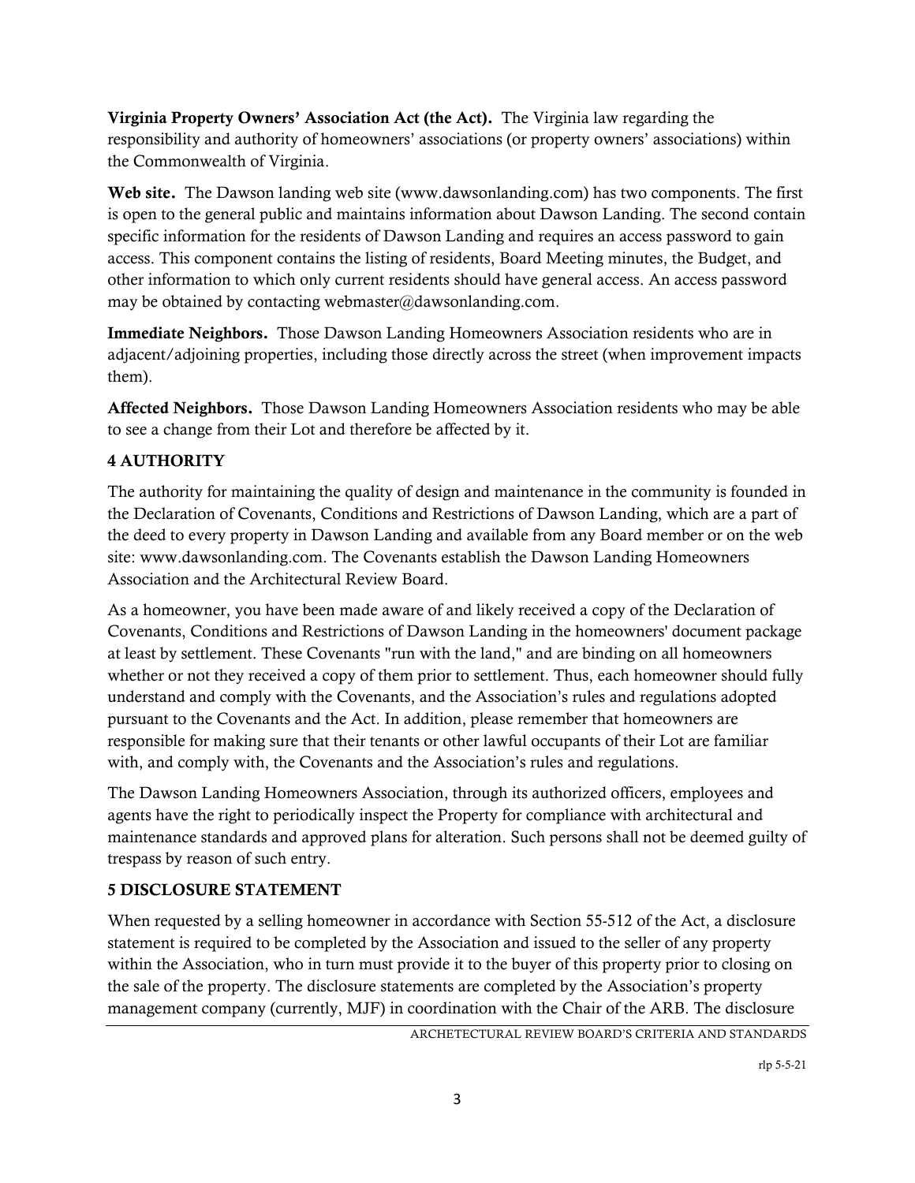**Virginia Property Owners' Association Act (the Act).** The Virginia law regarding the responsibility and authority of homeowners' associations (or property owners' associations) within the Commonwealth of Virginia.

**Web site.** The Dawson landing web site (www.dawsonlanding.com) has two components. The first is open to the general public and maintains information about Dawson Landing. The second contain specific information for the residents of Dawson Landing and requires an access password to gain access. This component contains the listing of residents, Board Meeting minutes, the Budget, and other information to which only current residents should have general access. An access password may be obtained by contacting webmaster@dawsonlanding.com.

**Immediate Neighbors.** Those Dawson Landing Homeowners Association residents who are in adjacent/adjoining properties, including those directly across the street (when improvement impacts them).

**Affected Neighbors.** Those Dawson Landing Homeowners Association residents who may be able to see a change from their Lot and therefore be affected by it.

## 4 AUTHORITY

The authority for maintaining the quality of design and maintenance in the community is founded in the Declaration of Covenants, Conditions and Restrictions of Dawson Landing, which are a part of the deed to every property in Dawson Landing and available from any Board member or on the web site: www.dawsonlanding.com. The Covenants establish the Dawson Landing Homeowners Association and the Architectural Review Board.

As a homeowner, you have been made aware of and likely received a copy of the Declaration of Covenants, Conditions and Restrictions of Dawson Landing in the homeowners' document package at least by settlement. These Covenants "run with the land," and are binding on all homeowners whether or not they received a copy of them prior to settlement. Thus, each homeowner should fully understand and comply with the Covenants, and the Association's rules and regulations adopted pursuant to the Covenants and the Act. In addition, please remember that homeowners are responsible for making sure that their tenants or other lawful occupants of their Lot are familiar with, and comply with, the Covenants and the Association's rules and regulations.

The Dawson Landing Homeowners Association, through its authorized officers, employees and agents have the right to periodically inspect the Property for compliance with architectural and maintenance standards and approved plans for alteration. Such persons shall not be deemed guilty of trespass by reason of such entry.

## 5 DISCLOSURE STATEMENT

When requested by a selling homeowner in accordance with Section 55-512 of the Act, a disclosure statement is required to be completed by the Association and issued to the seller of any property within the Association, who in turn must provide it to the buyer of this property prior to closing on the sale of the property. The disclosure statements are completed by the Association's property management company (currently, MJF) in coordination with the Chair of the ARB. The disclosure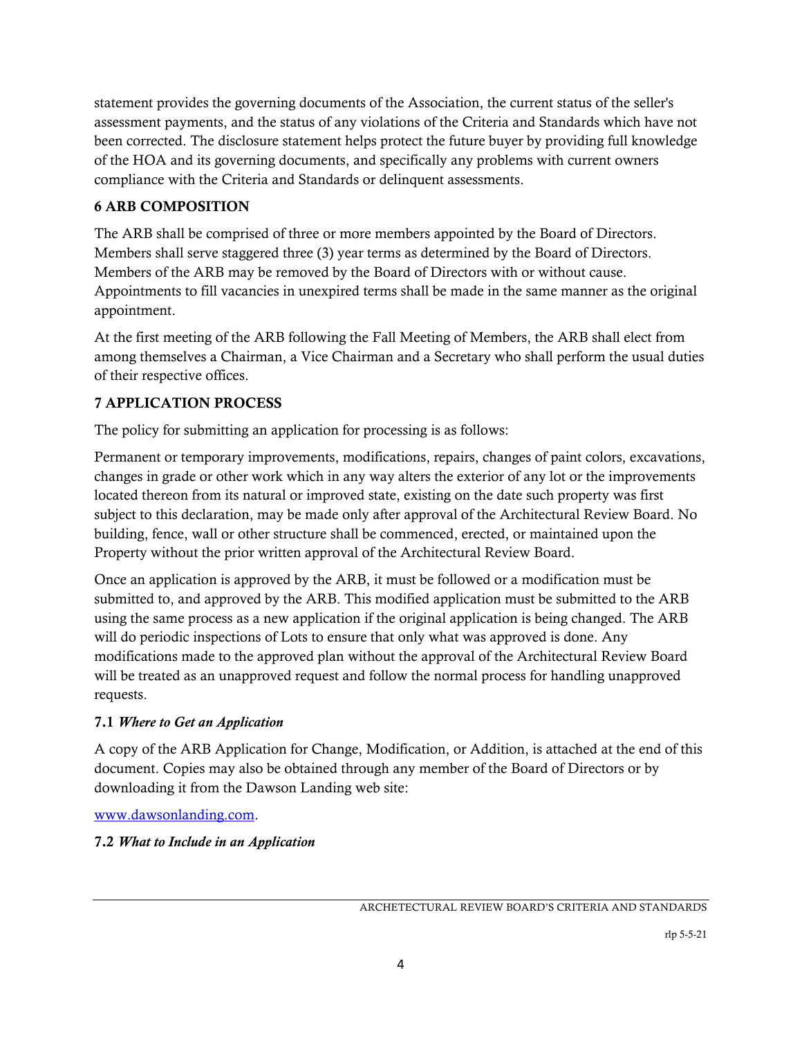statement provides the governing documents of the Association, the current status of the seller's assessment payments, and the status of any violations of the Criteria and Standards which have not been corrected. The disclosure statement helps protect the future buyer by providing full knowledge of the HOA and its governing documents, and specifically any problems with current owners compliance with the Criteria and Standards or delinquent assessments.

## 6 ARB COMPOSITION

The ARB shall be comprised of three or more members appointed by the Board of Directors. Members shall serve staggered three (3) year terms as determined by the Board of Directors. Members of the ARB may be removed by the Board of Directors with or without cause. Appointments to fill vacancies in unexpired terms shall be made in the same manner as the original appointment.

At the first meeting of the ARB following the Fall Meeting of Members, the ARB shall elect from among themselves a Chairman, a Vice Chairman and a Secretary who shall perform the usual duties of their respective offices.

## 7 APPLICATION PROCESS

The policy for submitting an application for processing is as follows:

Permanent or temporary improvements, modifications, repairs, changes of paint colors, excavations, changes in grade or other work which in any way alters the exterior of any lot or the improvements located thereon from its natural or improved state, existing on the date such property was first subject to this declaration, may be made only after approval of the Architectural Review Board. No building, fence, wall or other structure shall be commenced, erected, or maintained upon the Property without the prior written approval of the Architectural Review Board.

Once an application is approved by the ARB, it must be followed or a modification must be submitted to, and approved by the ARB. This modified application must be submitted to the ARB using the same process as a new application if the original application is being changed. The ARB will do periodic inspections of Lots to ensure that only what was approved is done. Any modifications made to the approved plan without the approval of the Architectural Review Board will be treated as an unapproved request and follow the normal process for handling unapproved requests.

### 7.1 *Where to Get an Application*

A copy of the ARB Application for Change, Modification, or Addition, is attached at the end of this document. Copies may also be obtained through any member of the Board of Directors or by downloading it from the Dawson Landing web site:

www.dawsonlanding.com.

### 7.2 *What to Include in an Application*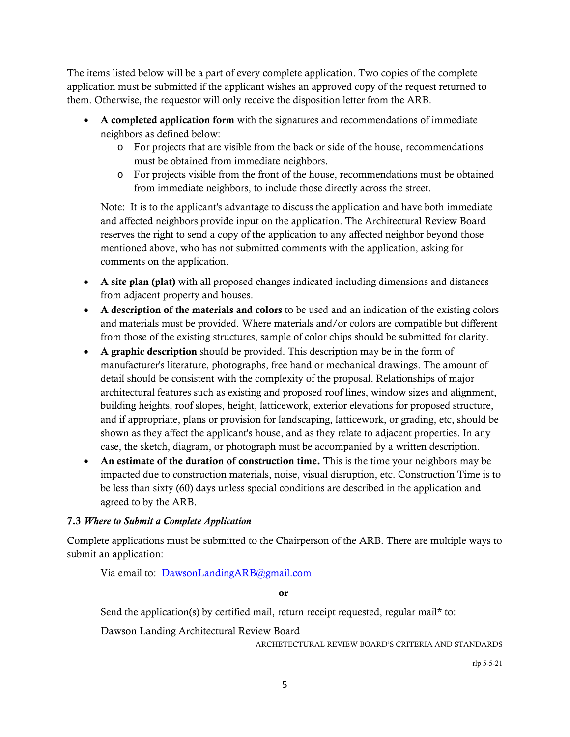The items listed below will be a part of every complete application. Two copies of the complete application must be submitted if the applicant wishes an approved copy of the request returned to them. Otherwise, the requestor will only receive the disposition letter from the ARB.

- **A completed application form** with the signatures and recommendations of immediate neighbors as defined below:
  - For projects that are visible from the back or side of the house, recommendations must be obtained from immediate neighbors.
  - For projects visible from the front of the house, recommendations must be obtained from immediate neighbors, to include those directly across the street.

  Note: It is to the applicant's advantage to discuss the application and have both immediate and affected neighbors provide input on the application. The Architectural Review Board reserves the right to send a copy of the application to any affected neighbor beyond those mentioned above, who has not submitted comments with the application, asking for comments on the application.

- **A site plan (plat)** with all proposed changes indicated including dimensions and distances from adjacent property and houses.
- **A description of the materials and colors** to be used and an indication of the existing colors and materials must be provided. Where materials and/or colors are compatible but different from those of the existing structures, sample of color chips should be submitted for clarity.
- **A graphic description** should be provided. This description may be in the form of manufacturer's literature, photographs, free hand or mechanical drawings. The amount of detail should be consistent with the complexity of the proposal. Relationships of major architectural features such as existing and proposed roof lines, window sizes and alignment, building heights, roof slopes, height, latticework, exterior elevations for proposed structure, and if appropriate, plans or provision for landscaping, latticework, or grading, etc, should be shown as they affect the applicant's house, and as they relate to adjacent properties. In any case, the sketch, diagram, or photograph must be accompanied by a written description.
- **An estimate of the duration of construction time.** This is the time your neighbors may be impacted due to construction materials, noise, visual disruption, etc. Construction Time is to be less than sixty (60) days unless special conditions are described in the application and agreed to by the ARB.

**7.3** ***Where to Submit a Complete Application***

Complete applications must be submitted to the Chairperson of the ARB. There are multiple ways to submit an application:

Via email to: DawsonLandingARB@gmail.com

**or**

Send the application(s) by certified mail, return receipt requested, regular mail* to:

Dawson Landing Architectural Review Board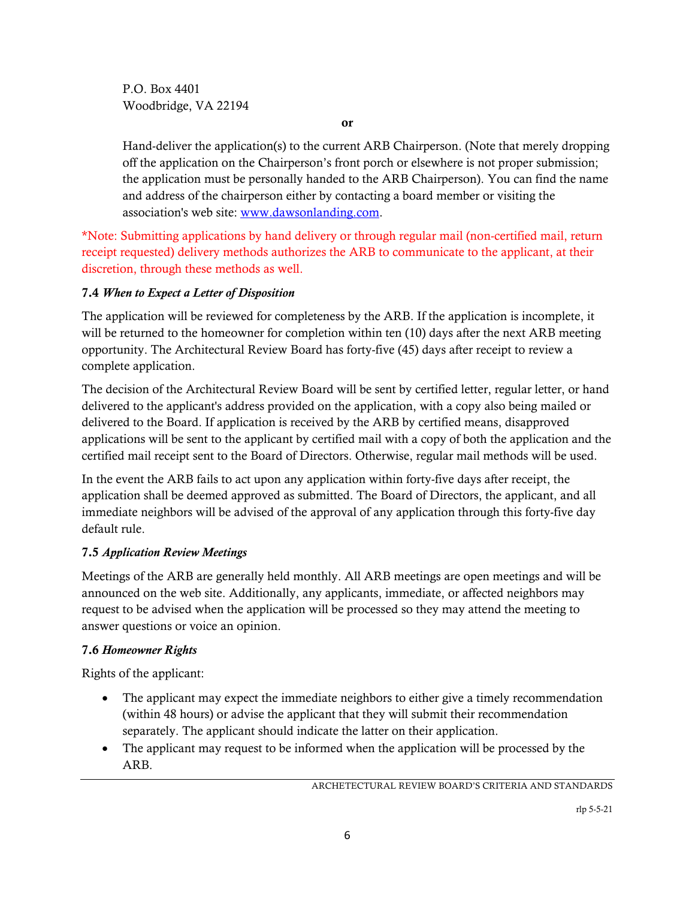P.O. Box 4401
Woodbridge, VA 22194

**or**

Hand-deliver the application(s) to the current ARB Chairperson. (Note that merely dropping off the application on the Chairperson's front porch or elsewhere is not proper submission; the application must be personally handed to the ARB Chairperson). You can find the name and address of the chairperson either by contacting a board member or visiting the association's web site: [www.dawsonlanding.com](www.dawsonlanding.com).

*Note: Submitting applications by hand delivery or through regular mail (non-certified mail, return receipt requested) delivery methods authorizes the ARB to communicate to the applicant, at their discretion, through these methods as well.

### 7.4 *When to Expect a Letter of Disposition*

The application will be reviewed for completeness by the ARB. If the application is incomplete, it will be returned to the homeowner for completion within ten (10) days after the next ARB meeting opportunity. The Architectural Review Board has forty-five (45) days after receipt to review a complete application.

The decision of the Architectural Review Board will be sent by certified letter, regular letter, or hand delivered to the applicant's address provided on the application, with a copy also being mailed or delivered to the Board. If application is received by the ARB by certified means, disapproved applications will be sent to the applicant by certified mail with a copy of both the application and the certified mail receipt sent to the Board of Directors. Otherwise, regular mail methods will be used.

In the event the ARB fails to act upon any application within forty-five days after receipt, the application shall be deemed approved as submitted. The Board of Directors, the applicant, and all immediate neighbors will be advised of the approval of any application through this forty-five day default rule.

### 7.5 *Application Review Meetings*

Meetings of the ARB are generally held monthly. All ARB meetings are open meetings and will be announced on the web site. Additionally, any applicants, immediate, or affected neighbors may request to be advised when the application will be processed so they may attend the meeting to answer questions or voice an opinion.

### 7.6 *Homeowner Rights*

Rights of the applicant:

- The applicant may expect the immediate neighbors to either give a timely recommendation (within 48 hours) or advise the applicant that they will submit their recommendation separately. The applicant should indicate the latter on their application.
- The applicant may request to be informed when the application will be processed by the ARB.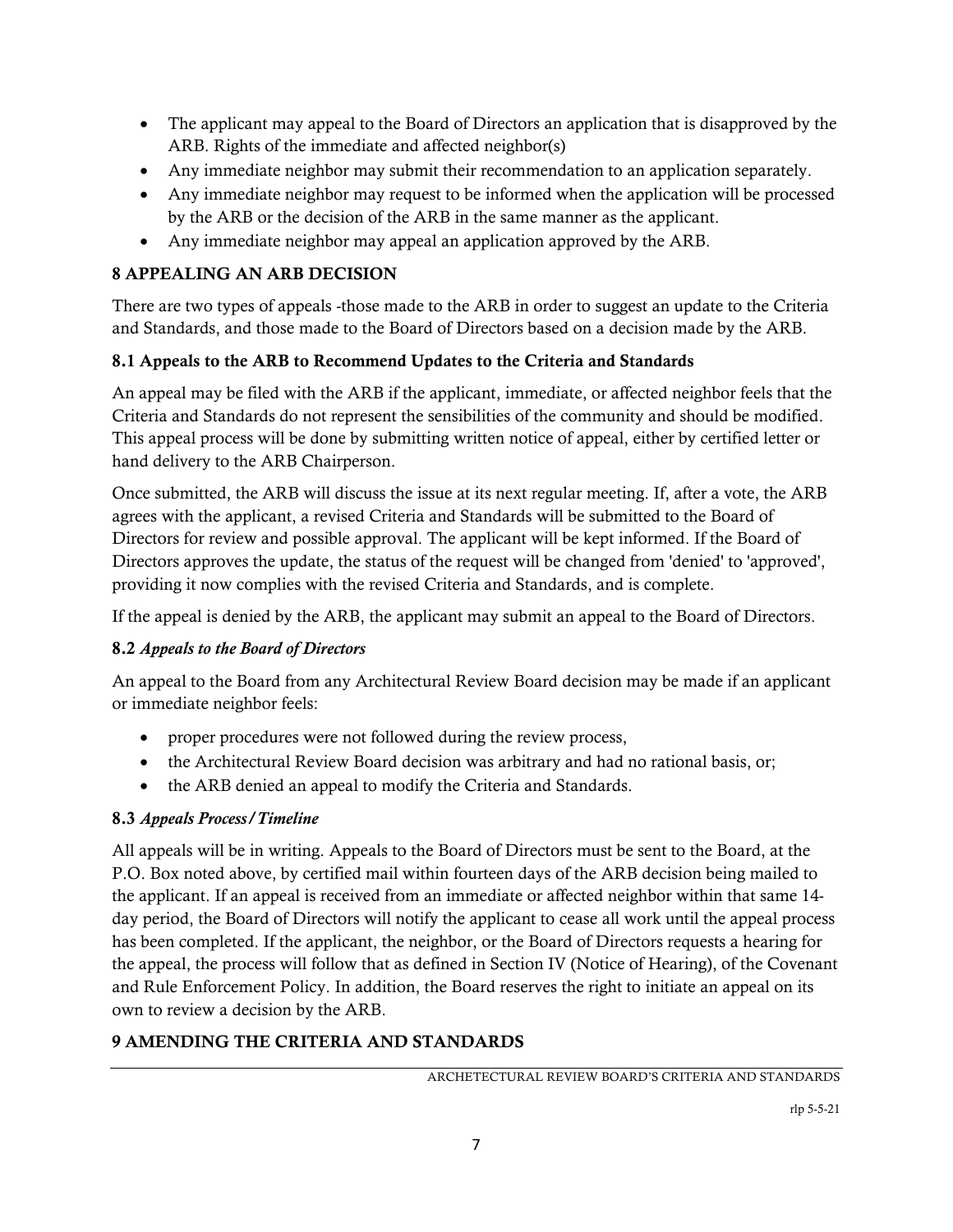- The applicant may appeal to the Board of Directors an application that is disapproved by the ARB. Rights of the immediate and affected neighbor(s)
- Any immediate neighbor may submit their recommendation to an application separately.
- Any immediate neighbor may request to be informed when the application will be processed by the ARB or the decision of the ARB in the same manner as the applicant.
- Any immediate neighbor may appeal an application approved by the ARB.

## 8 APPEALING AN ARB DECISION

There are two types of appeals -those made to the ARB in order to suggest an update to the Criteria and Standards, and those made to the Board of Directors based on a decision made by the ARB.

### 8.1 Appeals to the ARB to Recommend Updates to the Criteria and Standards

An appeal may be filed with the ARB if the applicant, immediate, or affected neighbor feels that the Criteria and Standards do not represent the sensibilities of the community and should be modified. This appeal process will be done by submitting written notice of appeal, either by certified letter or hand delivery to the ARB Chairperson.

Once submitted, the ARB will discuss the issue at its next regular meeting. If, after a vote, the ARB agrees with the applicant, a revised Criteria and Standards will be submitted to the Board of Directors for review and possible approval. The applicant will be kept informed. If the Board of Directors approves the update, the status of the request will be changed from 'denied' to 'approved', providing it now complies with the revised Criteria and Standards, and is complete.

If the appeal is denied by the ARB, the applicant may submit an appeal to the Board of Directors.

### 8.2 *Appeals to the Board of Directors*

An appeal to the Board from any Architectural Review Board decision may be made if an applicant or immediate neighbor feels:

- proper procedures were not followed during the review process,
- the Architectural Review Board decision was arbitrary and had no rational basis, or;
- the ARB denied an appeal to modify the Criteria and Standards.

### 8.3 *Appeals Process/Timeline*

All appeals will be in writing. Appeals to the Board of Directors must be sent to the Board, at the P.O. Box noted above, by certified mail within fourteen days of the ARB decision being mailed to the applicant. If an appeal is received from an immediate or affected neighbor within that same 14-day period, the Board of Directors will notify the applicant to cease all work until the appeal process has been completed. If the applicant, the neighbor, or the Board of Directors requests a hearing for the appeal, the process will follow that as defined in Section IV (Notice of Hearing), of the Covenant and Rule Enforcement Policy. In addition, the Board reserves the right to initiate an appeal on its own to review a decision by the ARB.

## 9 AMENDING THE CRITERIA AND STANDARDS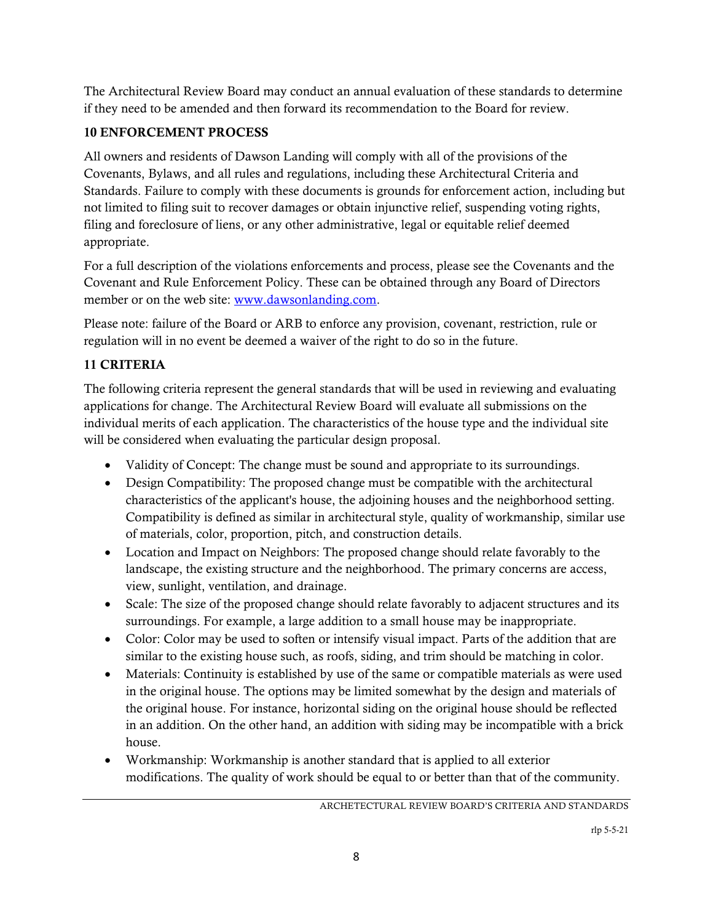The Architectural Review Board may conduct an annual evaluation of these standards to determine if they need to be amended and then forward its recommendation to the Board for review.

## 10 ENFORCEMENT PROCESS

All owners and residents of Dawson Landing will comply with all of the provisions of the Covenants, Bylaws, and all rules and regulations, including these Architectural Criteria and Standards. Failure to comply with these documents is grounds for enforcement action, including but not limited to filing suit to recover damages or obtain injunctive relief, suspending voting rights, filing and foreclosure of liens, or any other administrative, legal or equitable relief deemed appropriate.

For a full description of the violations enforcements and process, please see the Covenants and the Covenant and Rule Enforcement Policy. These can be obtained through any Board of Directors member or on the web site: [www.dawsonlanding.com](www.dawsonlanding.com).

Please note: failure of the Board or ARB to enforce any provision, covenant, restriction, rule or regulation will in no event be deemed a waiver of the right to do so in the future.

## 11 CRITERIA

The following criteria represent the general standards that will be used in reviewing and evaluating applications for change. The Architectural Review Board will evaluate all submissions on the individual merits of each application. The characteristics of the house type and the individual site will be considered when evaluating the particular design proposal.

- Validity of Concept: The change must be sound and appropriate to its surroundings.
- Design Compatibility: The proposed change must be compatible with the architectural characteristics of the applicant's house, the adjoining houses and the neighborhood setting. Compatibility is defined as similar in architectural style, quality of workmanship, similar use of materials, color, proportion, pitch, and construction details.
- Location and Impact on Neighbors: The proposed change should relate favorably to the landscape, the existing structure and the neighborhood. The primary concerns are access, view, sunlight, ventilation, and drainage.
- Scale: The size of the proposed change should relate favorably to adjacent structures and its surroundings. For example, a large addition to a small house may be inappropriate.
- Color: Color may be used to soften or intensify visual impact. Parts of the addition that are similar to the existing house such, as roofs, siding, and trim should be matching in color.
- Materials: Continuity is established by use of the same or compatible materials as were used in the original house. The options may be limited somewhat by the design and materials of the original house. For instance, horizontal siding on the original house should be reflected in an addition. On the other hand, an addition with siding may be incompatible with a brick house.
- Workmanship: Workmanship is another standard that is applied to all exterior modifications. The quality of work should be equal to or better than that of the community.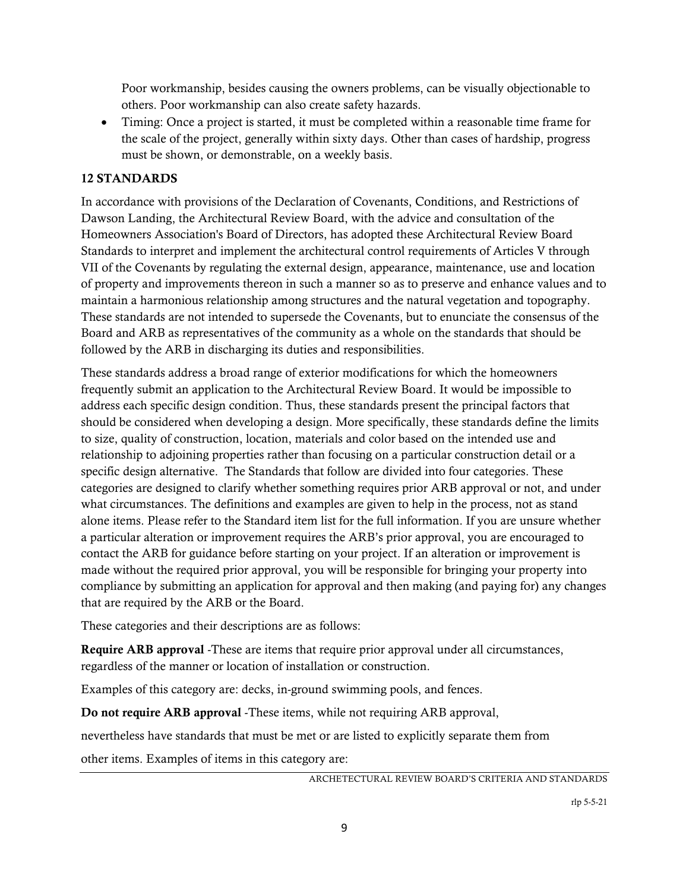Poor workmanship, besides causing the owners problems, can be visually objectionable to others. Poor workmanship can also create safety hazards.

- Timing: Once a project is started, it must be completed within a reasonable time frame for the scale of the project, generally within sixty days. Other than cases of hardship, progress must be shown, or demonstrable, on a weekly basis.

## 12 STANDARDS

In accordance with provisions of the Declaration of Covenants, Conditions, and Restrictions of Dawson Landing, the Architectural Review Board, with the advice and consultation of the Homeowners Association's Board of Directors, has adopted these Architectural Review Board Standards to interpret and implement the architectural control requirements of Articles V through VII of the Covenants by regulating the external design, appearance, maintenance, use and location of property and improvements thereon in such a manner so as to preserve and enhance values and to maintain a harmonious relationship among structures and the natural vegetation and topography. These standards are not intended to supersede the Covenants, but to enunciate the consensus of the Board and ARB as representatives of the community as a whole on the standards that should be followed by the ARB in discharging its duties and responsibilities.

These standards address a broad range of exterior modifications for which the homeowners frequently submit an application to the Architectural Review Board. It would be impossible to address each specific design condition. Thus, these standards present the principal factors that should be considered when developing a design. More specifically, these standards define the limits to size, quality of construction, location, materials and color based on the intended use and relationship to adjoining properties rather than focusing on a particular construction detail or a specific design alternative. The Standards that follow are divided into four categories. These categories are designed to clarify whether something requires prior ARB approval or not, and under what circumstances. The definitions and examples are given to help in the process, not as stand alone items. Please refer to the Standard item list for the full information. If you are unsure whether a particular alteration or improvement requires the ARB's prior approval, you are encouraged to contact the ARB for guidance before starting on your project. If an alteration or improvement is made without the required prior approval, you will be responsible for bringing your property into compliance by submitting an application for approval and then making (and paying for) any changes that are required by the ARB or the Board.

These categories and their descriptions are as follows:

**Require ARB approval** -These are items that require prior approval under all circumstances, regardless of the manner or location of installation or construction.

Examples of this category are: decks, in-ground swimming pools, and fences.

**Do not require ARB approval** -These items, while not requiring ARB approval,

nevertheless have standards that must be met or are listed to explicitly separate them from

other items. Examples of items in this category are: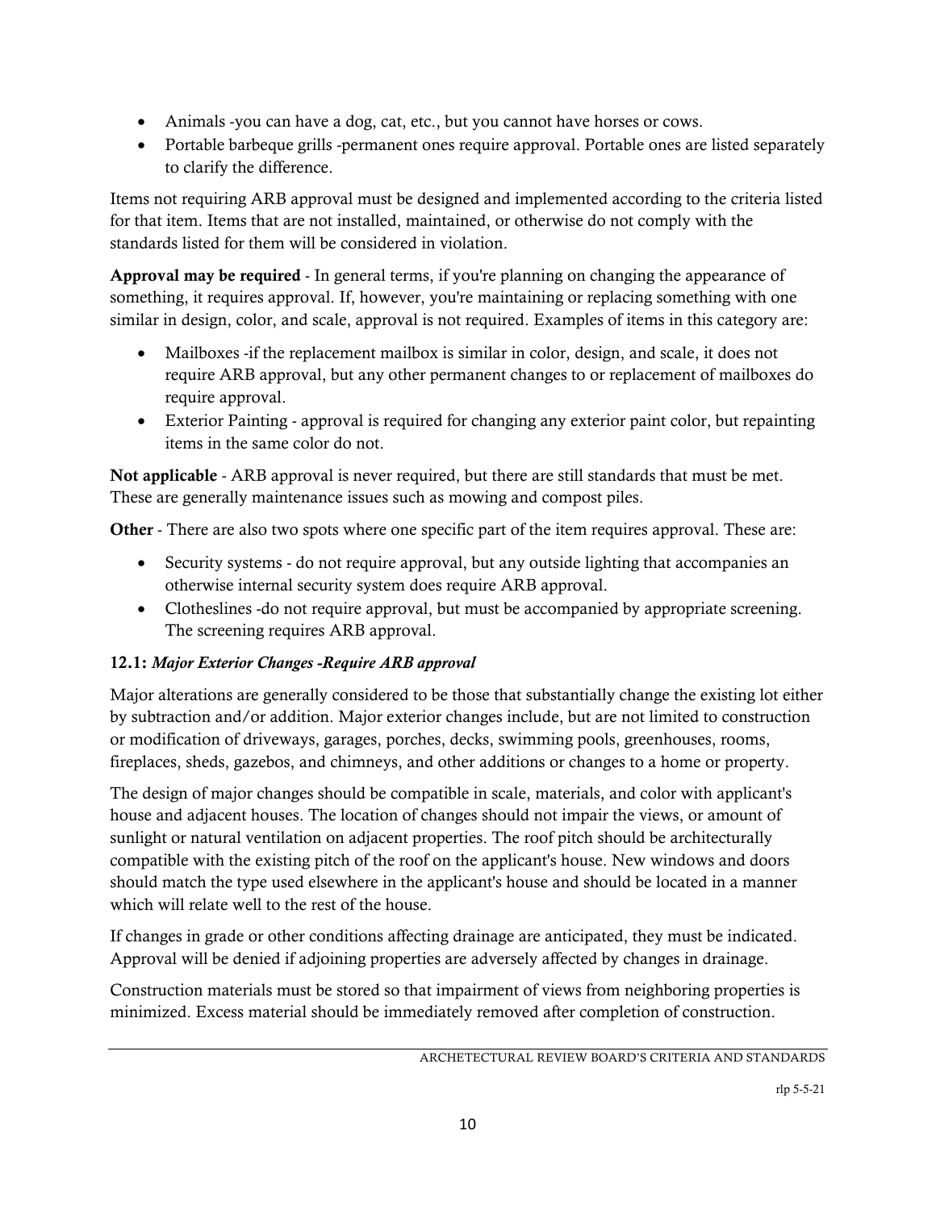- Animals -you can have a dog, cat, etc., but you cannot have horses or cows.
- Portable barbeque grills -permanent ones require approval. Portable ones are listed separately to clarify the difference.

Items not requiring ARB approval must be designed and implemented according to the criteria listed for that item. Items that are not installed, maintained, or otherwise do not comply with the standards listed for them will be considered in violation.

**Approval may be required** - In general terms, if you're planning on changing the appearance of something, it requires approval. If, however, you're maintaining or replacing something with one similar in design, color, and scale, approval is not required. Examples of items in this category are:

- Mailboxes -if the replacement mailbox is similar in color, design, and scale, it does not require ARB approval, but any other permanent changes to or replacement of mailboxes do require approval.
- Exterior Painting - approval is required for changing any exterior paint color, but repainting items in the same color do not.

**Not applicable** - ARB approval is never required, but there are still standards that must be met. These are generally maintenance issues such as mowing and compost piles.

**Other** - There are also two spots where one specific part of the item requires approval. These are:

- Security systems - do not require approval, but any outside lighting that accompanies an otherwise internal security system does require ARB approval.
- Clotheslines -do not require approval, but must be accompanied by appropriate screening. The screening requires ARB approval.

### 12.1: *Major Exterior Changes -Require ARB approval*

Major alterations are generally considered to be those that substantially change the existing lot either by subtraction and/or addition. Major exterior changes include, but are not limited to construction or modification of driveways, garages, porches, decks, swimming pools, greenhouses, rooms, fireplaces, sheds, gazebos, and chimneys, and other additions or changes to a home or property.

The design of major changes should be compatible in scale, materials, and color with applicant's house and adjacent houses. The location of changes should not impair the views, or amount of sunlight or natural ventilation on adjacent properties. The roof pitch should be architecturally compatible with the existing pitch of the roof on the applicant's house. New windows and doors should match the type used elsewhere in the applicant's house and should be located in a manner which will relate well to the rest of the house.

If changes in grade or other conditions affecting drainage are anticipated, they must be indicated. Approval will be denied if adjoining properties are adversely affected by changes in drainage.

Construction materials must be stored so that impairment of views from neighboring properties is minimized. Excess material should be immediately removed after completion of construction.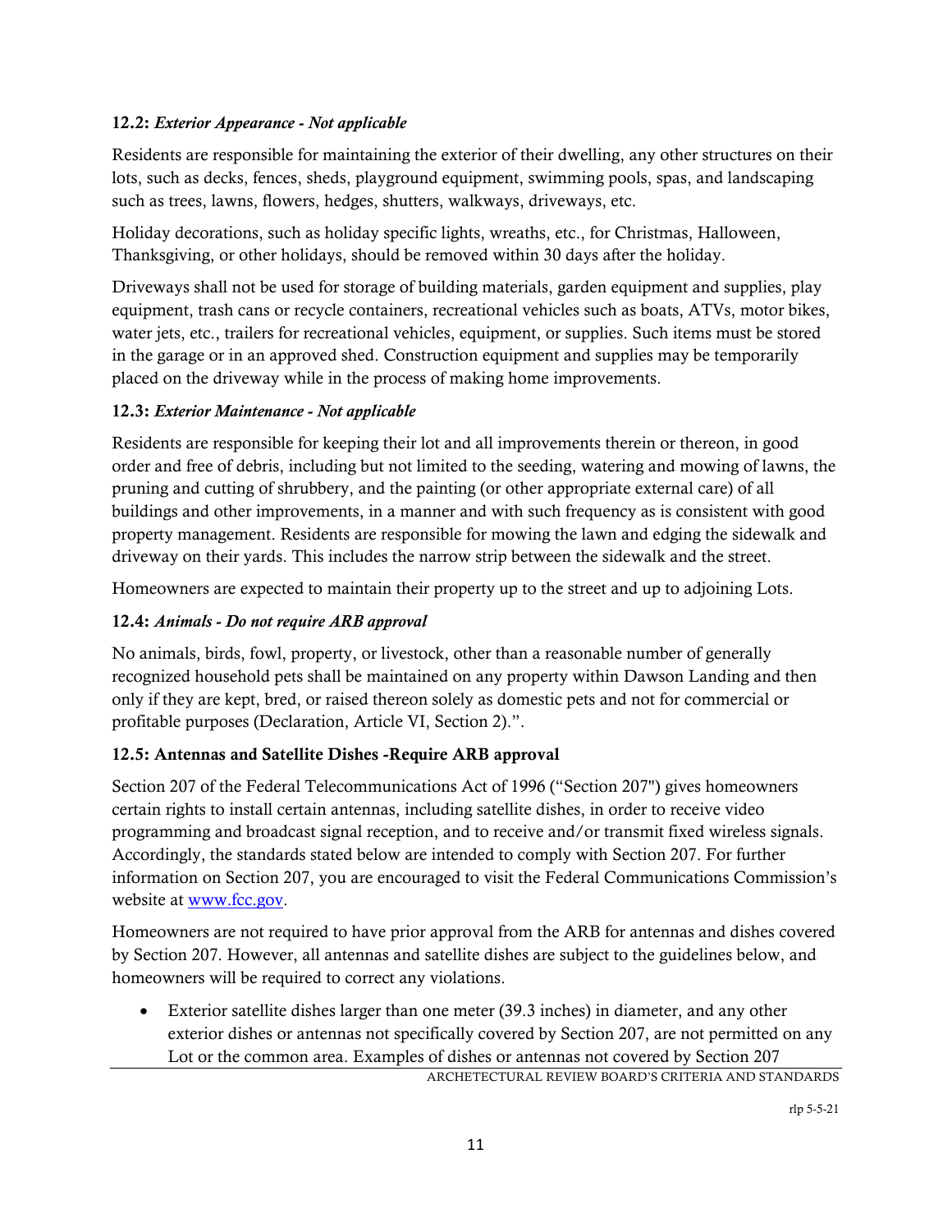### 12.2: *Exterior Appearance - Not applicable*

Residents are responsible for maintaining the exterior of their dwelling, any other structures on their lots, such as decks, fences, sheds, playground equipment, swimming pools, spas, and landscaping such as trees, lawns, flowers, hedges, shutters, walkways, driveways, etc.

Holiday decorations, such as holiday specific lights, wreaths, etc., for Christmas, Halloween, Thanksgiving, or other holidays, should be removed within 30 days after the holiday.

Driveways shall not be used for storage of building materials, garden equipment and supplies, play equipment, trash cans or recycle containers, recreational vehicles such as boats, ATVs, motor bikes, water jets, etc., trailers for recreational vehicles, equipment, or supplies. Such items must be stored in the garage or in an approved shed. Construction equipment and supplies may be temporarily placed on the driveway while in the process of making home improvements.

### 12.3: *Exterior Maintenance - Not applicable*

Residents are responsible for keeping their lot and all improvements therein or thereon, in good order and free of debris, including but not limited to the seeding, watering and mowing of lawns, the pruning and cutting of shrubbery, and the painting (or other appropriate external care) of all buildings and other improvements, in a manner and with such frequency as is consistent with good property management. Residents are responsible for mowing the lawn and edging the sidewalk and driveway on their yards. This includes the narrow strip between the sidewalk and the street.

Homeowners are expected to maintain their property up to the street and up to adjoining Lots.

### 12.4: *Animals - Do not require ARB approval*

No animals, birds, fowl, property, or livestock, other than a reasonable number of generally recognized household pets shall be maintained on any property within Dawson Landing and then only if they are kept, bred, or raised thereon solely as domestic pets and not for commercial or profitable purposes (Declaration, Article VI, Section 2).".

### 12.5: Antennas and Satellite Dishes -Require ARB approval

Section 207 of the Federal Telecommunications Act of 1996 ("Section 207") gives homeowners certain rights to install certain antennas, including satellite dishes, in order to receive video programming and broadcast signal reception, and to receive and/or transmit fixed wireless signals. Accordingly, the standards stated below are intended to comply with Section 207. For further information on Section 207, you are encouraged to visit the Federal Communications Commission's website at www.fcc.gov.

Homeowners are not required to have prior approval from the ARB for antennas and dishes covered by Section 207. However, all antennas and satellite dishes are subject to the guidelines below, and homeowners will be required to correct any violations.

- Exterior satellite dishes larger than one meter (39.3 inches) in diameter, and any other exterior dishes or antennas not specifically covered by Section 207, are not permitted on any Lot or the common area. Examples of dishes or antennas not covered by Section 207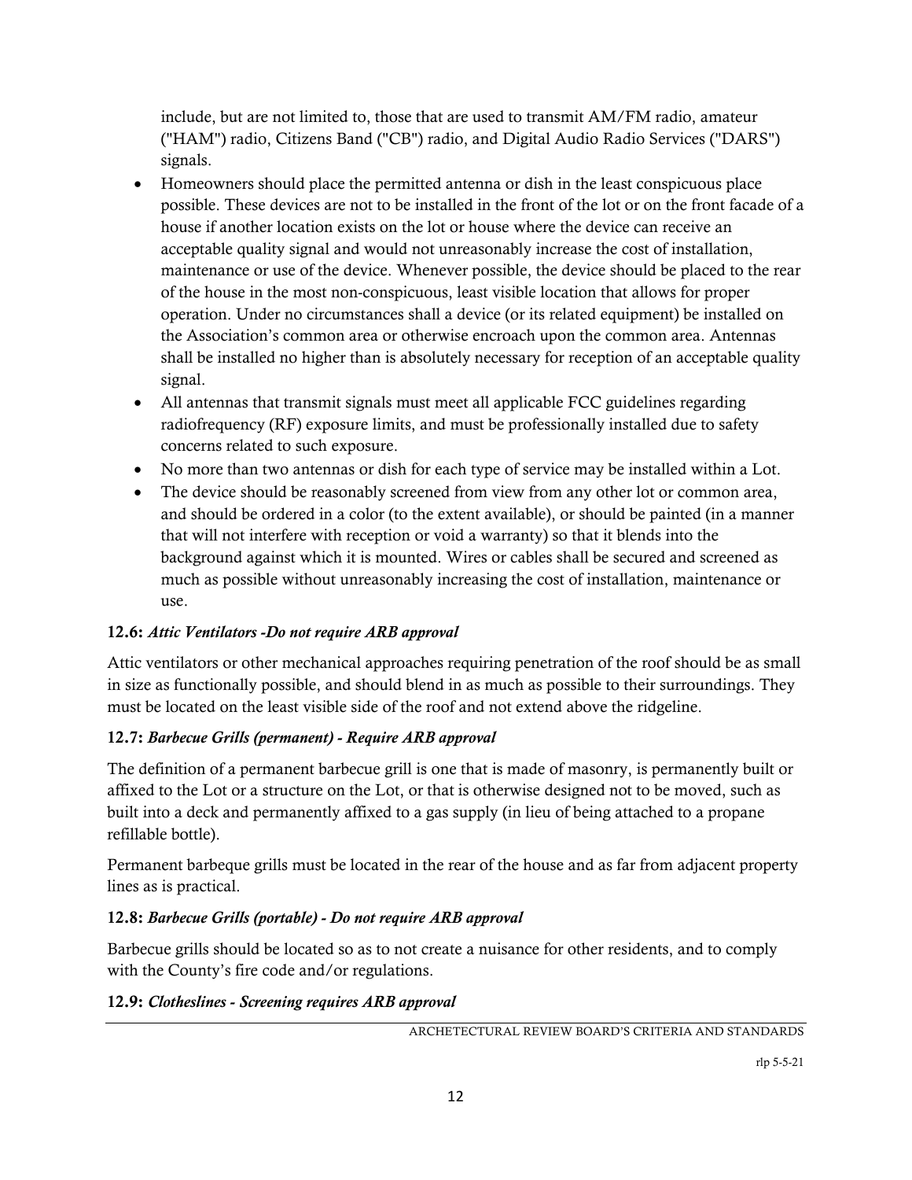include, but are not limited to, those that are used to transmit AM/FM radio, amateur ("HAM") radio, Citizens Band ("CB") radio, and Digital Audio Radio Services ("DARS") signals.

- Homeowners should place the permitted antenna or dish in the least conspicuous place possible. These devices are not to be installed in the front of the lot or on the front facade of a house if another location exists on the lot or house where the device can receive an acceptable quality signal and would not unreasonably increase the cost of installation, maintenance or use of the device. Whenever possible, the device should be placed to the rear of the house in the most non-conspicuous, least visible location that allows for proper operation. Under no circumstances shall a device (or its related equipment) be installed on the Association's common area or otherwise encroach upon the common area. Antennas shall be installed no higher than is absolutely necessary for reception of an acceptable quality signal.
- All antennas that transmit signals must meet all applicable FCC guidelines regarding radiofrequency (RF) exposure limits, and must be professionally installed due to safety concerns related to such exposure.
- No more than two antennas or dish for each type of service may be installed within a Lot.
- The device should be reasonably screened from view from any other lot or common area, and should be ordered in a color (to the extent available), or should be painted (in a manner that will not interfere with reception or void a warranty) so that it blends into the background against which it is mounted. Wires or cables shall be secured and screened as much as possible without unreasonably increasing the cost of installation, maintenance or use.

### 12.6: *Attic Ventilators -Do not require ARB approval*

Attic ventilators or other mechanical approaches requiring penetration of the roof should be as small in size as functionally possible, and should blend in as much as possible to their surroundings. They must be located on the least visible side of the roof and not extend above the ridgeline.

### 12.7: *Barbecue Grills (permanent) - Require ARB approval*

The definition of a permanent barbecue grill is one that is made of masonry, is permanently built or affixed to the Lot or a structure on the Lot, or that is otherwise designed not to be moved, such as built into a deck and permanently affixed to a gas supply (in lieu of being attached to a propane refillable bottle).

Permanent barbeque grills must be located in the rear of the house and as far from adjacent property lines as is practical.

### 12.8: *Barbecue Grills (portable) - Do not require ARB approval*

Barbecue grills should be located so as to not create a nuisance for other residents, and to comply with the County's fire code and/or regulations.

### 12.9: *Clotheslines - Screening requires ARB approval*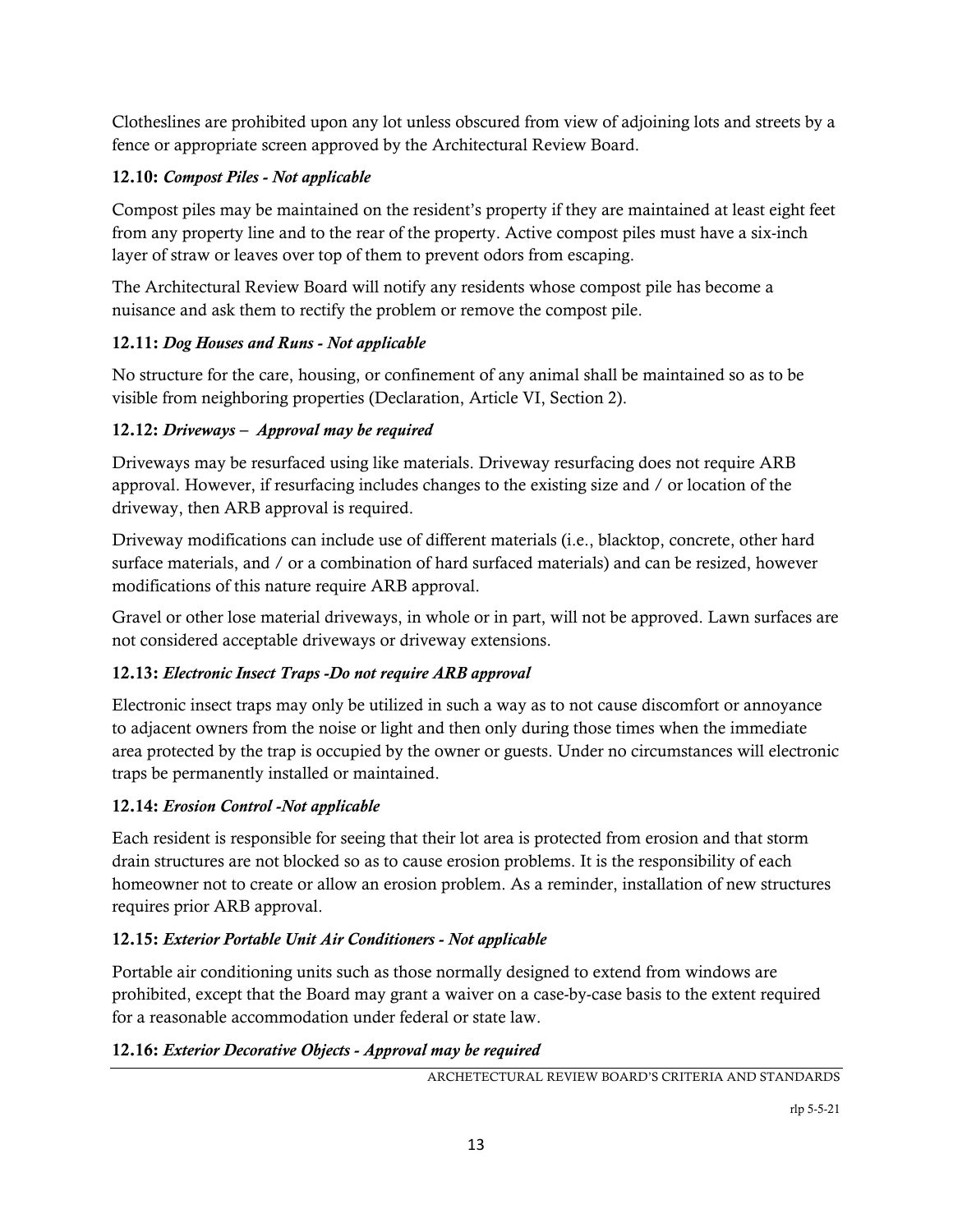Clotheslines are prohibited upon any lot unless obscured from view of adjoining lots and streets by a fence or appropriate screen approved by the Architectural Review Board.

**12.10:** ***Compost Piles - Not applicable***

Compost piles may be maintained on the resident's property if they are maintained at least eight feet from any property line and to the rear of the property. Active compost piles must have a six-inch layer of straw or leaves over top of them to prevent odors from escaping.

The Architectural Review Board will notify any residents whose compost pile has become a nuisance and ask them to rectify the problem or remove the compost pile.

**12.11:** ***Dog Houses and Runs - Not applicable***

No structure for the care, housing, or confinement of any animal shall be maintained so as to be visible from neighboring properties (Declaration, Article VI, Section 2).

**12.12:** ***Driveways – Approval may be required***

Driveways may be resurfaced using like materials. Driveway resurfacing does not require ARB approval. However, if resurfacing includes changes to the existing size and / or location of the driveway, then ARB approval is required.

Driveway modifications can include use of different materials (i.e., blacktop, concrete, other hard surface materials, and / or a combination of hard surfaced materials) and can be resized, however modifications of this nature require ARB approval.

Gravel or other lose material driveways, in whole or in part, will not be approved. Lawn surfaces are not considered acceptable driveways or driveway extensions.

**12.13:** ***Electronic Insect Traps -Do not require ARB approval***

Electronic insect traps may only be utilized in such a way as to not cause discomfort or annoyance to adjacent owners from the noise or light and then only during those times when the immediate area protected by the trap is occupied by the owner or guests. Under no circumstances will electronic traps be permanently installed or maintained.

**12.14:** ***Erosion Control -Not applicable***

Each resident is responsible for seeing that their lot area is protected from erosion and that storm drain structures are not blocked so as to cause erosion problems. It is the responsibility of each homeowner not to create or allow an erosion problem. As a reminder, installation of new structures requires prior ARB approval.

**12.15:** ***Exterior Portable Unit Air Conditioners - Not applicable***

Portable air conditioning units such as those normally designed to extend from windows are prohibited, except that the Board may grant a waiver on a case-by-case basis to the extent required for a reasonable accommodation under federal or state law.

**12.16:** ***Exterior Decorative Objects - Approval may be required***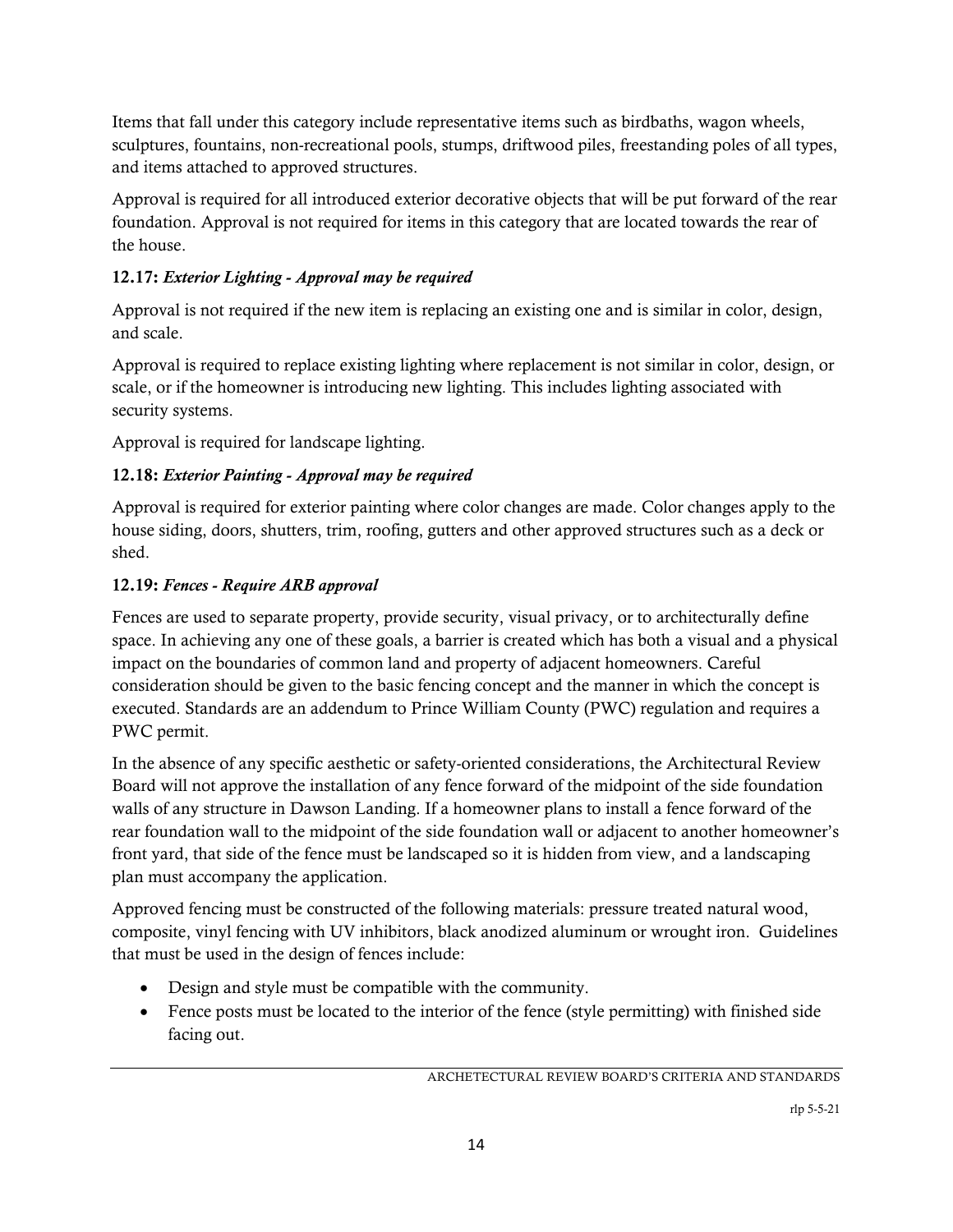Items that fall under this category include representative items such as birdbaths, wagon wheels, sculptures, fountains, non-recreational pools, stumps, driftwood piles, freestanding poles of all types, and items attached to approved structures.

Approval is required for all introduced exterior decorative objects that will be put forward of the rear foundation. Approval is not required for items in this category that are located towards the rear of the house.

**12.17:** ***Exterior Lighting - Approval may be required***

Approval is not required if the new item is replacing an existing one and is similar in color, design, and scale.

Approval is required to replace existing lighting where replacement is not similar in color, design, or scale, or if the homeowner is introducing new lighting. This includes lighting associated with security systems.

Approval is required for landscape lighting.

**12.18:** ***Exterior Painting - Approval may be required***

Approval is required for exterior painting where color changes are made. Color changes apply to the house siding, doors, shutters, trim, roofing, gutters and other approved structures such as a deck or shed.

**12.19:** ***Fences - Require ARB approval***

Fences are used to separate property, provide security, visual privacy, or to architecturally define space. In achieving any one of these goals, a barrier is created which has both a visual and a physical impact on the boundaries of common land and property of adjacent homeowners. Careful consideration should be given to the basic fencing concept and the manner in which the concept is executed. Standards are an addendum to Prince William County (PWC) regulation and requires a PWC permit.

In the absence of any specific aesthetic or safety-oriented considerations, the Architectural Review Board will not approve the installation of any fence forward of the midpoint of the side foundation walls of any structure in Dawson Landing. If a homeowner plans to install a fence forward of the rear foundation wall to the midpoint of the side foundation wall or adjacent to another homeowner's front yard, that side of the fence must be landscaped so it is hidden from view, and a landscaping plan must accompany the application.

Approved fencing must be constructed of the following materials: pressure treated natural wood, composite, vinyl fencing with UV inhibitors, black anodized aluminum or wrought iron. Guidelines that must be used in the design of fences include:

- Design and style must be compatible with the community.
- Fence posts must be located to the interior of the fence (style permitting) with finished side facing out.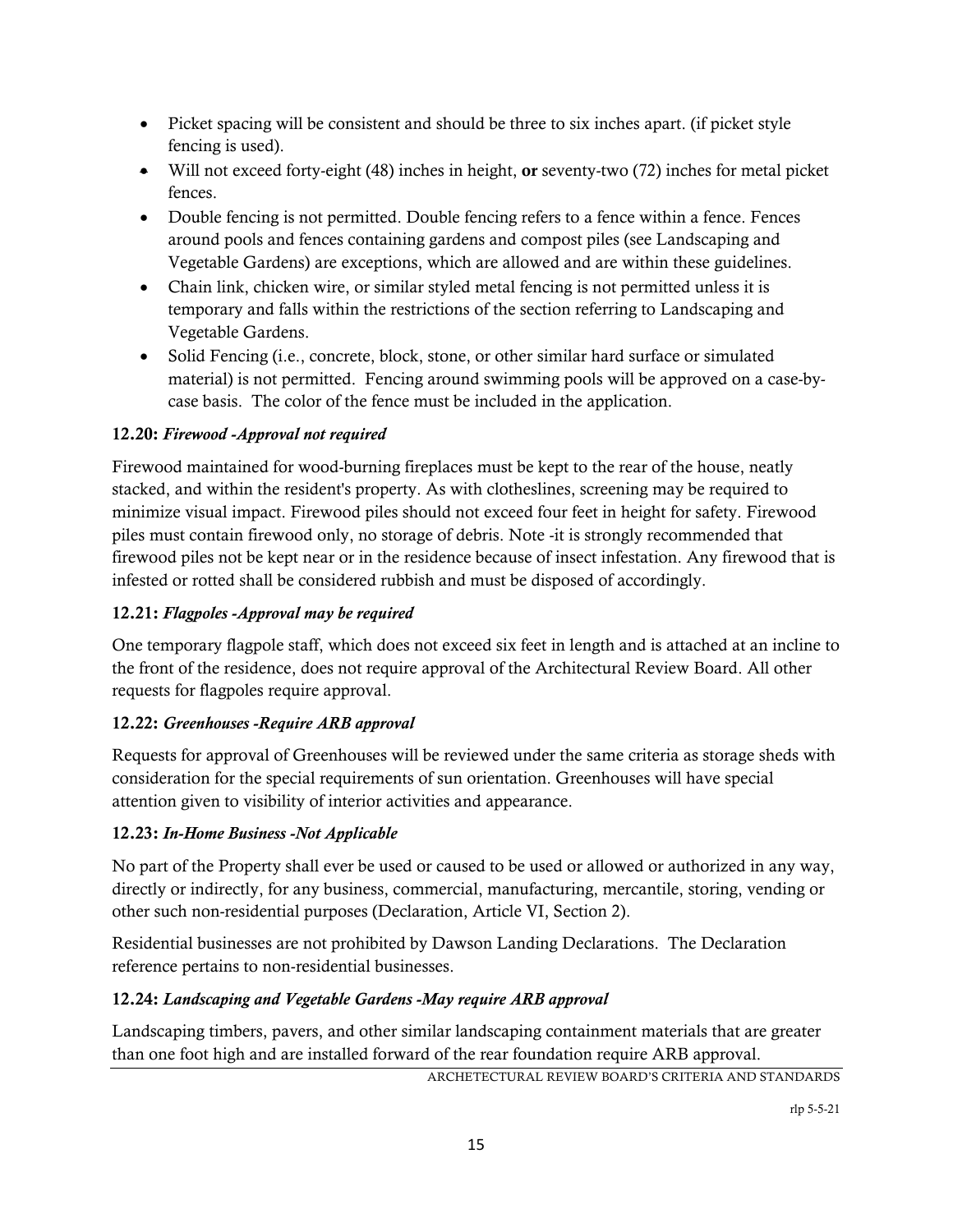- Picket spacing will be consistent and should be three to six inches apart. (if picket style fencing is used).
- Will not exceed forty-eight (48) inches in height, **or** seventy-two (72) inches for metal picket fences.
- Double fencing is not permitted. Double fencing refers to a fence within a fence. Fences around pools and fences containing gardens and compost piles (see Landscaping and Vegetable Gardens) are exceptions, which are allowed and are within these guidelines.
- Chain link, chicken wire, or similar styled metal fencing is not permitted unless it is temporary and falls within the restrictions of the section referring to Landscaping and Vegetable Gardens.
- Solid Fencing (i.e., concrete, block, stone, or other similar hard surface or simulated material) is not permitted. Fencing around swimming pools will be approved on a case-by-case basis. The color of the fence must be included in the application.

**12.20:** ***Firewood -Approval not required***

Firewood maintained for wood-burning fireplaces must be kept to the rear of the house, neatly stacked, and within the resident's property. As with clotheslines, screening may be required to minimize visual impact. Firewood piles should not exceed four feet in height for safety. Firewood piles must contain firewood only, no storage of debris. Note -it is strongly recommended that firewood piles not be kept near or in the residence because of insect infestation. Any firewood that is infested or rotted shall be considered rubbish and must be disposed of accordingly.

**12.21:** ***Flagpoles -Approval may be required***

One temporary flagpole staff, which does not exceed six feet in length and is attached at an incline to the front of the residence, does not require approval of the Architectural Review Board. All other requests for flagpoles require approval.

**12.22:** ***Greenhouses -Require ARB approval***

Requests for approval of Greenhouses will be reviewed under the same criteria as storage sheds with consideration for the special requirements of sun orientation. Greenhouses will have special attention given to visibility of interior activities and appearance.

**12.23:** ***In-Home Business -Not Applicable***

No part of the Property shall ever be used or caused to be used or allowed or authorized in any way, directly or indirectly, for any business, commercial, manufacturing, mercantile, storing, vending or other such non-residential purposes (Declaration, Article VI, Section 2).

Residential businesses are not prohibited by Dawson Landing Declarations. The Declaration reference pertains to non-residential businesses.

**12.24:** ***Landscaping and Vegetable Gardens -May require ARB approval***

Landscaping timbers, pavers, and other similar landscaping containment materials that are greater than one foot high and are installed forward of the rear foundation require ARB approval.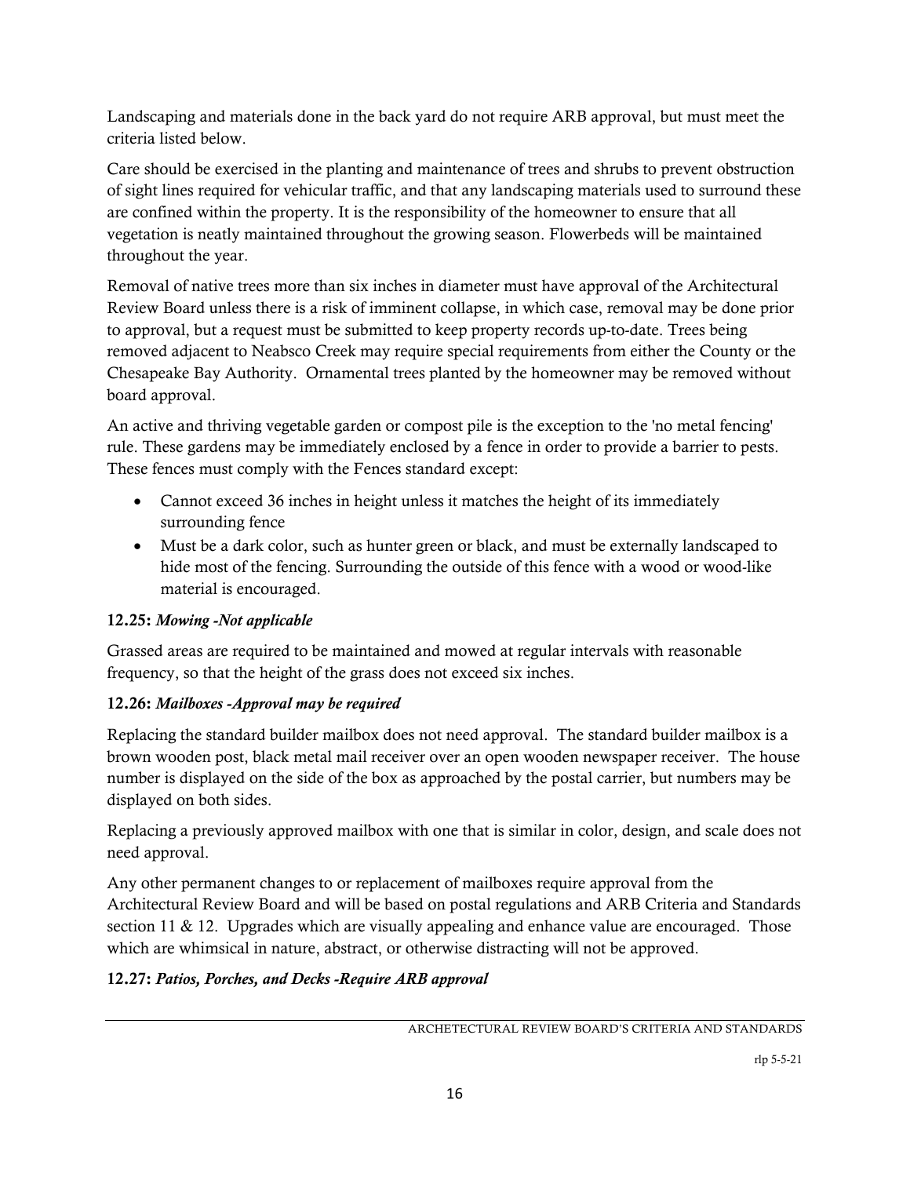Landscaping and materials done in the back yard do not require ARB approval, but must meet the criteria listed below.

Care should be exercised in the planting and maintenance of trees and shrubs to prevent obstruction of sight lines required for vehicular traffic, and that any landscaping materials used to surround these are confined within the property. It is the responsibility of the homeowner to ensure that all vegetation is neatly maintained throughout the growing season. Flowerbeds will be maintained throughout the year.

Removal of native trees more than six inches in diameter must have approval of the Architectural Review Board unless there is a risk of imminent collapse, in which case, removal may be done prior to approval, but a request must be submitted to keep property records up-to-date. Trees being removed adjacent to Neabsco Creek may require special requirements from either the County or the Chesapeake Bay Authority. Ornamental trees planted by the homeowner may be removed without board approval.

An active and thriving vegetable garden or compost pile is the exception to the 'no metal fencing' rule. These gardens may be immediately enclosed by a fence in order to provide a barrier to pests. These fences must comply with the Fences standard except:

- Cannot exceed 36 inches in height unless it matches the height of its immediately surrounding fence
- Must be a dark color, such as hunter green or black, and must be externally landscaped to hide most of the fencing. Surrounding the outside of this fence with a wood or wood-like material is encouraged.

**12.25:** ***Mowing -Not applicable***

Grassed areas are required to be maintained and mowed at regular intervals with reasonable frequency, so that the height of the grass does not exceed six inches.

**12.26:** ***Mailboxes -Approval may be required***

Replacing the standard builder mailbox does not need approval. The standard builder mailbox is a brown wooden post, black metal mail receiver over an open wooden newspaper receiver. The house number is displayed on the side of the box as approached by the postal carrier, but numbers may be displayed on both sides.

Replacing a previously approved mailbox with one that is similar in color, design, and scale does not need approval.

Any other permanent changes to or replacement of mailboxes require approval from the Architectural Review Board and will be based on postal regulations and ARB Criteria and Standards section 11 & 12. Upgrades which are visually appealing and enhance value are encouraged. Those which are whimsical in nature, abstract, or otherwise distracting will not be approved.

**12.27:** ***Patios, Porches, and Decks -Require ARB approval***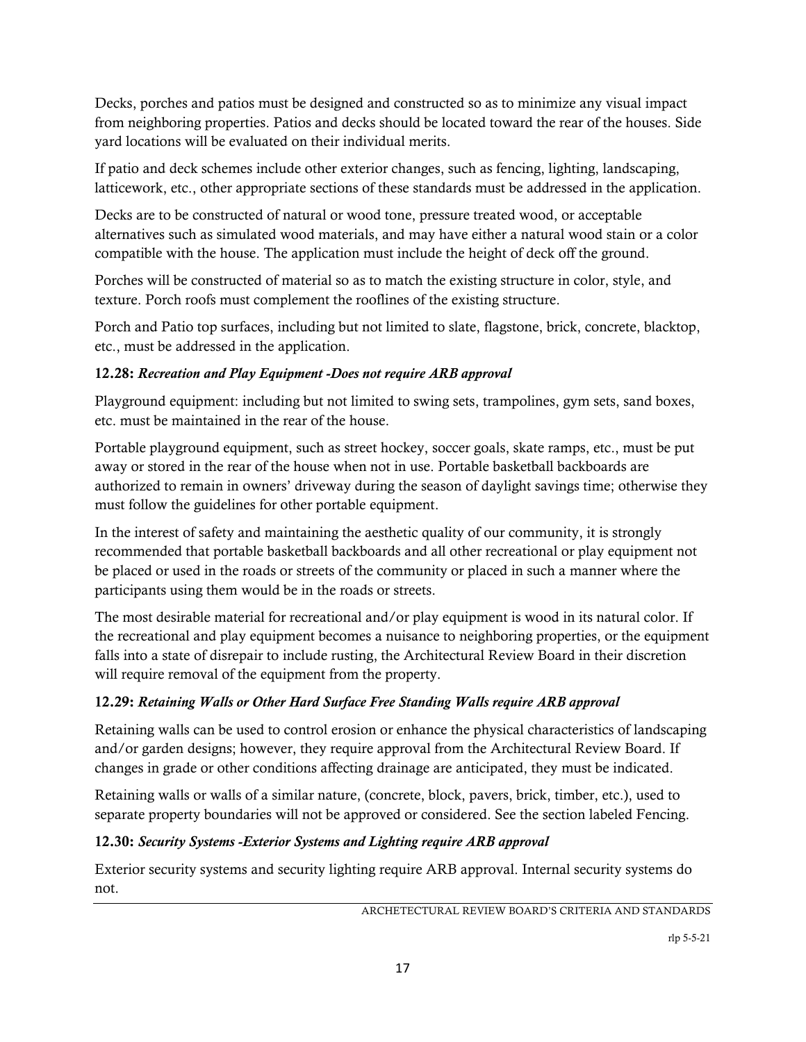Decks, porches and patios must be designed and constructed so as to minimize any visual impact from neighboring properties. Patios and decks should be located toward the rear of the houses. Side yard locations will be evaluated on their individual merits.

If patio and deck schemes include other exterior changes, such as fencing, lighting, landscaping, latticework, etc., other appropriate sections of these standards must be addressed in the application.

Decks are to be constructed of natural or wood tone, pressure treated wood, or acceptable alternatives such as simulated wood materials, and may have either a natural wood stain or a color compatible with the house. The application must include the height of deck off the ground.

Porches will be constructed of material so as to match the existing structure in color, style, and texture. Porch roofs must complement the rooflines of the existing structure.

Porch and Patio top surfaces, including but not limited to slate, flagstone, brick, concrete, blacktop, etc., must be addressed in the application.

**12.28:** ***Recreation and Play Equipment -Does not require ARB approval***

Playground equipment: including but not limited to swing sets, trampolines, gym sets, sand boxes, etc. must be maintained in the rear of the house.

Portable playground equipment, such as street hockey, soccer goals, skate ramps, etc., must be put away or stored in the rear of the house when not in use. Portable basketball backboards are authorized to remain in owners' driveway during the season of daylight savings time; otherwise they must follow the guidelines for other portable equipment.

In the interest of safety and maintaining the aesthetic quality of our community, it is strongly recommended that portable basketball backboards and all other recreational or play equipment not be placed or used in the roads or streets of the community or placed in such a manner where the participants using them would be in the roads or streets.

The most desirable material for recreational and/or play equipment is wood in its natural color. If the recreational and play equipment becomes a nuisance to neighboring properties, or the equipment falls into a state of disrepair to include rusting, the Architectural Review Board in their discretion will require removal of the equipment from the property.

**12.29:** ***Retaining Walls or Other Hard Surface Free Standing Walls require ARB approval***

Retaining walls can be used to control erosion or enhance the physical characteristics of landscaping and/or garden designs; however, they require approval from the Architectural Review Board. If changes in grade or other conditions affecting drainage are anticipated, they must be indicated.

Retaining walls or walls of a similar nature, (concrete, block, pavers, brick, timber, etc.), used to separate property boundaries will not be approved or considered. See the section labeled Fencing.

**12.30:** ***Security Systems -Exterior Systems and Lighting require ARB approval***

Exterior security systems and security lighting require ARB approval. Internal security systems do not.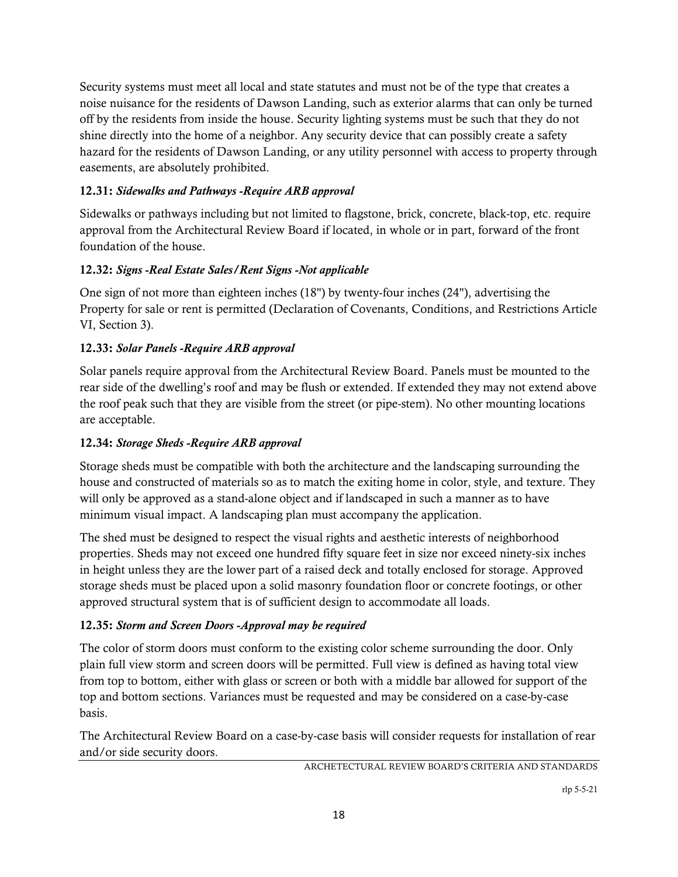Security systems must meet all local and state statutes and must not be of the type that creates a noise nuisance for the residents of Dawson Landing, such as exterior alarms that can only be turned off by the residents from inside the house. Security lighting systems must be such that they do not shine directly into the home of a neighbor. Any security device that can possibly create a safety hazard for the residents of Dawson Landing, or any utility personnel with access to property through easements, are absolutely prohibited.

### **12.31:** *Sidewalks and Pathways -Require ARB approval*

Sidewalks or pathways including but not limited to flagstone, brick, concrete, black-top, etc. require approval from the Architectural Review Board if located, in whole or in part, forward of the front foundation of the house.

### **12.32:** *Signs -Real Estate Sales/Rent Signs -Not applicable*

One sign of not more than eighteen inches (18") by twenty-four inches (24"), advertising the Property for sale or rent is permitted (Declaration of Covenants, Conditions, and Restrictions Article VI, Section 3).

### **12.33:** *Solar Panels -Require ARB approval*

Solar panels require approval from the Architectural Review Board. Panels must be mounted to the rear side of the dwelling's roof and may be flush or extended. If extended they may not extend above the roof peak such that they are visible from the street (or pipe-stem). No other mounting locations are acceptable.

### **12.34:** *Storage Sheds -Require ARB approval*

Storage sheds must be compatible with both the architecture and the landscaping surrounding the house and constructed of materials so as to match the exiting home in color, style, and texture. They will only be approved as a stand-alone object and if landscaped in such a manner as to have minimum visual impact. A landscaping plan must accompany the application.

The shed must be designed to respect the visual rights and aesthetic interests of neighborhood properties. Sheds may not exceed one hundred fifty square feet in size nor exceed ninety-six inches in height unless they are the lower part of a raised deck and totally enclosed for storage. Approved storage sheds must be placed upon a solid masonry foundation floor or concrete footings, or other approved structural system that is of sufficient design to accommodate all loads.

### **12.35:** *Storm and Screen Doors -Approval may be required*

The color of storm doors must conform to the existing color scheme surrounding the door. Only plain full view storm and screen doors will be permitted. Full view is defined as having total view from top to bottom, either with glass or screen or both with a middle bar allowed for support of the top and bottom sections. Variances must be requested and may be considered on a case-by-case basis.

The Architectural Review Board on a case-by-case basis will consider requests for installation of rear and/or side security doors.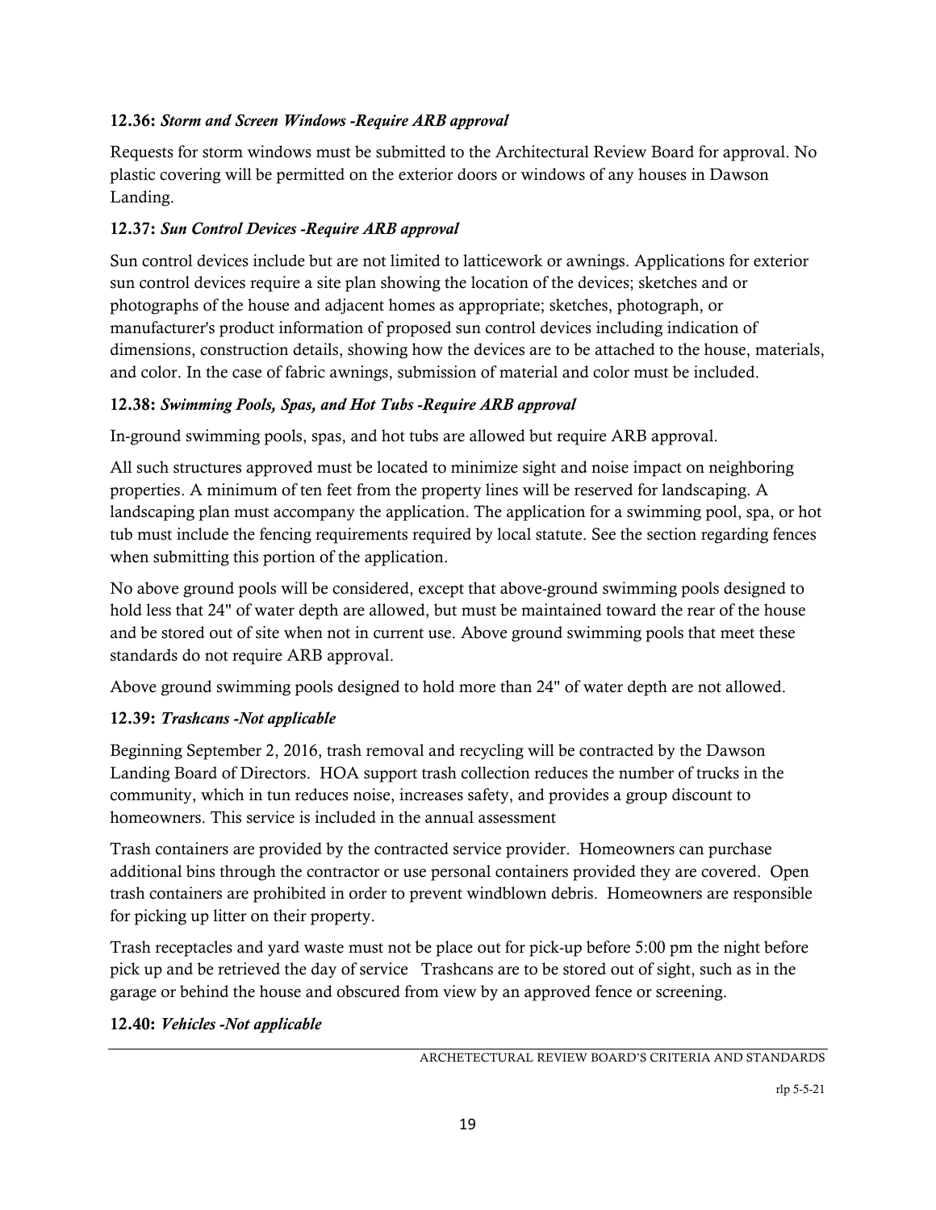**12.36:** ***Storm and Screen Windows -Require ARB approval***

Requests for storm windows must be submitted to the Architectural Review Board for approval. No plastic covering will be permitted on the exterior doors or windows of any houses in Dawson Landing.

**12.37:** ***Sun Control Devices -Require ARB approval***

Sun control devices include but are not limited to latticework or awnings. Applications for exterior sun control devices require a site plan showing the location of the devices; sketches and or photographs of the house and adjacent homes as appropriate; sketches, photograph, or manufacturer's product information of proposed sun control devices including indication of dimensions, construction details, showing how the devices are to be attached to the house, materials, and color. In the case of fabric awnings, submission of material and color must be included.

**12.38:** ***Swimming Pools, Spas, and Hot Tubs -Require ARB approval***

In-ground swimming pools, spas, and hot tubs are allowed but require ARB approval.

All such structures approved must be located to minimize sight and noise impact on neighboring properties. A minimum of ten feet from the property lines will be reserved for landscaping. A landscaping plan must accompany the application. The application for a swimming pool, spa, or hot tub must include the fencing requirements required by local statute. See the section regarding fences when submitting this portion of the application.

No above ground pools will be considered, except that above-ground swimming pools designed to hold less that 24" of water depth are allowed, but must be maintained toward the rear of the house and be stored out of site when not in current use. Above ground swimming pools that meet these standards do not require ARB approval.

Above ground swimming pools designed to hold more than 24" of water depth are not allowed.

**12.39:** ***Trashcans -Not applicable***

Beginning September 2, 2016, trash removal and recycling will be contracted by the Dawson Landing Board of Directors. HOA support trash collection reduces the number of trucks in the community, which in tun reduces noise, increases safety, and provides a group discount to homeowners. This service is included in the annual assessment

Trash containers are provided by the contracted service provider. Homeowners can purchase additional bins through the contractor or use personal containers provided they are covered. Open trash containers are prohibited in order to prevent windblown debris. Homeowners are responsible for picking up litter on their property.

Trash receptacles and yard waste must not be place out for pick-up before 5:00 pm the night before pick up and be retrieved the day of service Trashcans are to be stored out of sight, such as in the garage or behind the house and obscured from view by an approved fence or screening.

**12.40:** ***Vehicles -Not applicable***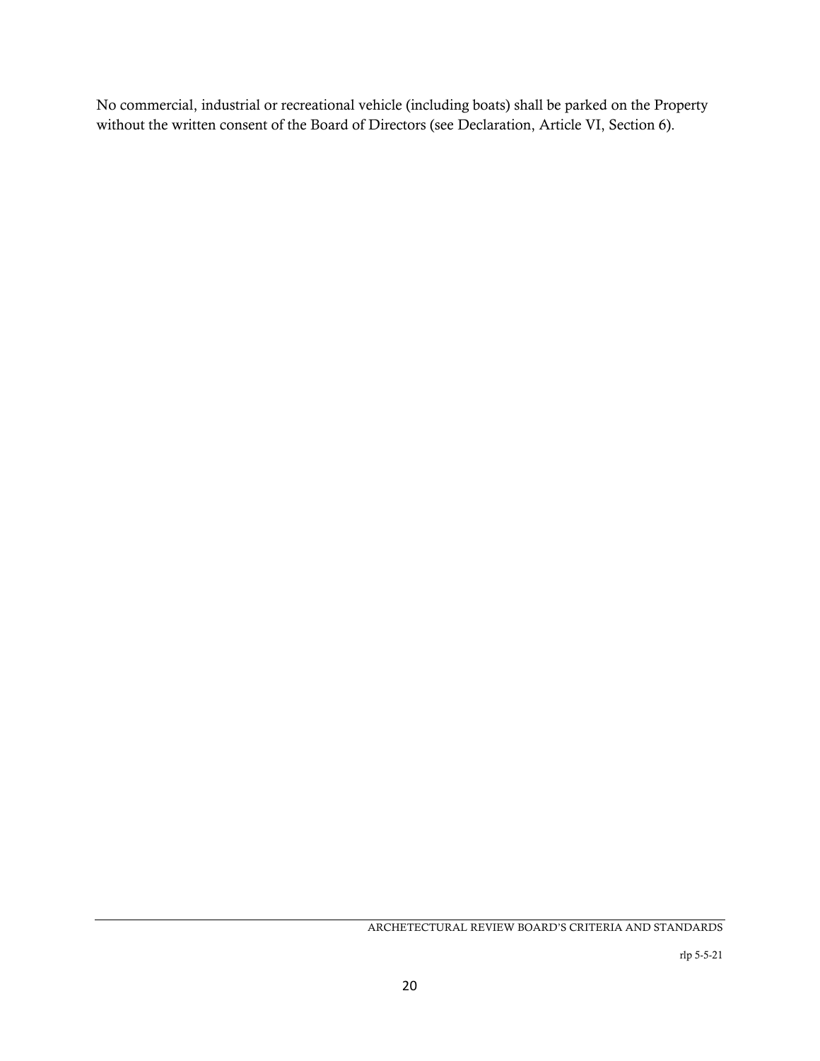No commercial, industrial or recreational vehicle (including boats) shall be parked on the Property without the written consent of the Board of Directors (see Declaration, Article VI, Section 6).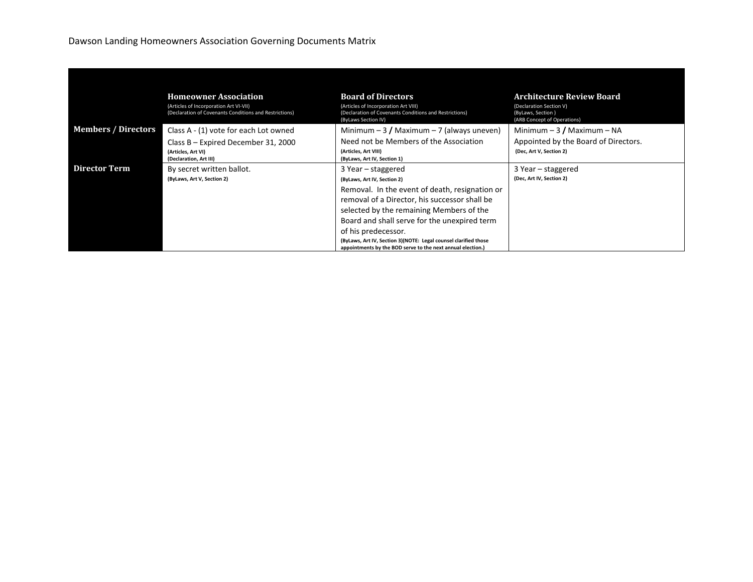Dawson Landing Homeowners Association Governing Documents Matrix

| | **Homeowner Association**<br>(Articles of Incorporation Art VI-VII)<br>(Declaration of Covenants Conditions and Restrictions) | **Board of Directors**<br>(Articles of Incorporation Art VIII)<br>(Declaration of Covenants Conditions and Restrictions)<br>(ByLaws Section IV) | **Architecture Review Board**<br>(Declaration Section V)<br>(ByLaws, Section )<br>(ARB Concept of Operations) |
|---|---|---|---|
| **Members / Directors** | Class A - (1) vote for each Lot owned<br>Class B – Expired December 31, 2000<br>**(Articles, Art VI)**<br>**(Declaration, Art III)** | Minimum – 3 **/** Maximum – 7 (always uneven)<br>Need not be Members of the Association<br>**(Articles, Art VIII)**<br>**(ByLaws, Art IV, Section 1)** | Minimum – 3 **/** Maximum – NA<br>Appointed by the Board of Directors.<br>**(Dec, Art V, Section 2)** |
| **Director Term** | By secret written ballot.<br>**(ByLaws, Art V, Section 2)** | 3 Year – staggered<br>**(ByLaws, Art IV, Section 2)**<br>Removal. In the event of death, resignation or removal of a Director, his successor shall be selected by the remaining Members of the Board and shall serve for the unexpired term of his predecessor.<br>**(ByLaws, Art IV, Section 3)(NOTE: Legal counsel clarified those appointments by the BOD serve to the next annual election.)** | 3 Year – staggered<br>**(Dec, Art IV, Section 2)** |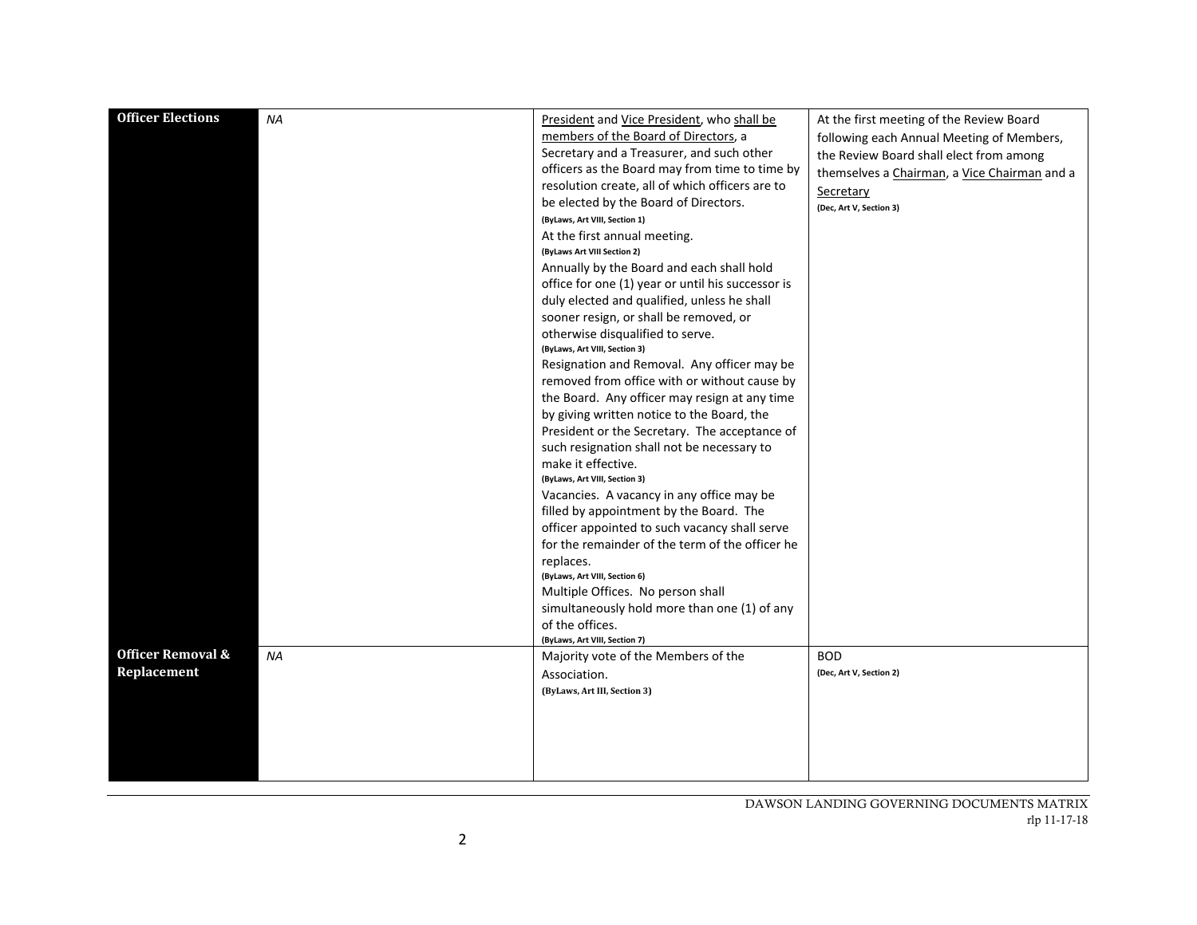| | | | |
|---|---|---|---|
| **Officer Elections** | *NA* | President and Vice President, who shall be members of the Board of Directors, a Secretary and a Treasurer, and such other officers as the Board may from time to time by resolution create, all of which officers are to be elected by the Board of Directors.<br>**(ByLaws, Art VIII, Section 1)**<br>At the first annual meeting.<br>**(ByLaws Art VIII Section 2)**<br>Annually by the Board and each shall hold office for one (1) year or until his successor is duly elected and qualified, unless he shall sooner resign, or shall be removed, or otherwise disqualified to serve.<br>**(ByLaws, Art VIII, Section 3)**<br>Resignation and Removal. Any officer may be removed from office with or without cause by the Board. Any officer may resign at any time by giving written notice to the Board, the President or the Secretary. The acceptance of such resignation shall not be necessary to make it effective.<br>**(ByLaws, Art VIII, Section 3)**<br>Vacancies. A vacancy in any office may be filled by appointment by the Board. The officer appointed to such vacancy shall serve for the remainder of the term of the officer he replaces.<br>**(ByLaws, Art VIII, Section 6)**<br>Multiple Offices. No person shall simultaneously hold more than one (1) of any of the offices.<br>**(ByLaws, Art VIII, Section 7)** | At the first meeting of the Review Board following each Annual Meeting of Members, the Review Board shall elect from among themselves a Chairman, a Vice Chairman and a Secretary<br>**(Dec, Art V, Section 3)** |
| **Officer Removal & Replacement** | *NA* | Majority vote of the Members of the Association.<br>**(ByLaws, Art III, Section 3)** | BOD<br>**(Dec, Art V, Section 2)** |

DAWSON LANDING GOVERNING DOCUMENTS MATRIX
rlp 11-17-18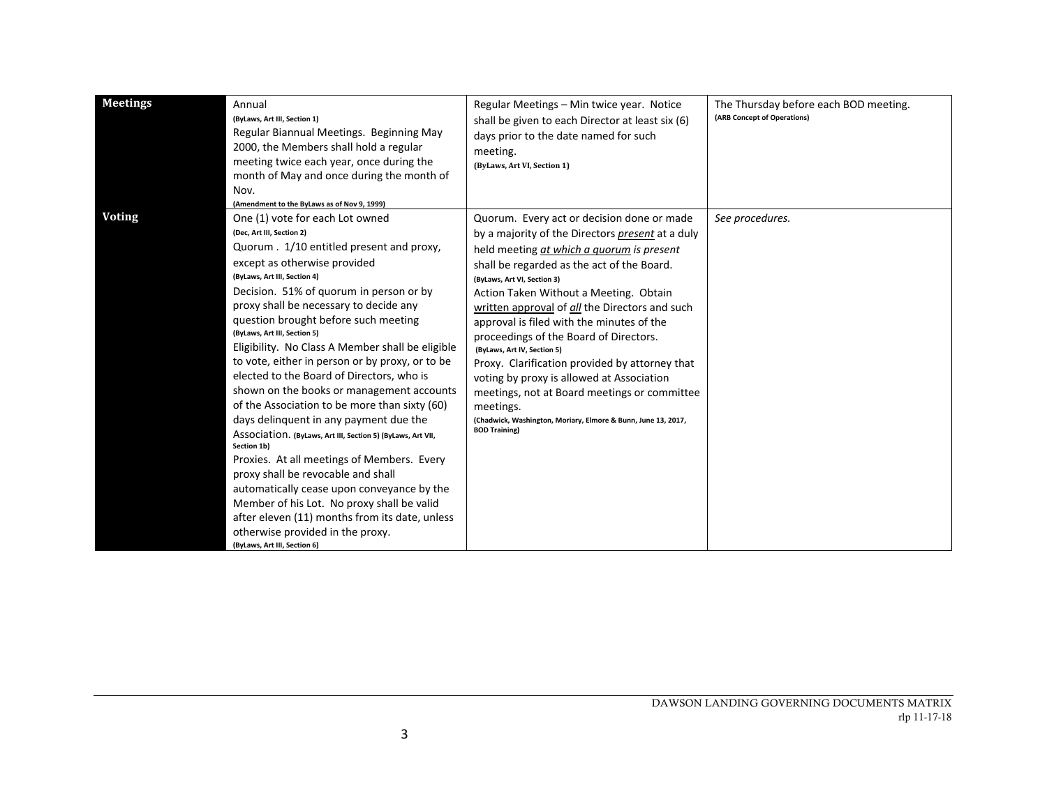| | | | |
|---|---|---|---|
| **Meetings** | Annual<br>**(ByLaws, Art III, Section 1)**<br>Regular Biannual Meetings. Beginning May 2000, the Members shall hold a regular meeting twice each year, once during the month of May and once during the month of Nov.<br>**(Amendment to the ByLaws as of Nov 9, 1999)** | Regular Meetings – Min twice year. Notice shall be given to each Director at least six (6) days prior to the date named for such meeting.<br>**(ByLaws, Art VI, Section 1)** | The Thursday before each BOD meeting.<br>**(ARB Concept of Operations)** |
| **Voting** | One (1) vote for each Lot owned<br>**(Dec, Art III, Section 2)**<br>Quorum . 1/10 entitled present and proxy, except as otherwise provided<br>**(ByLaws, Art III, Section 4)**<br>Decision. 51% of quorum in person or by proxy shall be necessary to decide any question brought before such meeting<br>**(ByLaws, Art III, Section 5)**<br>Eligibility. No Class A Member shall be eligible to vote, either in person or by proxy, or to be elected to the Board of Directors, who is shown on the books or management accounts of the Association to be more than sixty (60) days delinquent in any payment due the Association. **(ByLaws, Art III, Section 5) (ByLaws, Art VII, Section 1b)**<br>Proxies. At all meetings of Members. Every proxy shall be revocable and shall automatically cease upon conveyance by the Member of his Lot. No proxy shall be valid after eleven (11) months from its date, unless otherwise provided in the proxy.<br>**(ByLaws, Art III, Section 6)** | Quorum. Every act or decision done or made by a majority of the Directors *present* at a duly held meeting *at which a quorum is present* shall be regarded as the act of the Board.<br>**(ByLaws, Art VI, Section 3)**<br>Action Taken Without a Meeting. Obtain written approval of *all* the Directors and such approval is filed with the minutes of the proceedings of the Board of Directors.<br>**(ByLaws, Art IV, Section 5)**<br>Proxy. Clarification provided by attorney that voting by proxy is allowed at Association meetings, not at Board meetings or committee meetings.<br>**(Chadwick, Washington, Moriary, Elmore & Bunn, June 13, 2017, BOD Training)** | *See procedures.* |

DAWSON LANDING GOVERNING DOCUMENTS MATRIX
rlp 11-17-18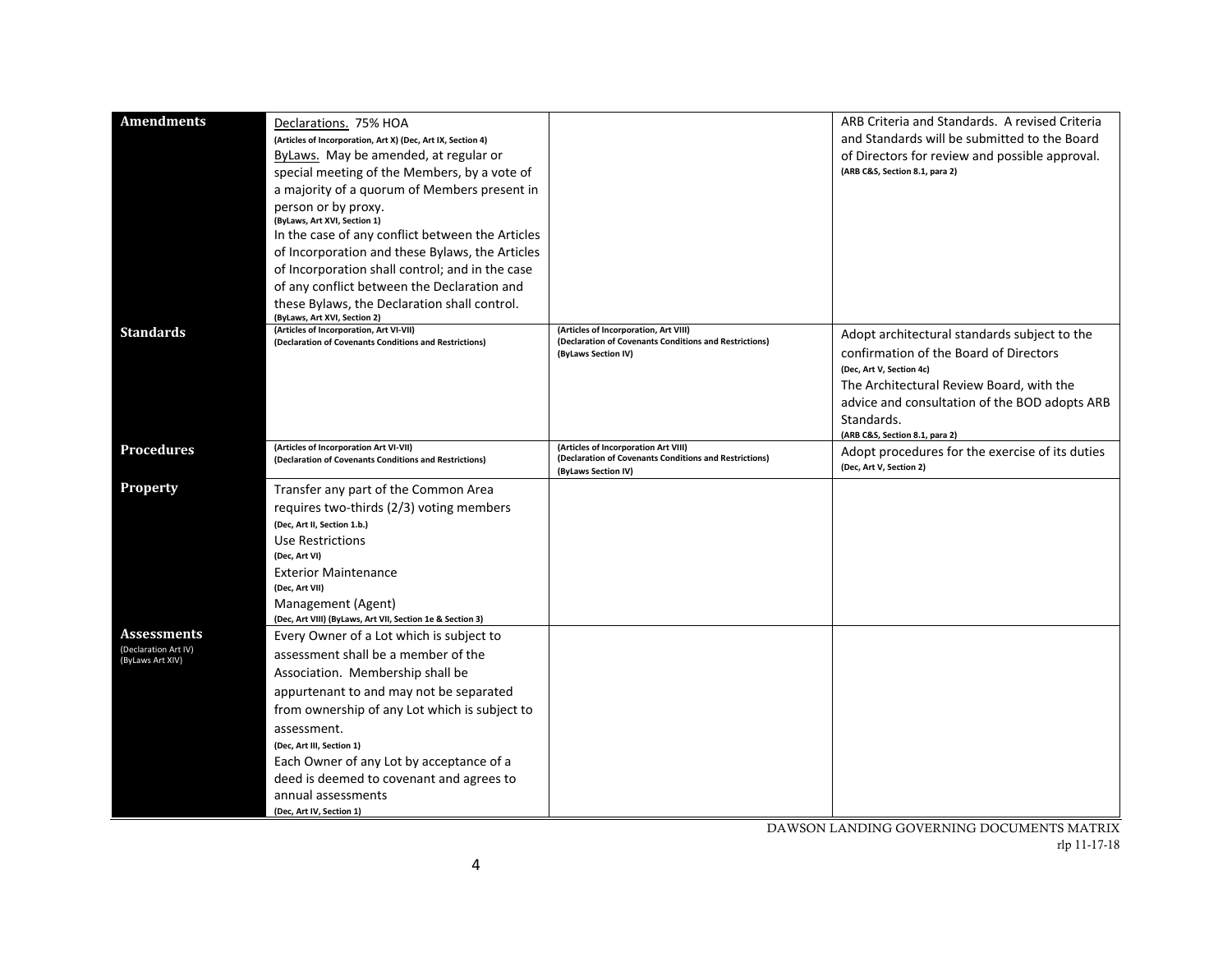| | | | |
|---|---|---|---|
| **Amendments** | Declarations. 75% HOA<br>(Articles of Incorporation, Art X) (Dec, Art IX, Section 4)<br>ByLaws. May be amended, at regular or special meeting of the Members, by a vote of a majority of a quorum of Members present in person or by proxy.<br>(ByLaws, Art XVI, Section 1)<br>In the case of any conflict between the Articles of Incorporation and these Bylaws, the Articles of Incorporation shall control; and in the case of any conflict between the Declaration and these Bylaws, the Declaration shall control.<br>(ByLaws, Art XVI, Section 2) | | ARB Criteria and Standards. A revised Criteria and Standards will be submitted to the Board of Directors for review and possible approval.<br>(ARB C&S, Section 8.1, para 2) |
| **Standards** | (Articles of Incorporation, Art VI-VII)<br>(Declaration of Covenants Conditions and Restrictions) | (Articles of Incorporation, Art VIII)<br>(Declaration of Covenants Conditions and Restrictions)<br>(ByLaws Section IV) | Adopt architectural standards subject to the confirmation of the Board of Directors<br>(Dec, Art V, Section 4c)<br>The Architectural Review Board, with the advice and consultation of the BOD adopts ARB Standards.<br>(ARB C&S, Section 8.1, para 2) |
| **Procedures** | (Articles of Incorporation Art VI-VII)<br>(Declaration of Covenants Conditions and Restrictions) | (Articles of Incorporation Art VIII)<br>(Declaration of Covenants Conditions and Restrictions)<br>(ByLaws Section IV) | Adopt procedures for the exercise of its duties<br>(Dec, Art V, Section 2) |
| **Property** | Transfer any part of the Common Area requires two-thirds (2/3) voting members<br>(Dec, Art II, Section 1.b.)<br>Use Restrictions<br>(Dec, Art VI)<br>Exterior Maintenance<br>(Dec, Art VII)<br>Management (Agent)<br>(Dec, Art VIII) (ByLaws, Art VII, Section 1e & Section 3) | | |
| **Assessments**<br>(Declaration Art IV)<br>(ByLaws Art XIV) | Every Owner of a Lot which is subject to assessment shall be a member of the Association. Membership shall be appurtenant to and may not be separated from ownership of any Lot which is subject to assessment.<br>(Dec, Art III, Section 1)<br>Each Owner of any Lot by acceptance of a deed is deemed to covenant and agrees to annual assessments<br>(Dec, Art IV, Section 1) | | |

DAWSON LANDING GOVERNING DOCUMENTS MATRIX
rlp 11-17-18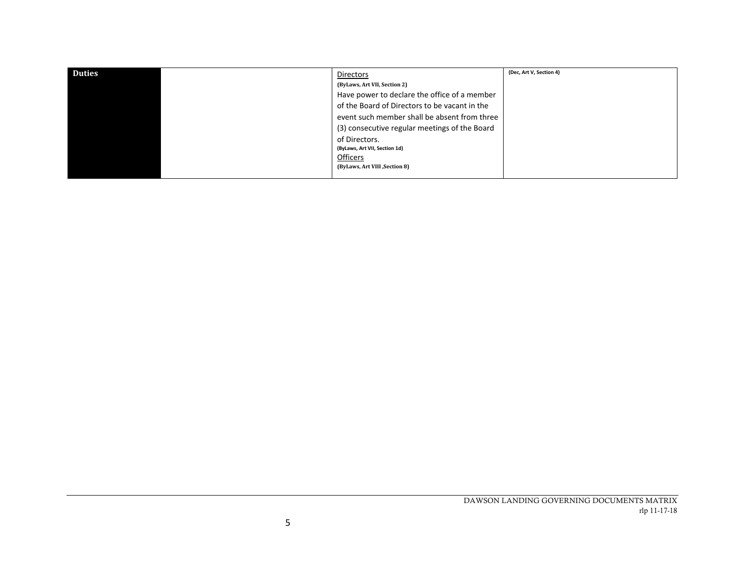| | | | |
|---|---|---|---|
| **Duties** | | <u>Directors</u><br>**(ByLaws, Art VII, Section 2)**<br>Have power to declare the office of a member of the Board of Directors to be vacant in the event such member shall be absent from three (3) consecutive regular meetings of the Board of Directors.<br>**(ByLaws, Art VII, Section 1d)**<br><u>Officers</u><br>**(ByLaws, Art VIII ,Section 8)** | **(Dec, Art V, Section 4)** |